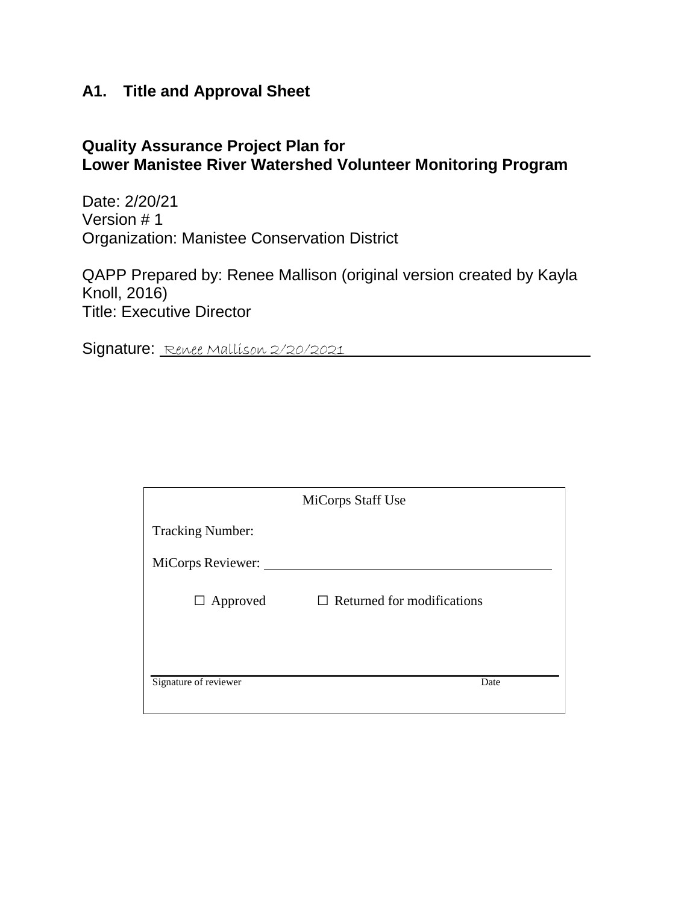## A1. Title and Approval Sheet

### Quality Assurance Project Plan for Lower Manistee River Watershed Volunteer Monitoring Program

Date: 2/20/21
Version # 1
Organization: Manistee Conservation District

QAPP Prepared by: Renee Mallison (original version created by Kayla Knoll, 2016)
Title: Executive Director

Signature: Renee Mallison 2/20/2021

MiCorps Staff Use

Tracking Number:

MiCorps Reviewer: ______________________________

☐ Approved ☐ Returned for modifications

Signature of reviewer Date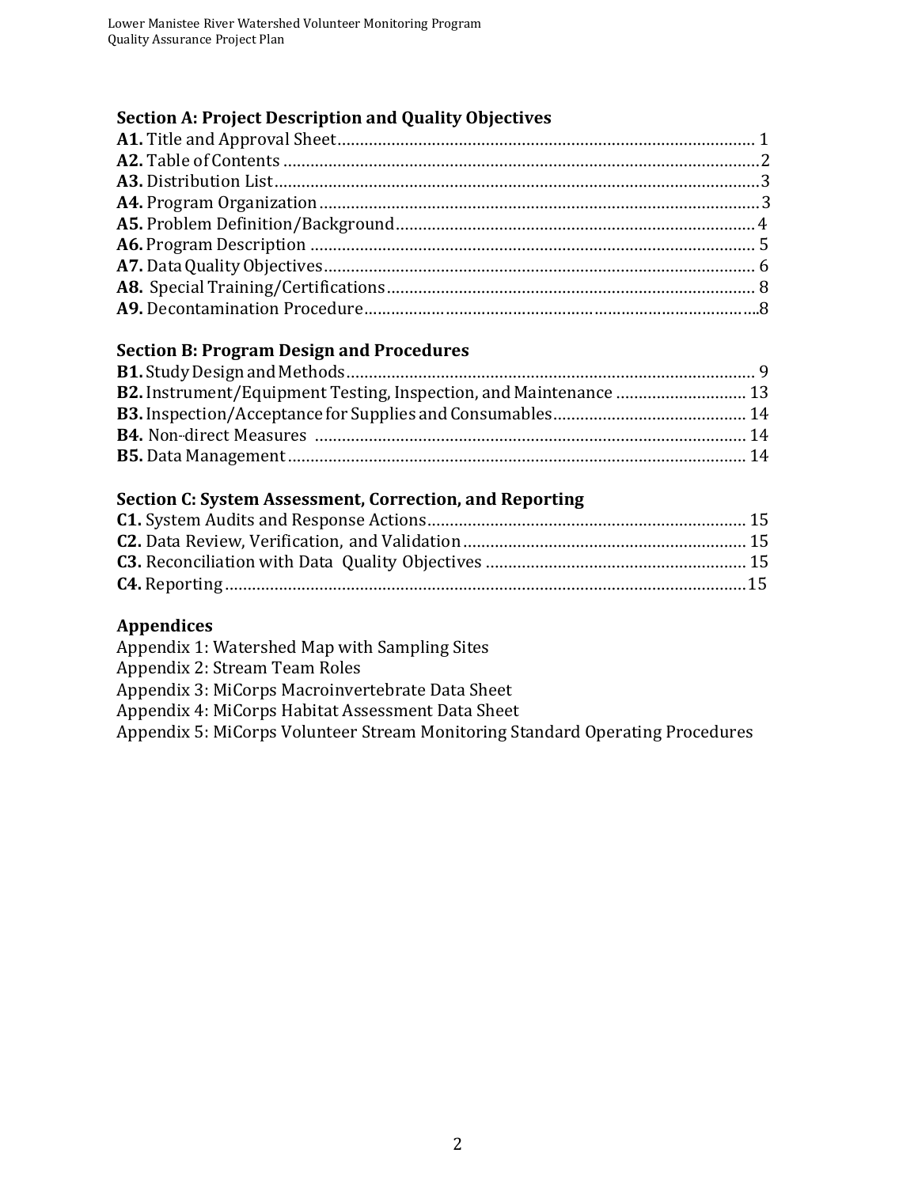**Section A: Project Description and Quality Objectives**

**A1.** Title and Approval Sheet ............................................................................................ 1
**A2.** Table of Contents ..........................................................................................................2
**A3.** Distribution List............................................................................................................3
**A4.** Program Organization ..................................................................................................3
**A5.** Problem Definition/Background................................................................................ 4
**A6.** Program Description ................................................................................................... 5
**A7.** Data Quality Objectives................................................................................................ 6
**A8.** Special Training/Certifications.................................................................................. 8
**A9.** Decontamination Procedure.......................................................................................8

**Section B: Program Design and Procedures**

**B1.** Study Design and Methods........................................................................................... 9
**B2.** Instrument/Equipment Testing, Inspection, and Maintenance ............................. 13
**B3.** Inspection/Acceptance for Supplies and Consumables........................................... 14
**B4.** Non-direct Measures ................................................................................................ 14
**B5.** Data Management...................................................................................................... 14

**Section C: System Assessment, Correction, and Reporting**

**C1.** System Audits and Response Actions....................................................................... 15
**C2.** Data Review, Verification, and Validation............................................................... 15
**C3.** Reconciliation with Data Quality Objectives .......................................................... 15
**C4.** Reporting....................................................................................................................15

**Appendices**

Appendix 1: Watershed Map with Sampling Sites
Appendix 2: Stream Team Roles
Appendix 3: MiCorps Macroinvertebrate Data Sheet
Appendix 4: MiCorps Habitat Assessment Data Sheet
Appendix 5: MiCorps Volunteer Stream Monitoring Standard Operating Procedures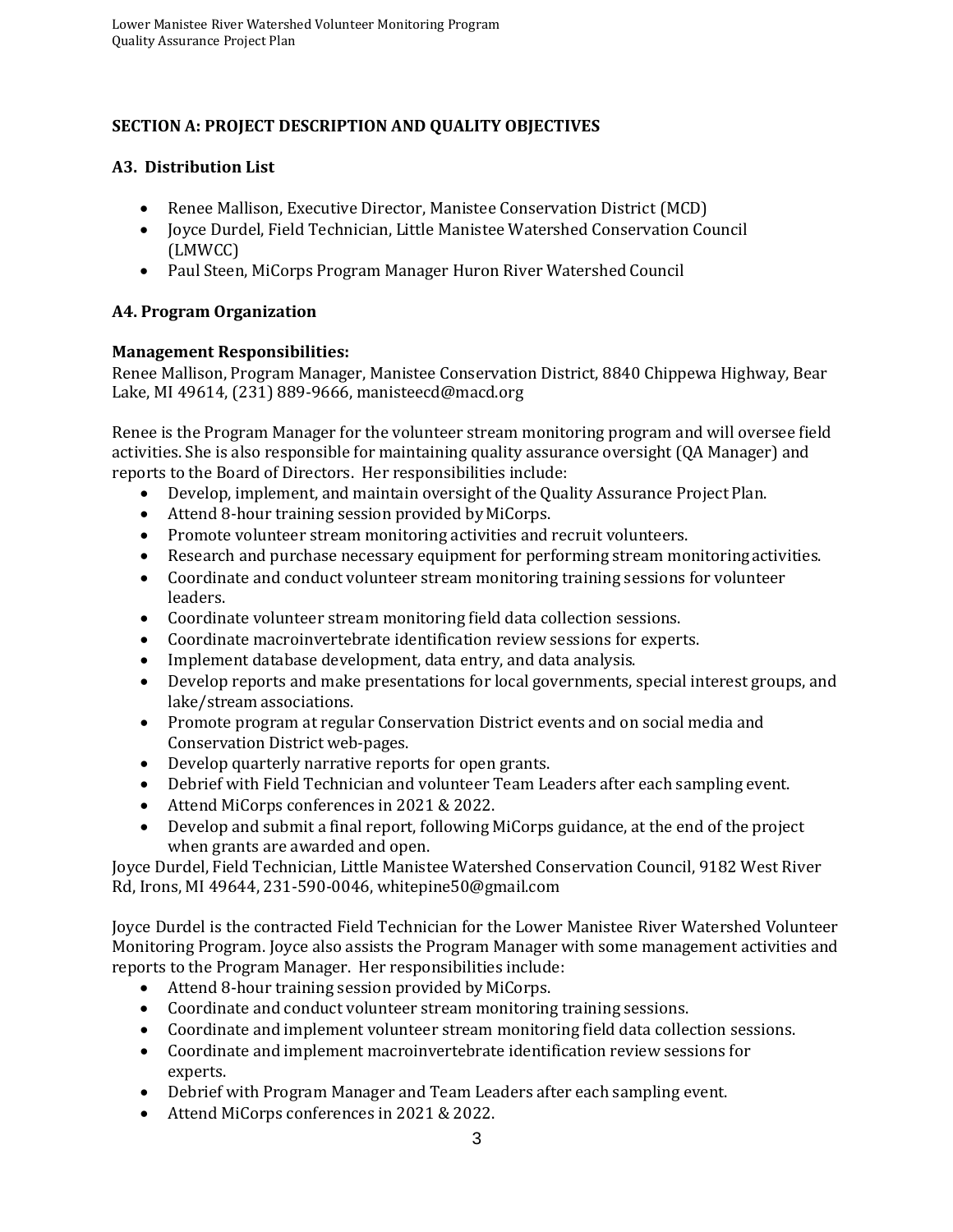## SECTION A: PROJECT DESCRIPTION AND QUALITY OBJECTIVES

### A3. Distribution List

- Renee Mallison, Executive Director, Manistee Conservation District (MCD)
- Joyce Durdel, Field Technician, Little Manistee Watershed Conservation Council (LMWCC)
- Paul Steen, MiCorps Program Manager Huron River Watershed Council

### A4. Program Organization

**Management Responsibilities:**
Renee Mallison, Program Manager, Manistee Conservation District, 8840 Chippewa Highway, Bear Lake, MI 49614, (231) 889-9666, manisteecd@macd.org

Renee is the Program Manager for the volunteer stream monitoring program and will oversee field activities. She is also responsible for maintaining quality assurance oversight (QA Manager) and reports to the Board of Directors. Her responsibilities include:

- Develop, implement, and maintain oversight of the Quality Assurance Project Plan.
- Attend 8-hour training session provided by MiCorps.
- Promote volunteer stream monitoring activities and recruit volunteers.
- Research and purchase necessary equipment for performing stream monitoring activities.
- Coordinate and conduct volunteer stream monitoring training sessions for volunteer leaders.
- Coordinate volunteer stream monitoring field data collection sessions.
- Coordinate macroinvertebrate identification review sessions for experts.
- Implement database development, data entry, and data analysis.
- Develop reports and make presentations for local governments, special interest groups, and lake/stream associations.
- Promote program at regular Conservation District events and on social media and Conservation District web-pages.
- Develop quarterly narrative reports for open grants.
- Debrief with Field Technician and volunteer Team Leaders after each sampling event.
- Attend MiCorps conferences in 2021 & 2022.
- Develop and submit a final report, following MiCorps guidance, at the end of the project when grants are awarded and open.

Joyce Durdel, Field Technician, Little Manistee Watershed Conservation Council, 9182 West River Rd, Irons, MI 49644, 231-590-0046, whitepine50@gmail.com

Joyce Durdel is the contracted Field Technician for the Lower Manistee River Watershed Volunteer Monitoring Program. Joyce also assists the Program Manager with some management activities and reports to the Program Manager. Her responsibilities include:

- Attend 8-hour training session provided by MiCorps.
- Coordinate and conduct volunteer stream monitoring training sessions.
- Coordinate and implement volunteer stream monitoring field data collection sessions.
- Coordinate and implement macroinvertebrate identification review sessions for experts.
- Debrief with Program Manager and Team Leaders after each sampling event.
- Attend MiCorps conferences in 2021 & 2022.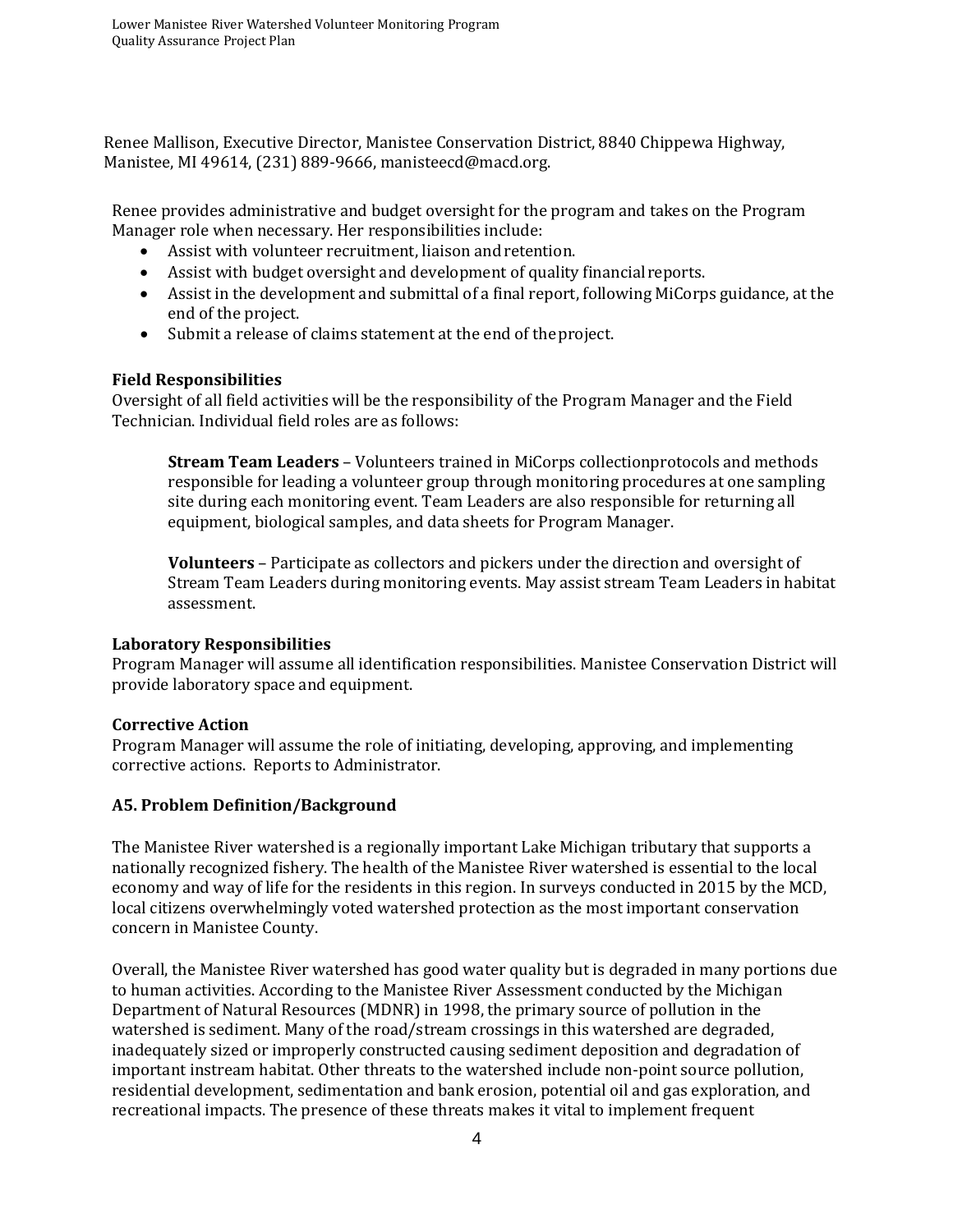Renee Mallison, Executive Director, Manistee Conservation District, 8840 Chippewa Highway, Manistee, MI 49614, (231) 889-9666, manisteecd@macd.org.

Renee provides administrative and budget oversight for the program and takes on the Program Manager role when necessary. Her responsibilities include:

- Assist with volunteer recruitment, liaison and retention.
- Assist with budget oversight and development of quality financial reports.
- Assist in the development and submittal of a final report, following MiCorps guidance, at the end of the project.
- Submit a release of claims statement at the end of the project.

**Field Responsibilities**
Oversight of all field activities will be the responsibility of the Program Manager and the Field Technician. Individual field roles are as follows:

> **Stream Team Leaders** – Volunteers trained in MiCorps collection protocols and methods responsible for leading a volunteer group through monitoring procedures at one sampling site during each monitoring event. Team Leaders are also responsible for returning all equipment, biological samples, and data sheets for Program Manager.
>
> **Volunteers** – Participate as collectors and pickers under the direction and oversight of Stream Team Leaders during monitoring events. May assist stream Team Leaders in habitat assessment.

**Laboratory Responsibilities**
Program Manager will assume all identification responsibilities. Manistee Conservation District will provide laboratory space and equipment.

**Corrective Action**
Program Manager will assume the role of initiating, developing, approving, and implementing corrective actions. Reports to Administrator.

### A5. Problem Definition/Background

The Manistee River watershed is a regionally important Lake Michigan tributary that supports a nationally recognized fishery. The health of the Manistee River watershed is essential to the local economy and way of life for the residents in this region. In surveys conducted in 2015 by the MCD, local citizens overwhelmingly voted watershed protection as the most important conservation concern in Manistee County.

Overall, the Manistee River watershed has good water quality but is degraded in many portions due to human activities. According to the Manistee River Assessment conducted by the Michigan Department of Natural Resources (MDNR) in 1998, the primary source of pollution in the watershed is sediment. Many of the road/stream crossings in this watershed are degraded, inadequately sized or improperly constructed causing sediment deposition and degradation of important instream habitat. Other threats to the watershed include non-point source pollution, residential development, sedimentation and bank erosion, potential oil and gas exploration, and recreational impacts. The presence of these threats makes it vital to implement frequent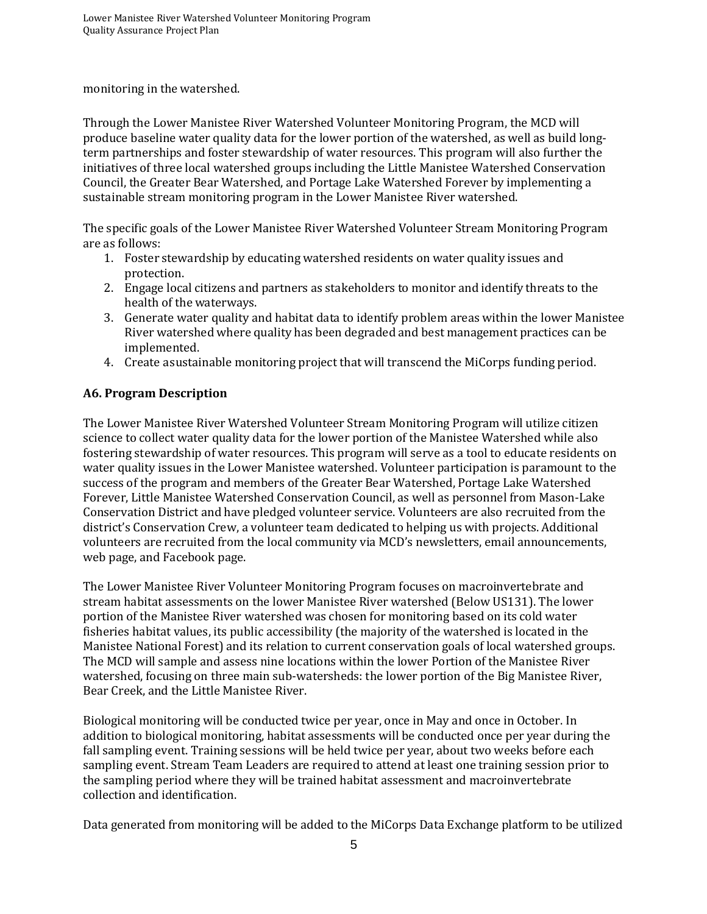monitoring in the watershed.

Through the Lower Manistee River Watershed Volunteer Monitoring Program, the MCD will produce baseline water quality data for the lower portion of the watershed, as well as build long-term partnerships and foster stewardship of water resources. This program will also further the initiatives of three local watershed groups including the Little Manistee Watershed Conservation Council, the Greater Bear Watershed, and Portage Lake Watershed Forever by implementing a sustainable stream monitoring program in the Lower Manistee River watershed.

The specific goals of the Lower Manistee River Watershed Volunteer Stream Monitoring Program are as follows:

1. Foster stewardship by educating watershed residents on water quality issues and protection.
2. Engage local citizens and partners as stakeholders to monitor and identify threats to the health of the waterways.
3. Generate water quality and habitat data to identify problem areas within the lower Manistee River watershed where quality has been degraded and best management practices can be implemented.
4. Create asustainable monitoring project that will transcend the MiCorps funding period.

## A6. Program Description

The Lower Manistee River Watershed Volunteer Stream Monitoring Program will utilize citizen science to collect water quality data for the lower portion of the Manistee Watershed while also fostering stewardship of water resources. This program will serve as a tool to educate residents on water quality issues in the Lower Manistee watershed. Volunteer participation is paramount to the success of the program and members of the Greater Bear Watershed, Portage Lake Watershed Forever, Little Manistee Watershed Conservation Council, as well as personnel from Mason-Lake Conservation District and have pledged volunteer service. Volunteers are also recruited from the district's Conservation Crew, a volunteer team dedicated to helping us with projects. Additional volunteers are recruited from the local community via MCD's newsletters, email announcements, web page, and Facebook page.

The Lower Manistee River Volunteer Monitoring Program focuses on macroinvertebrate and stream habitat assessments on the lower Manistee River watershed (Below US131). The lower portion of the Manistee River watershed was chosen for monitoring based on its cold water fisheries habitat values, its public accessibility (the majority of the watershed is located in the Manistee National Forest) and its relation to current conservation goals of local watershed groups. The MCD will sample and assess nine locations within the lower Portion of the Manistee River watershed, focusing on three main sub-watersheds: the lower portion of the Big Manistee River, Bear Creek, and the Little Manistee River.

Biological monitoring will be conducted twice per year, once in May and once in October. In addition to biological monitoring, habitat assessments will be conducted once per year during the fall sampling event. Training sessions will be held twice per year, about two weeks before each sampling event. Stream Team Leaders are required to attend at least one training session prior to the sampling period where they will be trained habitat assessment and macroinvertebrate collection and identification.

Data generated from monitoring will be added to the MiCorps Data Exchange platform to be utilized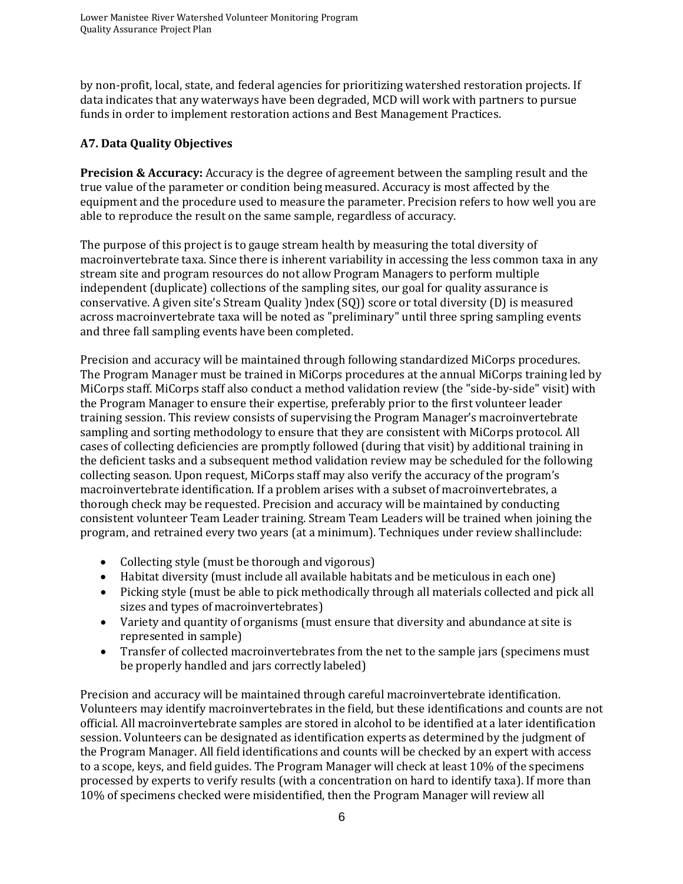by non-profit, local, state, and federal agencies for prioritizing watershed restoration projects. If data indicates that any waterways have been degraded, MCD will work with partners to pursue funds in order to implement restoration actions and Best Management Practices.

### A7. Data Quality Objectives

**Precision & Accuracy:** Accuracy is the degree of agreement between the sampling result and the true value of the parameter or condition being measured. Accuracy is most affected by the equipment and the procedure used to measure the parameter. Precision refers to how well you are able to reproduce the result on the same sample, regardless of accuracy.

The purpose of this project is to gauge stream health by measuring the total diversity of macroinvertebrate taxa. Since there is inherent variability in accessing the less common taxa in any stream site and program resources do not allow Program Managers to perform multiple independent (duplicate) collections of the sampling sites, our goal for quality assurance is conservative. A given site's Stream Quality )ndex (SQ)) score or total diversity (D) is measured across macroinvertebrate taxa will be noted as "preliminary" until three spring sampling events and three fall sampling events have been completed.

Precision and accuracy will be maintained through following standardized MiCorps procedures. The Program Manager must be trained in MiCorps procedures at the annual MiCorps training led by MiCorps staff. MiCorps staff also conduct a method validation review (the "side-by-side" visit) with the Program Manager to ensure their expertise, preferably prior to the first volunteer leader training session. This review consists of supervising the Program Manager's macroinvertebrate sampling and sorting methodology to ensure that they are consistent with MiCorps protocol. All cases of collecting deficiencies are promptly followed (during that visit) by additional training in the deficient tasks and a subsequent method validation review may be scheduled for the following collecting season. Upon request, MiCorps staff may also verify the accuracy of the program's macroinvertebrate identification. If a problem arises with a subset of macroinvertebrates, a thorough check may be requested. Precision and accuracy will be maintained by conducting consistent volunteer Team Leader training. Stream Team Leaders will be trained when joining the program, and retrained every two years (at a minimum). Techniques under review shall include:

- Collecting style (must be thorough and vigorous)
- Habitat diversity (must include all available habitats and be meticulous in each one)
- Picking style (must be able to pick methodically through all materials collected and pick all sizes and types of macroinvertebrates)
- Variety and quantity of organisms (must ensure that diversity and abundance at site is represented in sample)
- Transfer of collected macroinvertebrates from the net to the sample jars (specimens must be properly handled and jars correctly labeled)

Precision and accuracy will be maintained through careful macroinvertebrate identification. Volunteers may identify macroinvertebrates in the field, but these identifications and counts are not official. All macroinvertebrate samples are stored in alcohol to be identified at a later identification session. Volunteers can be designated as identification experts as determined by the judgment of the Program Manager. All field identifications and counts will be checked by an expert with access to a scope, keys, and field guides. The Program Manager will check at least 10% of the specimens processed by experts to verify results (with a concentration on hard to identify taxa). If more than 10% of specimens checked were misidentified, then the Program Manager will review all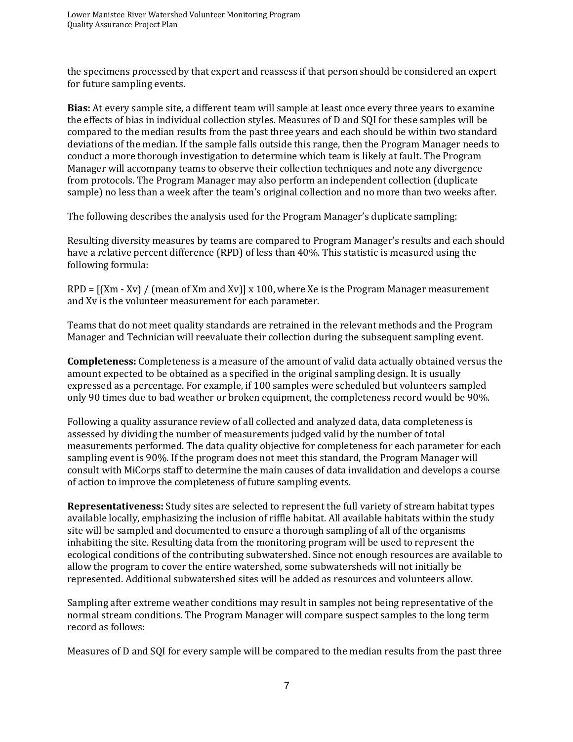the specimens processed by that expert and reassess if that person should be considered an expert for future sampling events.

**Bias:** At every sample site, a different team will sample at least once every three years to examine the effects of bias in individual collection styles. Measures of D and SQI for these samples will be compared to the median results from the past three years and each should be within two standard deviations of the median. If the sample falls outside this range, then the Program Manager needs to conduct a more thorough investigation to determine which team is likely at fault. The Program Manager will accompany teams to observe their collection techniques and note any divergence from protocols. The Program Manager may also perform an independent collection (duplicate sample) no less than a week after the team's original collection and no more than two weeks after.

The following describes the analysis used for the Program Manager's duplicate sampling:

Resulting diversity measures by teams are compared to Program Manager's results and each should have a relative percent difference (RPD) of less than 40%. This statistic is measured using the following formula:

RPD = $[(X_m - X_v) / (\text{mean of } X_m \text{ and } X_v)] \times 100$, where Xe is the Program Manager measurement and Xv is the volunteer measurement for each parameter.

Teams that do not meet quality standards are retrained in the relevant methods and the Program Manager and Technician will reevaluate their collection during the subsequent sampling event.

**Completeness:** Completeness is a measure of the amount of valid data actually obtained versus the amount expected to be obtained as a specified in the original sampling design. It is usually expressed as a percentage. For example, if 100 samples were scheduled but volunteers sampled only 90 times due to bad weather or broken equipment, the completeness record would be 90%.

Following a quality assurance review of all collected and analyzed data, data completeness is assessed by dividing the number of measurements judged valid by the number of total measurements performed. The data quality objective for completeness for each parameter for each sampling event is 90%. If the program does not meet this standard, the Program Manager will consult with MiCorps staff to determine the main causes of data invalidation and develops a course of action to improve the completeness of future sampling events.

**Representativeness:** Study sites are selected to represent the full variety of stream habitat types available locally, emphasizing the inclusion of riffle habitat. All available habitats within the study site will be sampled and documented to ensure a thorough sampling of all of the organisms inhabiting the site. Resulting data from the monitoring program will be used to represent the ecological conditions of the contributing subwatershed. Since not enough resources are available to allow the program to cover the entire watershed, some subwatersheds will not initially be represented. Additional subwatershed sites will be added as resources and volunteers allow.

Sampling after extreme weather conditions may result in samples not being representative of the normal stream conditions. The Program Manager will compare suspect samples to the long term record as follows:

Measures of D and SQI for every sample will be compared to the median results from the past three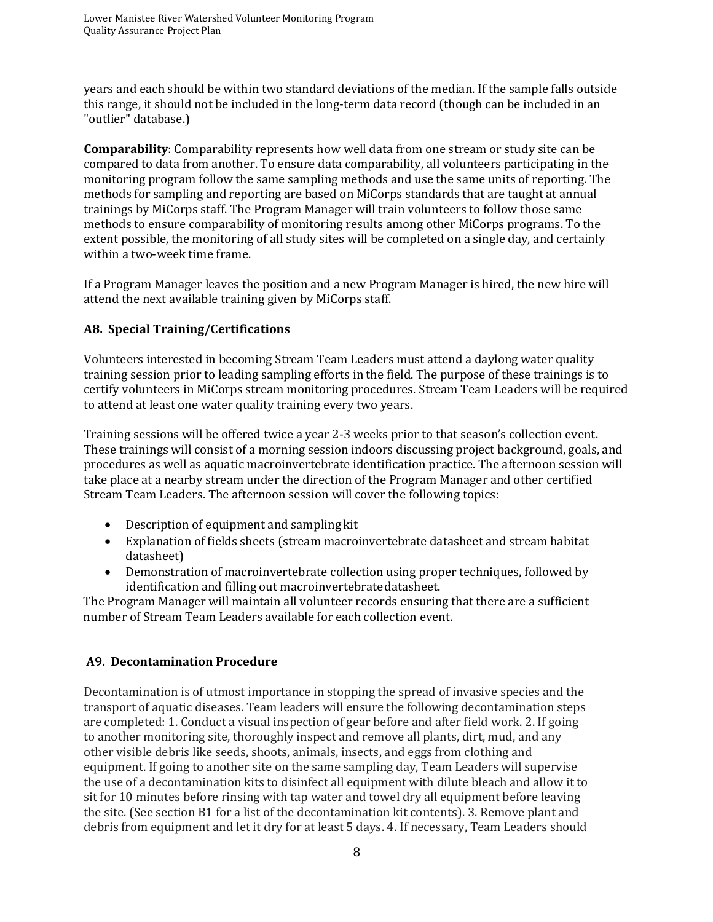years and each should be within two standard deviations of the median. If the sample falls outside this range, it should not be included in the long-term data record (though can be included in an "outlier" database.)

**Comparability**: Comparability represents how well data from one stream or study site can be compared to data from another. To ensure data comparability, all volunteers participating in the monitoring program follow the same sampling methods and use the same units of reporting. The methods for sampling and reporting are based on MiCorps standards that are taught at annual trainings by MiCorps staff. The Program Manager will train volunteers to follow those same methods to ensure comparability of monitoring results among other MiCorps programs. To the extent possible, the monitoring of all study sites will be completed on a single day, and certainly within a two-week time frame.

If a Program Manager leaves the position and a new Program Manager is hired, the new hire will attend the next available training given by MiCorps staff.

### A8. Special Training/Certifications

Volunteers interested in becoming Stream Team Leaders must attend a daylong water quality training session prior to leading sampling efforts in the field. The purpose of these trainings is to certify volunteers in MiCorps stream monitoring procedures. Stream Team Leaders will be required to attend at least one water quality training every two years.

Training sessions will be offered twice a year 2-3 weeks prior to that season's collection event. These trainings will consist of a morning session indoors discussing project background, goals, and procedures as well as aquatic macroinvertebrate identification practice. The afternoon session will take place at a nearby stream under the direction of the Program Manager and other certified Stream Team Leaders. The afternoon session will cover the following topics:

- Description of equipment and sampling kit
- Explanation of fields sheets (stream macroinvertebrate datasheet and stream habitat datasheet)
- Demonstration of macroinvertebrate collection using proper techniques, followed by identification and filling out macroinvertebrate datasheet.

The Program Manager will maintain all volunteer records ensuring that there are a sufficient number of Stream Team Leaders available for each collection event.

### A9. Decontamination Procedure

Decontamination is of utmost importance in stopping the spread of invasive species and the transport of aquatic diseases. Team leaders will ensure the following decontamination steps are completed: 1. Conduct a visual inspection of gear before and after field work. 2. If going to another monitoring site, thoroughly inspect and remove all plants, dirt, mud, and any other visible debris like seeds, shoots, animals, insects, and eggs from clothing and equipment. If going to another site on the same sampling day, Team Leaders will supervise the use of a decontamination kits to disinfect all equipment with dilute bleach and allow it to sit for 10 minutes before rinsing with tap water and towel dry all equipment before leaving the site. (See section B1 for a list of the decontamination kit contents). 3. Remove plant and debris from equipment and let it dry for at least 5 days. 4. If necessary, Team Leaders should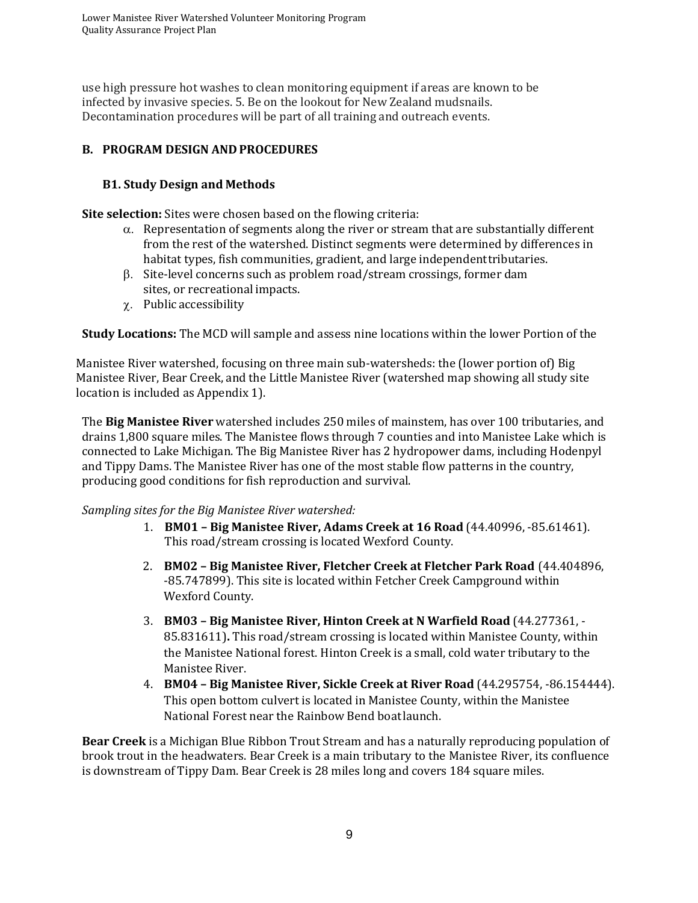use high pressure hot washes to clean monitoring equipment if areas are known to be infected by invasive species. 5. Be on the lookout for New Zealand mudsnails. Decontamination procedures will be part of all training and outreach events.

## B. PROGRAM DESIGN AND PROCEDURES

### B1. Study Design and Methods

**Site selection:** Sites were chosen based on the flowing criteria:

α. Representation of segments along the river or stream that are substantially different from the rest of the watershed. Distinct segments were determined by differences in habitat types, fish communities, gradient, and large independent tributaries.

β. Site-level concerns such as problem road/stream crossings, former dam sites, or recreational impacts.

χ. Public accessibility

**Study Locations:** The MCD will sample and assess nine locations within the lower Portion of the Manistee River watershed, focusing on three main sub-watersheds: the (lower portion of) Big Manistee River, Bear Creek, and the Little Manistee River (watershed map showing all study site location is included as Appendix 1).

The **Big Manistee River** watershed includes 250 miles of mainstem, has over 100 tributaries, and drains 1,800 square miles. The Manistee flows through 7 counties and into Manistee Lake which is connected to Lake Michigan. The Big Manistee River has 2 hydropower dams, including Hodenpyl and Tippy Dams. The Manistee River has one of the most stable flow patterns in the country, producing good conditions for fish reproduction and survival.

*Sampling sites for the Big Manistee River watershed:*

1. **BM01 – Big Manistee River, Adams Creek at 16 Road** (44.40996, -85.61461). This road/stream crossing is located Wexford County.
2. **BM02 – Big Manistee River, Fletcher Creek at Fletcher Park Road** (44.404896, -85.747899). This site is located within Fetcher Creek Campground within Wexford County.
3. **BM03 – Big Manistee River, Hinton Creek at N Warfield Road** (44.277361, -85.831611)**.** This road/stream crossing is located within Manistee County, within the Manistee National forest. Hinton Creek is a small, cold water tributary to the Manistee River.
4. **BM04 – Big Manistee River, Sickle Creek at River Road** (44.295754, -86.154444). This open bottom culvert is located in Manistee County, within the Manistee National Forest near the Rainbow Bend boat launch.

**Bear Creek** is a Michigan Blue Ribbon Trout Stream and has a naturally reproducing population of brook trout in the headwaters. Bear Creek is a main tributary to the Manistee River, its confluence is downstream of Tippy Dam. Bear Creek is 28 miles long and covers 184 square miles.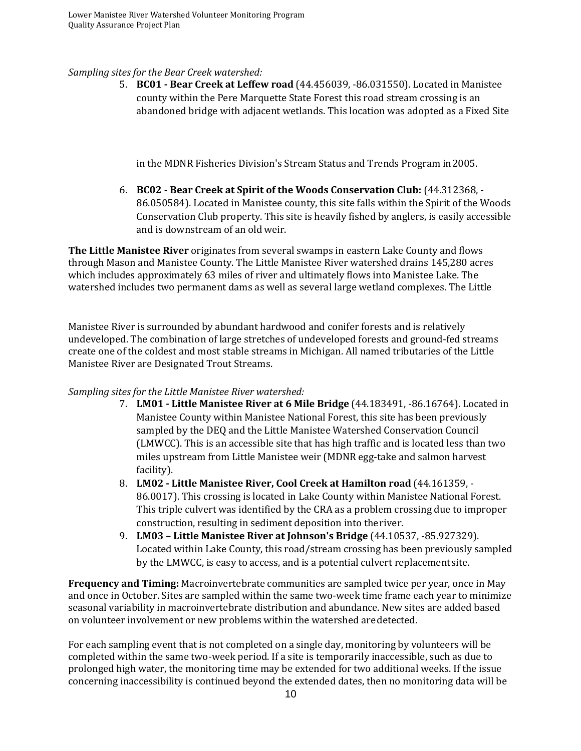*Sampling sites for the Bear Creek watershed:*

5. **BC01 - Bear Creek at Leffew road** (44.456039, -86.031550). Located in Manistee county within the Pere Marquette State Forest this road stream crossing is an abandoned bridge with adjacent wetlands. This location was adopted as a Fixed Site in the MDNR Fisheries Division's Stream Status and Trends Program in 2005.
6. **BC02 - Bear Creek at Spirit of the Woods Conservation Club:** (44.312368, -86.050584). Located in Manistee county, this site falls within the Spirit of the Woods Conservation Club property. This site is heavily fished by anglers, is easily accessible and is downstream of an old weir.

**The Little Manistee River** originates from several swamps in eastern Lake County and flows through Mason and Manistee County. The Little Manistee River watershed drains 145,280 acres which includes approximately 63 miles of river and ultimately flows into Manistee Lake. The watershed includes two permanent dams as well as several large wetland complexes. The Little Manistee River is surrounded by abundant hardwood and conifer forests and is relatively undeveloped. The combination of large stretches of undeveloped forests and ground-fed streams create one of the coldest and most stable streams in Michigan. All named tributaries of the Little Manistee River are Designated Trout Streams.

*Sampling sites for the Little Manistee River watershed:*

7. **LM01 - Little Manistee River at 6 Mile Bridge** (44.183491, -86.16764). Located in Manistee County within Manistee National Forest, this site has been previously sampled by the DEQ and the Little Manistee Watershed Conservation Council (LMWCC). This is an accessible site that has high traffic and is located less than two miles upstream from Little Manistee weir (MDNR egg-take and salmon harvest facility).
8. **LM02 - Little Manistee River, Cool Creek at Hamilton road** (44.161359, -86.0017). This crossing is located in Lake County within Manistee National Forest. This triple culvert was identified by the CRA as a problem crossing due to improper construction, resulting in sediment deposition into the river.
9. **LM03 – Little Manistee River at Johnson's Bridge** (44.10537, -85.927329). Located within Lake County, this road/stream crossing has been previously sampled by the LMWCC, is easy to access, and is a potential culvert replacement site.

**Frequency and Timing:** Macroinvertebrate communities are sampled twice per year, once in May and once in October. Sites are sampled within the same two-week time frame each year to minimize seasonal variability in macroinvertebrate distribution and abundance. New sites are added based on volunteer involvement or new problems within the watershed are detected.

For each sampling event that is not completed on a single day, monitoring by volunteers will be completed within the same two-week period. If a site is temporarily inaccessible, such as due to prolonged high water, the monitoring time may be extended for two additional weeks. If the issue concerning inaccessibility is continued beyond the extended dates, then no monitoring data will be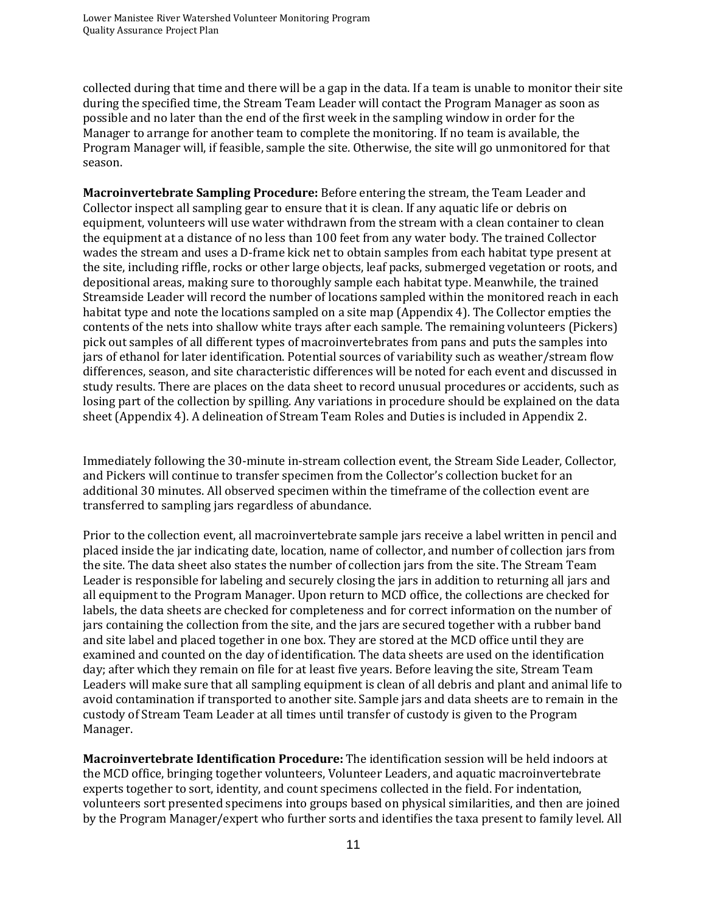collected during that time and there will be a gap in the data. If a team is unable to monitor their site during the specified time, the Stream Team Leader will contact the Program Manager as soon as possible and no later than the end of the first week in the sampling window in order for the Manager to arrange for another team to complete the monitoring. If no team is available, the Program Manager will, if feasible, sample the site. Otherwise, the site will go unmonitored for that season.

**Macroinvertebrate Sampling Procedure:** Before entering the stream, the Team Leader and Collector inspect all sampling gear to ensure that it is clean. If any aquatic life or debris on equipment, volunteers will use water withdrawn from the stream with a clean container to clean the equipment at a distance of no less than 100 feet from any water body. The trained Collector wades the stream and uses a D-frame kick net to obtain samples from each habitat type present at the site, including riffle, rocks or other large objects, leaf packs, submerged vegetation or roots, and depositional areas, making sure to thoroughly sample each habitat type. Meanwhile, the trained Streamside Leader will record the number of locations sampled within the monitored reach in each habitat type and note the locations sampled on a site map (Appendix 4). The Collector empties the contents of the nets into shallow white trays after each sample. The remaining volunteers (Pickers) pick out samples of all different types of macroinvertebrates from pans and puts the samples into jars of ethanol for later identification. Potential sources of variability such as weather/stream flow differences, season, and site characteristic differences will be noted for each event and discussed in study results. There are places on the data sheet to record unusual procedures or accidents, such as losing part of the collection by spilling. Any variations in procedure should be explained on the data sheet (Appendix 4). A delineation of Stream Team Roles and Duties is included in Appendix 2.

Immediately following the 30-minute in-stream collection event, the Stream Side Leader, Collector, and Pickers will continue to transfer specimen from the Collector's collection bucket for an additional 30 minutes. All observed specimen within the timeframe of the collection event are transferred to sampling jars regardless of abundance.

Prior to the collection event, all macroinvertebrate sample jars receive a label written in pencil and placed inside the jar indicating date, location, name of collector, and number of collection jars from the site. The data sheet also states the number of collection jars from the site. The Stream Team Leader is responsible for labeling and securely closing the jars in addition to returning all jars and all equipment to the Program Manager. Upon return to MCD office, the collections are checked for labels, the data sheets are checked for completeness and for correct information on the number of jars containing the collection from the site, and the jars are secured together with a rubber band and site label and placed together in one box. They are stored at the MCD office until they are examined and counted on the day of identification. The data sheets are used on the identification day; after which they remain on file for at least five years. Before leaving the site, Stream Team Leaders will make sure that all sampling equipment is clean of all debris and plant and animal life to avoid contamination if transported to another site. Sample jars and data sheets are to remain in the custody of Stream Team Leader at all times until transfer of custody is given to the Program Manager.

**Macroinvertebrate Identification Procedure:** The identification session will be held indoors at the MCD office, bringing together volunteers, Volunteer Leaders, and aquatic macroinvertebrate experts together to sort, identity, and count specimens collected in the field. For indentation, volunteers sort presented specimens into groups based on physical similarities, and then are joined by the Program Manager/expert who further sorts and identifies the taxa present to family level. All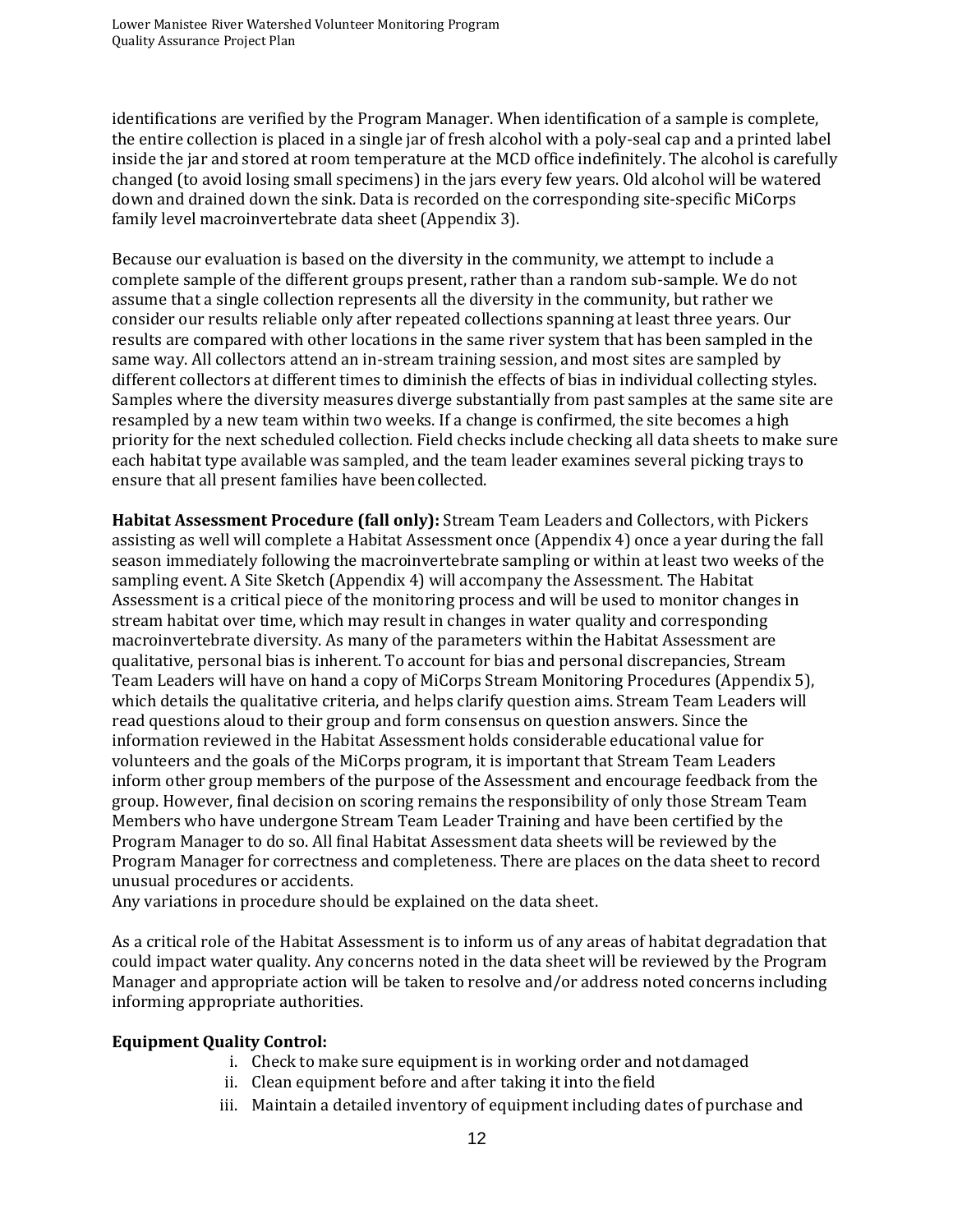identifications are verified by the Program Manager. When identification of a sample is complete, the entire collection is placed in a single jar of fresh alcohol with a poly-seal cap and a printed label inside the jar and stored at room temperature at the MCD office indefinitely. The alcohol is carefully changed (to avoid losing small specimens) in the jars every few years. Old alcohol will be watered down and drained down the sink. Data is recorded on the corresponding site-specific MiCorps family level macroinvertebrate data sheet (Appendix 3).

Because our evaluation is based on the diversity in the community, we attempt to include a complete sample of the different groups present, rather than a random sub-sample. We do not assume that a single collection represents all the diversity in the community, but rather we consider our results reliable only after repeated collections spanning at least three years. Our results are compared with other locations in the same river system that has been sampled in the same way. All collectors attend an in-stream training session, and most sites are sampled by different collectors at different times to diminish the effects of bias in individual collecting styles. Samples where the diversity measures diverge substantially from past samples at the same site are resampled by a new team within two weeks. If a change is confirmed, the site becomes a high priority for the next scheduled collection. Field checks include checking all data sheets to make sure each habitat type available was sampled, and the team leader examines several picking trays to ensure that all present families have been collected.

**Habitat Assessment Procedure (fall only):** Stream Team Leaders and Collectors, with Pickers assisting as well will complete a Habitat Assessment once (Appendix 4) once a year during the fall season immediately following the macroinvertebrate sampling or within at least two weeks of the sampling event. A Site Sketch (Appendix 4) will accompany the Assessment. The Habitat Assessment is a critical piece of the monitoring process and will be used to monitor changes in stream habitat over time, which may result in changes in water quality and corresponding macroinvertebrate diversity. As many of the parameters within the Habitat Assessment are qualitative, personal bias is inherent. To account for bias and personal discrepancies, Stream Team Leaders will have on hand a copy of MiCorps Stream Monitoring Procedures (Appendix 5), which details the qualitative criteria, and helps clarify question aims. Stream Team Leaders will read questions aloud to their group and form consensus on question answers. Since the information reviewed in the Habitat Assessment holds considerable educational value for volunteers and the goals of the MiCorps program, it is important that Stream Team Leaders inform other group members of the purpose of the Assessment and encourage feedback from the group. However, final decision on scoring remains the responsibility of only those Stream Team Members who have undergone Stream Team Leader Training and have been certified by the Program Manager to do so. All final Habitat Assessment data sheets will be reviewed by the Program Manager for correctness and completeness. There are places on the data sheet to record unusual procedures or accidents.
Any variations in procedure should be explained on the data sheet.

As a critical role of the Habitat Assessment is to inform us of any areas of habitat degradation that could impact water quality. Any concerns noted in the data sheet will be reviewed by the Program Manager and appropriate action will be taken to resolve and/or address noted concerns including informing appropriate authorities.

**Equipment Quality Control:**

i. Check to make sure equipment is in working order and not damaged
ii. Clean equipment before and after taking it into the field
iii. Maintain a detailed inventory of equipment including dates of purchase and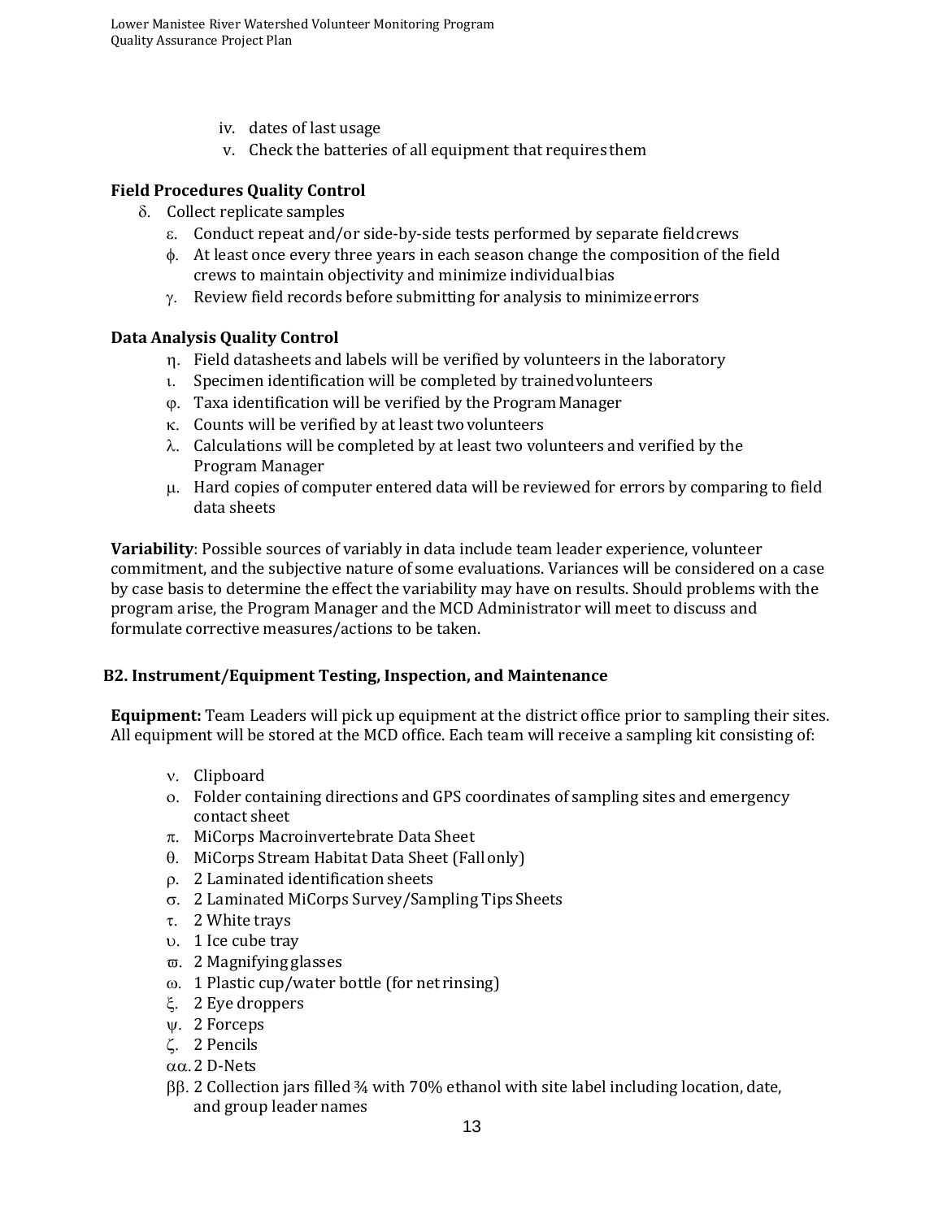iv. dates of last usage
v. Check the batteries of all equipment that requires them

**Field Procedures Quality Control**

δ. Collect replicate samples
ε. Conduct repeat and/or side-by-side tests performed by separate field crews
ϕ. At least once every three years in each season change the composition of the field crews to maintain objectivity and minimize individual bias
γ. Review field records before submitting for analysis to minimize errors

**Data Analysis Quality Control**

η. Field datasheets and labels will be verified by volunteers in the laboratory
ι. Specimen identification will be completed by trained volunteers
φ. Taxa identification will be verified by the Program Manager
κ. Counts will be verified by at least two volunteers
λ. Calculations will be completed by at least two volunteers and verified by the Program Manager
μ. Hard copies of computer entered data will be reviewed for errors by comparing to field data sheets

**Variability**: Possible sources of variably in data include team leader experience, volunteer commitment, and the subjective nature of some evaluations. Variances will be considered on a case by case basis to determine the effect the variability may have on results. Should problems with the program arise, the Program Manager and the MCD Administrator will meet to discuss and formulate corrective measures/actions to be taken.

## B2. Instrument/Equipment Testing, Inspection, and Maintenance

**Equipment:** Team Leaders will pick up equipment at the district office prior to sampling their sites. All equipment will be stored at the MCD office. Each team will receive a sampling kit consisting of:

ν. Clipboard
ο. Folder containing directions and GPS coordinates of sampling sites and emergency contact sheet
π. MiCorps Macroinvertebrate Data Sheet
θ. MiCorps Stream Habitat Data Sheet (Fall only)
ρ. 2 Laminated identification sheets
σ. 2 Laminated MiCorps Survey/Sampling Tips Sheets
τ. 2 White trays
υ. 1 Ice cube tray
ϖ. 2 Magnifying glasses
ω. 1 Plastic cup/water bottle (for net rinsing)
ξ. 2 Eye droppers
ψ. 2 Forceps
ζ. 2 Pencils
αα. 2 D-Nets
ββ. 2 Collection jars filled ¾ with 70% ethanol with site label including location, date, and group leader names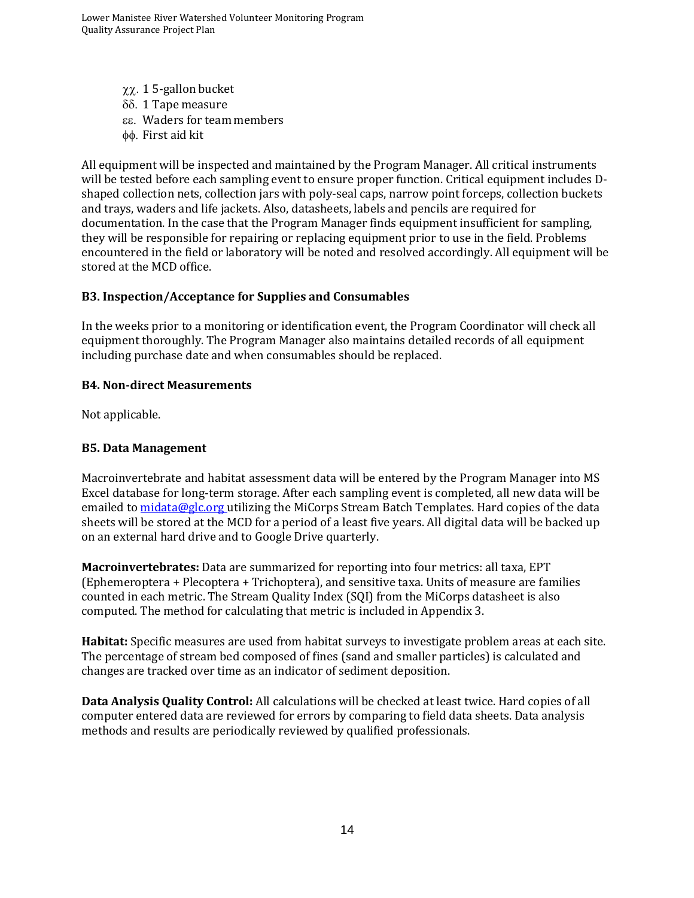χχ. 1 5-gallon bucket
δδ. 1 Tape measure
εε. Waders for team members
φφ. First aid kit

All equipment will be inspected and maintained by the Program Manager. All critical instruments will be tested before each sampling event to ensure proper function. Critical equipment includes D-shaped collection nets, collection jars with poly-seal caps, narrow point forceps, collection buckets and trays, waders and life jackets. Also, datasheets, labels and pencils are required for documentation. In the case that the Program Manager finds equipment insufficient for sampling, they will be responsible for repairing or replacing equipment prior to use in the field. Problems encountered in the field or laboratory will be noted and resolved accordingly. All equipment will be stored at the MCD office.

### B3. Inspection/Acceptance for Supplies and Consumables

In the weeks prior to a monitoring or identification event, the Program Coordinator will check all equipment thoroughly. The Program Manager also maintains detailed records of all equipment including purchase date and when consumables should be replaced.

### B4. Non-direct Measurements

Not applicable.

### B5. Data Management

Macroinvertebrate and habitat assessment data will be entered by the Program Manager into MS Excel database for long-term storage. After each sampling event is completed, all new data will be emailed to midata@glc.org utilizing the MiCorps Stream Batch Templates. Hard copies of the data sheets will be stored at the MCD for a period of a least five years. All digital data will be backed up on an external hard drive and to Google Drive quarterly.

**Macroinvertebrates:** Data are summarized for reporting into four metrics: all taxa, EPT (Ephemeroptera + Plecoptera + Trichoptera), and sensitive taxa. Units of measure are families counted in each metric. The Stream Quality Index (SQI) from the MiCorps datasheet is also computed. The method for calculating that metric is included in Appendix 3.

**Habitat:** Specific measures are used from habitat surveys to investigate problem areas at each site. The percentage of stream bed composed of fines (sand and smaller particles) is calculated and changes are tracked over time as an indicator of sediment deposition.

**Data Analysis Quality Control:** All calculations will be checked at least twice. Hard copies of all computer entered data are reviewed for errors by comparing to field data sheets. Data analysis methods and results are periodically reviewed by qualified professionals.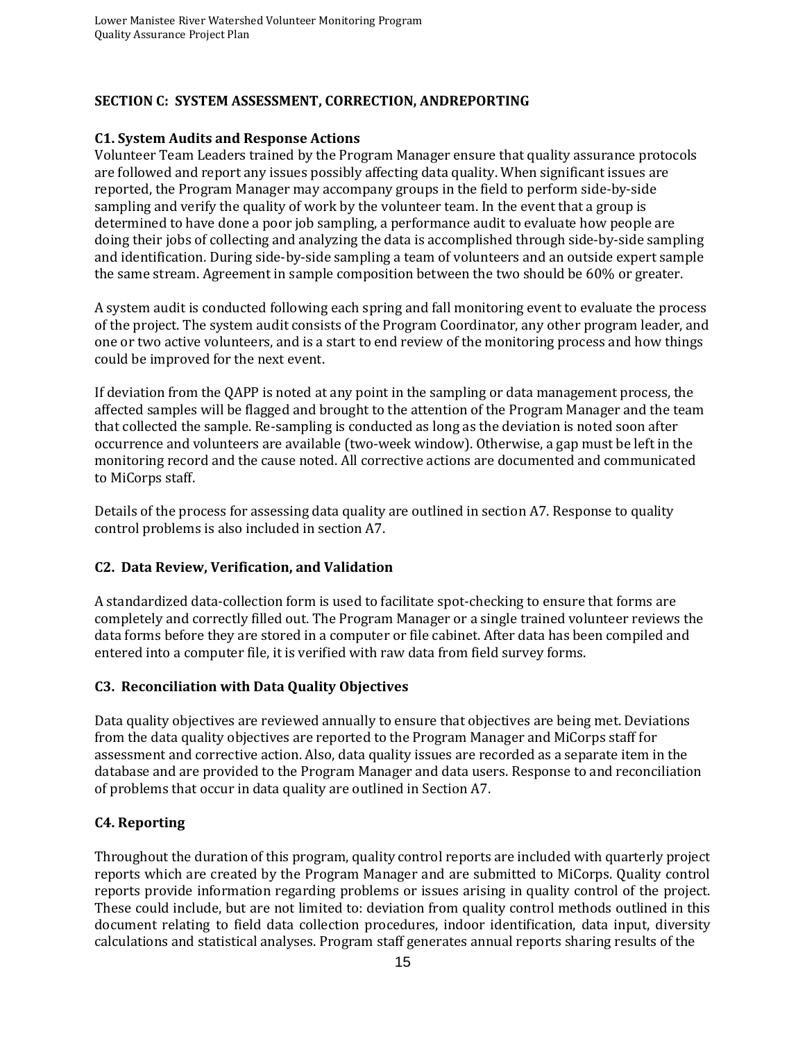## SECTION C: SYSTEM ASSESSMENT, CORRECTION, ANDREPORTING

### C1. System Audits and Response Actions

Volunteer Team Leaders trained by the Program Manager ensure that quality assurance protocols are followed and report any issues possibly affecting data quality. When significant issues are reported, the Program Manager may accompany groups in the field to perform side-by-side sampling and verify the quality of work by the volunteer team. In the event that a group is determined to have done a poor job sampling, a performance audit to evaluate how people are doing their jobs of collecting and analyzing the data is accomplished through side-by-side sampling and identification. During side-by-side sampling a team of volunteers and an outside expert sample the same stream. Agreement in sample composition between the two should be 60% or greater.

A system audit is conducted following each spring and fall monitoring event to evaluate the process of the project. The system audit consists of the Program Coordinator, any other program leader, and one or two active volunteers, and is a start to end review of the monitoring process and how things could be improved for the next event.

If deviation from the QAPP is noted at any point in the sampling or data management process, the affected samples will be flagged and brought to the attention of the Program Manager and the team that collected the sample. Re-sampling is conducted as long as the deviation is noted soon after occurrence and volunteers are available (two-week window). Otherwise, a gap must be left in the monitoring record and the cause noted. All corrective actions are documented and communicated to MiCorps staff.

Details of the process for assessing data quality are outlined in section A7. Response to quality control problems is also included in section A7.

### C2. Data Review, Verification, and Validation

A standardized data-collection form is used to facilitate spot-checking to ensure that forms are completely and correctly filled out. The Program Manager or a single trained volunteer reviews the data forms before they are stored in a computer or file cabinet. After data has been compiled and entered into a computer file, it is verified with raw data from field survey forms.

### C3. Reconciliation with Data Quality Objectives

Data quality objectives are reviewed annually to ensure that objectives are being met. Deviations from the data quality objectives are reported to the Program Manager and MiCorps staff for assessment and corrective action. Also, data quality issues are recorded as a separate item in the database and are provided to the Program Manager and data users. Response to and reconciliation of problems that occur in data quality are outlined in Section A7.

### C4. Reporting

Throughout the duration of this program, quality control reports are included with quarterly project reports which are created by the Program Manager and are submitted to MiCorps. Quality control reports provide information regarding problems or issues arising in quality control of the project. These could include, but are not limited to: deviation from quality control methods outlined in this document relating to field data collection procedures, indoor identification, data input, diversity calculations and statistical analyses. Program staff generates annual reports sharing results of the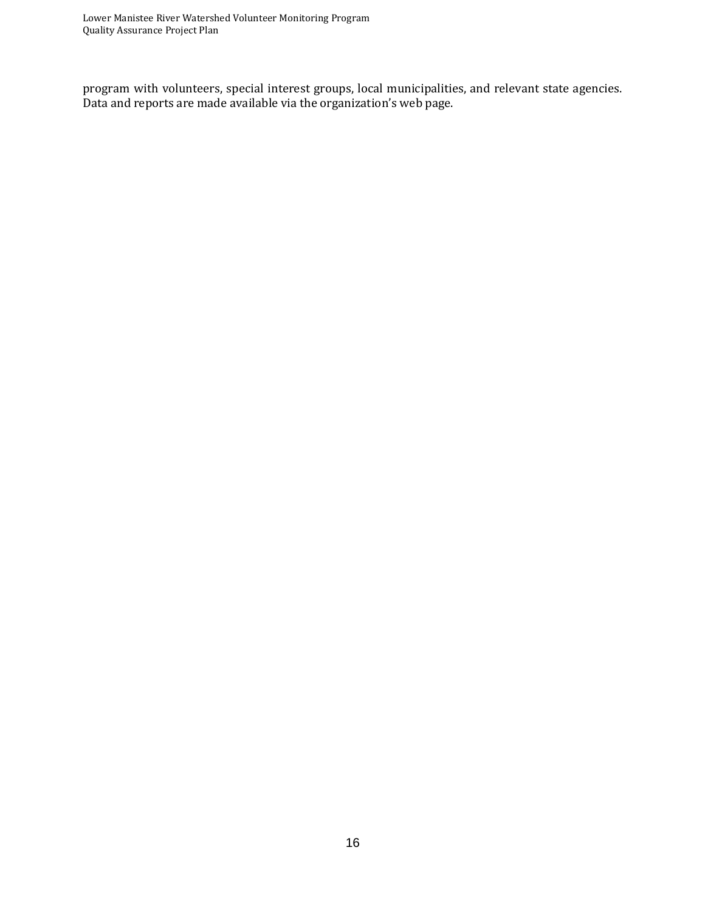program with volunteers, special interest groups, local municipalities, and relevant state agencies. Data and reports are made available via the organization's web page.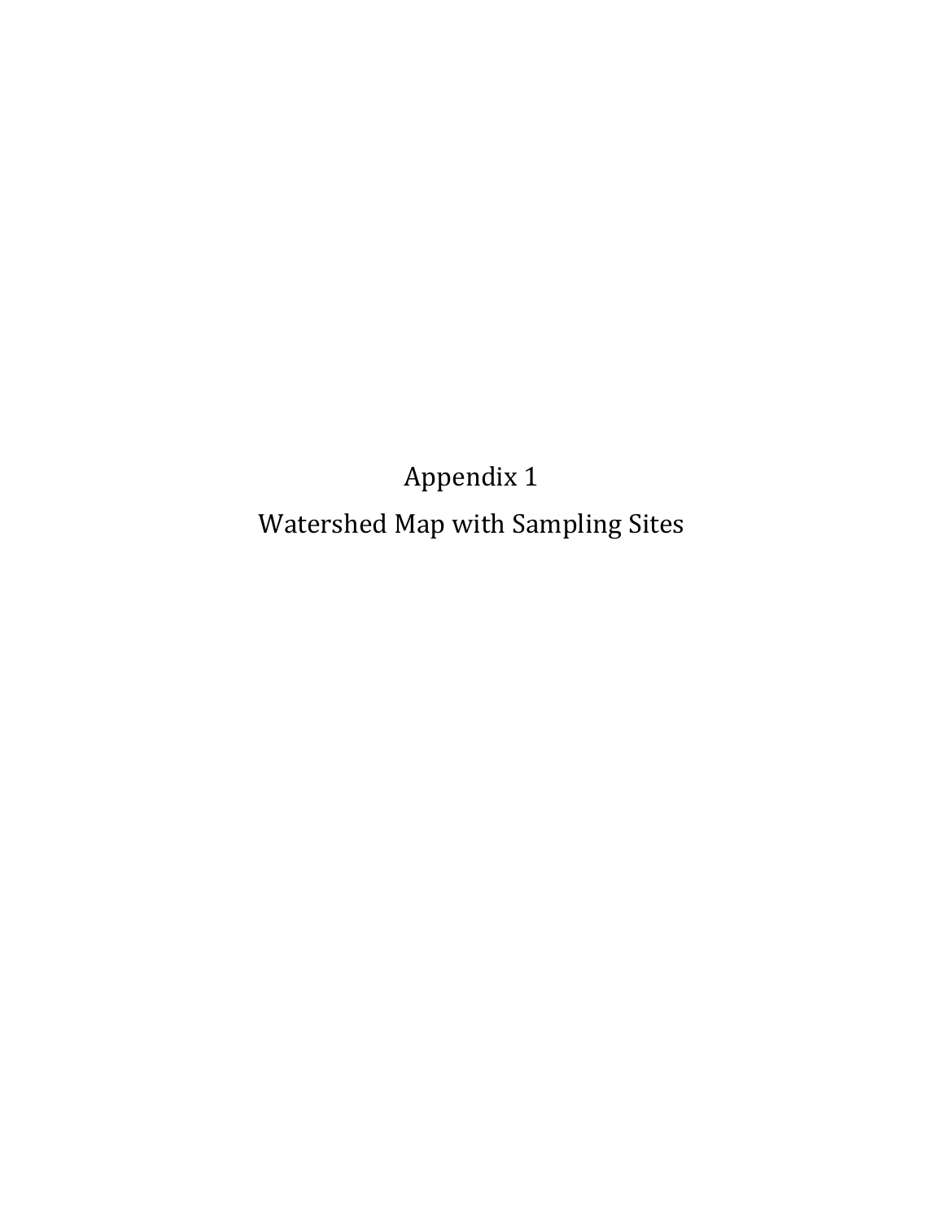# Appendix 1

# Watershed Map with Sampling Sites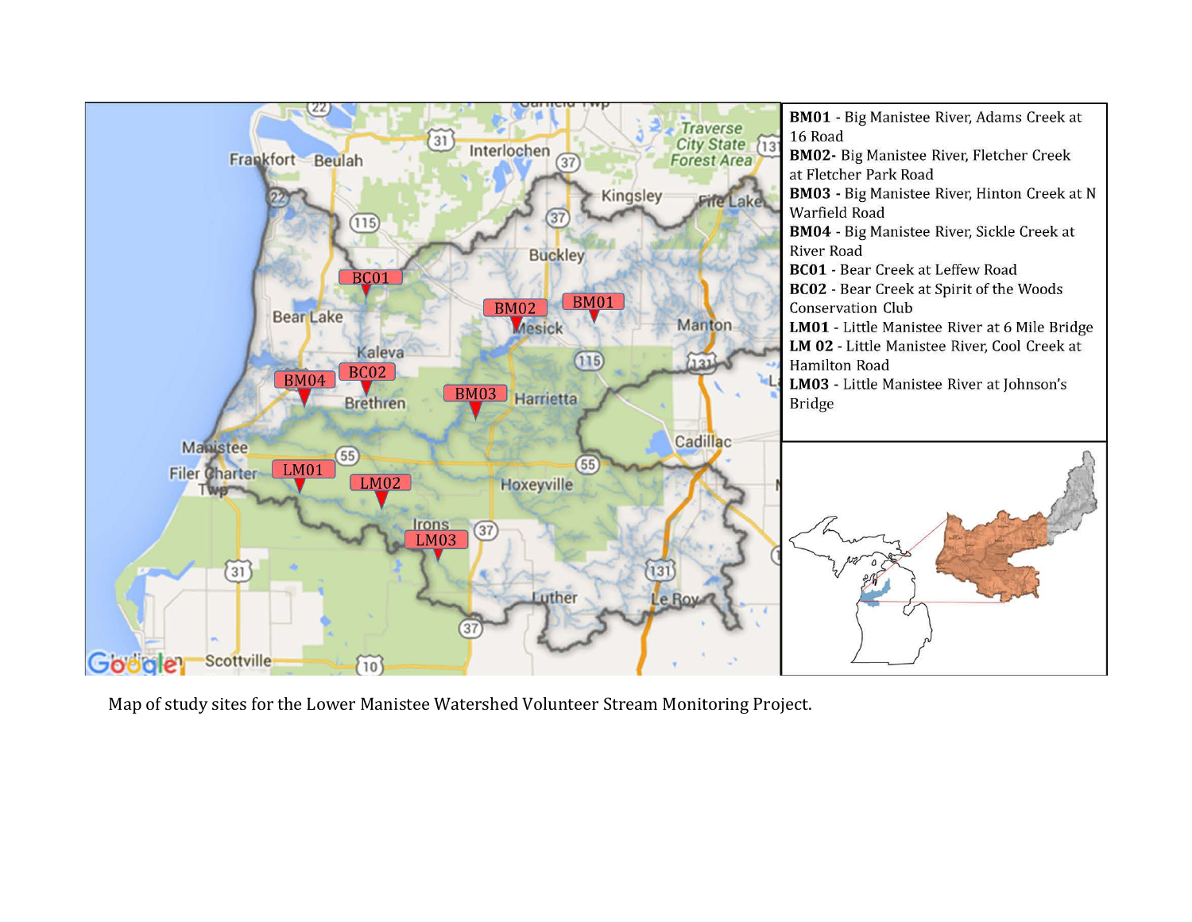**BM01** - Big Manistee River, Adams Creek at 16 Road
**BM02**- Big Manistee River, Fletcher Creek at Fletcher Park Road
**BM03** - Big Manistee River, Hinton Creek at N Warfield Road
**BM04** - Big Manistee River, Sickle Creek at River Road
**BC01** - Bear Creek at Leffew Road
**BC02** - Bear Creek at Spirit of the Woods Conservation Club
**LM01** - Little Manistee River at 6 Mile Bridge
**LM 02** - Little Manistee River, Cool Creek at Hamilton Road
**LM03** - Little Manistee River at Johnson's Bridge

Map of study sites for the Lower Manistee Watershed Volunteer Stream Monitoring Project.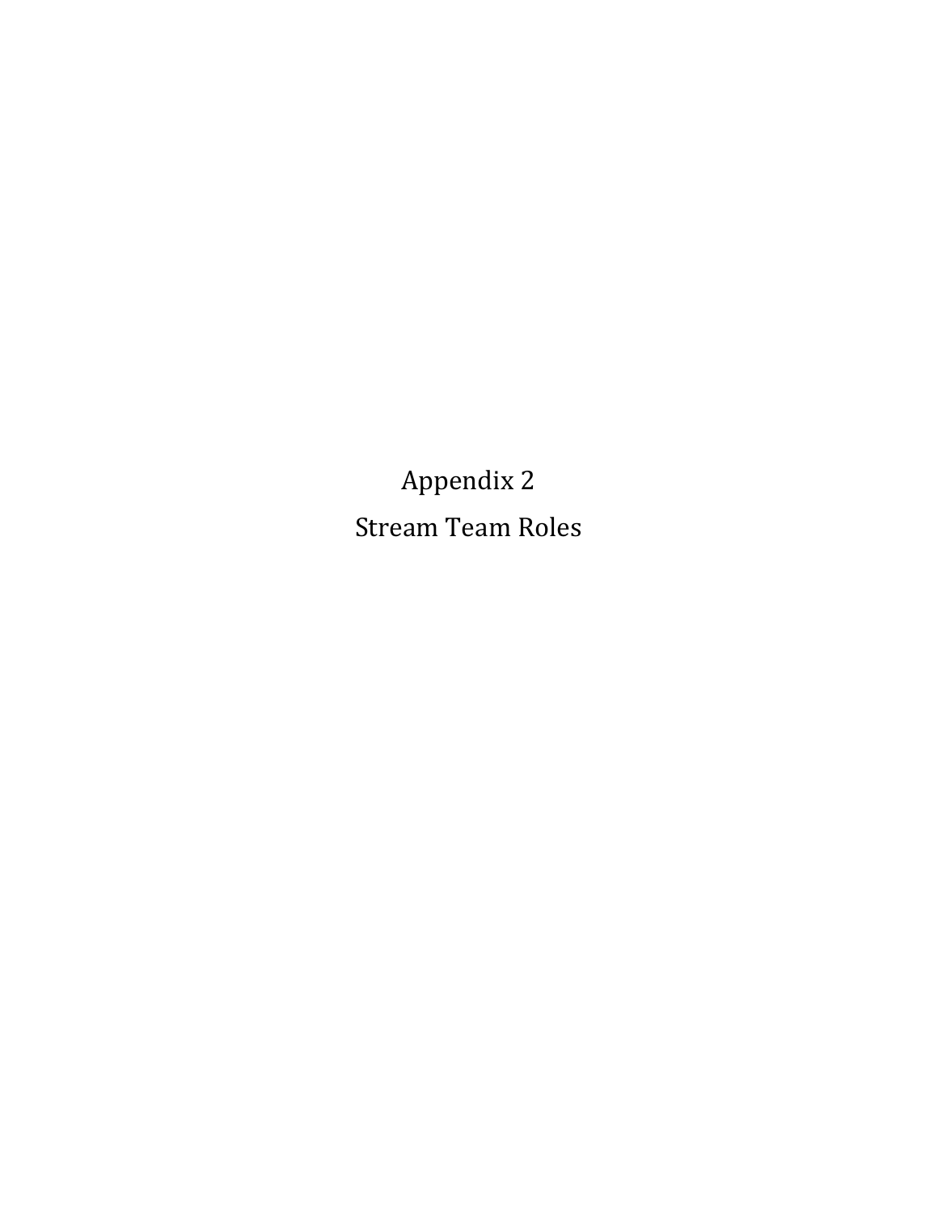# Appendix 2

# Stream Team Roles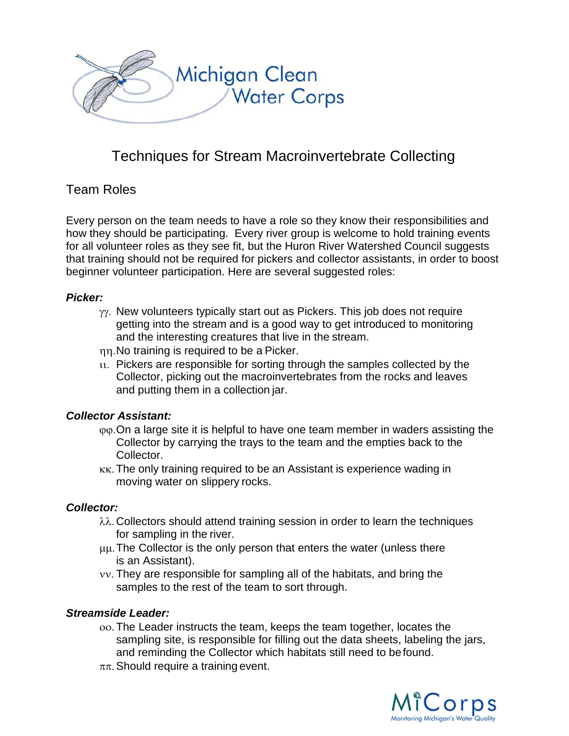Michigan Clean Water Corps

# Techniques for Stream Macroinvertebrate Collecting

## Team Roles

Every person on the team needs to have a role so they know their responsibilities and how they should be participating. Every river group is welcome to hold training events for all volunteer roles as they see fit, but the Huron River Watershed Council suggests that training should not be required for pickers and collector assistants, in order to boost beginner volunteer participation. Here are several suggested roles:

***Picker:***

γγ. New volunteers typically start out as Pickers. This job does not require getting into the stream and is a good way to get introduced to monitoring and the interesting creatures that live in the stream.

ηη. No training is required to be a Picker.

ιι. Pickers are responsible for sorting through the samples collected by the Collector, picking out the macroinvertebrates from the rocks and leaves and putting them in a collection jar.

***Collector Assistant:***

φφ. On a large site it is helpful to have one team member in waders assisting the Collector by carrying the trays to the team and the empties back to the Collector.

κκ. The only training required to be an Assistant is experience wading in moving water on slippery rocks.

***Collector:***

λλ. Collectors should attend training session in order to learn the techniques for sampling in the river.

μμ. The Collector is the only person that enters the water (unless there is an Assistant).

νν. They are responsible for sampling all of the habitats, and bring the samples to the rest of the team to sort through.

***Streamside Leader:***

οο. The Leader instructs the team, keeps the team together, locates the sampling site, is responsible for filling out the data sheets, labeling the jars, and reminding the Collector which habitats still need to be found.

ππ. Should require a training event.

MiCorps
Monitoring Michigan's Water Quality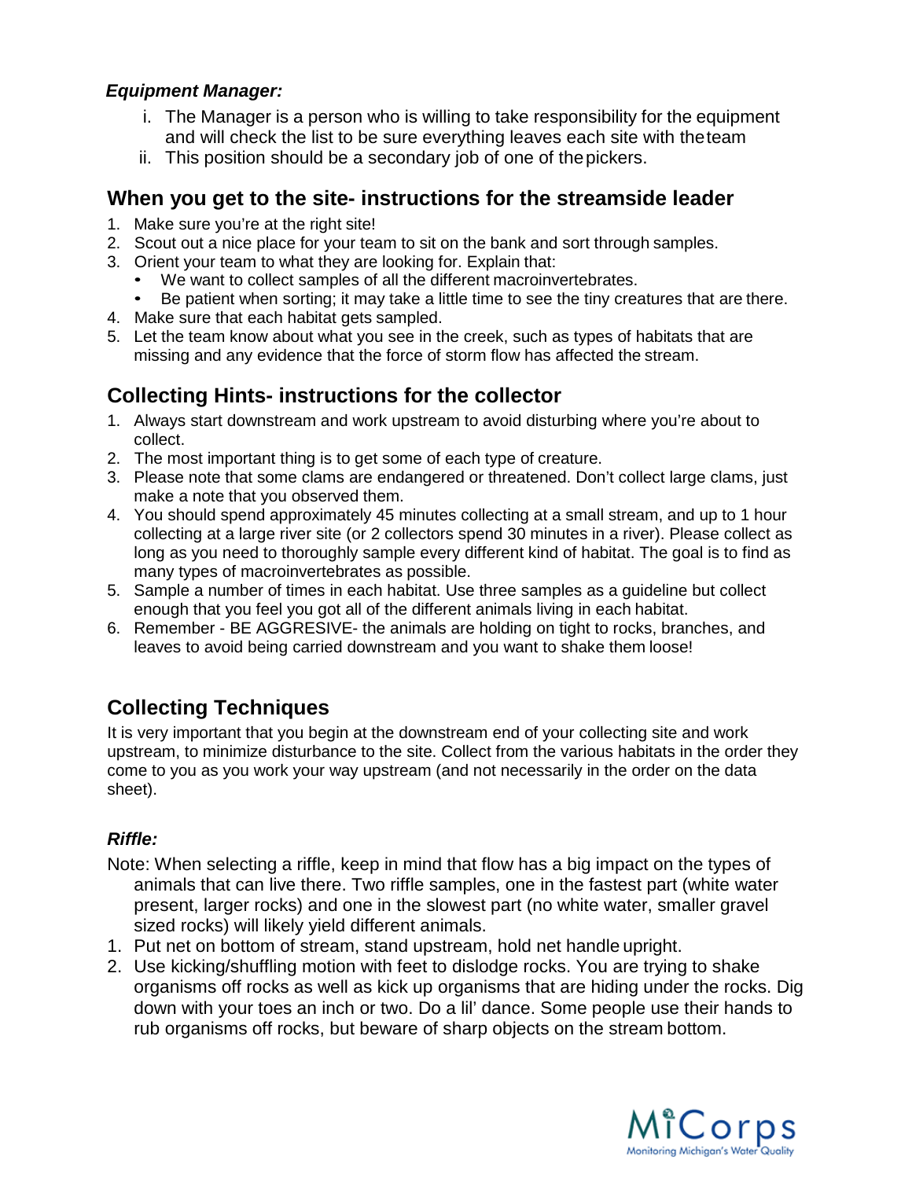***Equipment Manager:***

i. The Manager is a person who is willing to take responsibility for the equipment and will check the list to be sure everything leaves each site with theteam
ii. This position should be a secondary job of one of thepickers.

## When you get to the site- instructions for the streamside leader

1. Make sure you're at the right site!
2. Scout out a nice place for your team to sit on the bank and sort through samples.
3. Orient your team to what they are looking for. Explain that:
   - We want to collect samples of all the different macroinvertebrates.
   - Be patient when sorting; it may take a little time to see the tiny creatures that are there.
4. Make sure that each habitat gets sampled.
5. Let the team know about what you see in the creek, such as types of habitats that are missing and any evidence that the force of storm flow has affected the stream.

## Collecting Hints- instructions for the collector

1. Always start downstream and work upstream to avoid disturbing where you're about to collect.
2. The most important thing is to get some of each type of creature.
3. Please note that some clams are endangered or threatened. Don't collect large clams, just make a note that you observed them.
4. You should spend approximately 45 minutes collecting at a small stream, and up to 1 hour collecting at a large river site (or 2 collectors spend 30 minutes in a river). Please collect as long as you need to thoroughly sample every different kind of habitat. The goal is to find as many types of macroinvertebrates as possible.
5. Sample a number of times in each habitat. Use three samples as a guideline but collect enough that you feel you got all of the different animals living in each habitat.
6. Remember - BE AGGRESIVE- the animals are holding on tight to rocks, branches, and leaves to avoid being carried downstream and you want to shake them loose!

## Collecting Techniques

It is very important that you begin at the downstream end of your collecting site and work upstream, to minimize disturbance to the site. Collect from the various habitats in the order they come to you as you work your way upstream (and not necessarily in the order on the data sheet).

***Riffle:***

Note: When selecting a riffle, keep in mind that flow has a big impact on the types of animals that can live there. Two riffle samples, one in the fastest part (white water present, larger rocks) and one in the slowest part (no white water, smaller gravel sized rocks) will likely yield different animals.

1. Put net on bottom of stream, stand upstream, hold net handle upright.
2. Use kicking/shuffling motion with feet to dislodge rocks. You are trying to shake organisms off rocks as well as kick up organisms that are hiding under the rocks. Dig down with your toes an inch or two. Do a lil' dance. Some people use their hands to rub organisms off rocks, but beware of sharp objects on the stream bottom.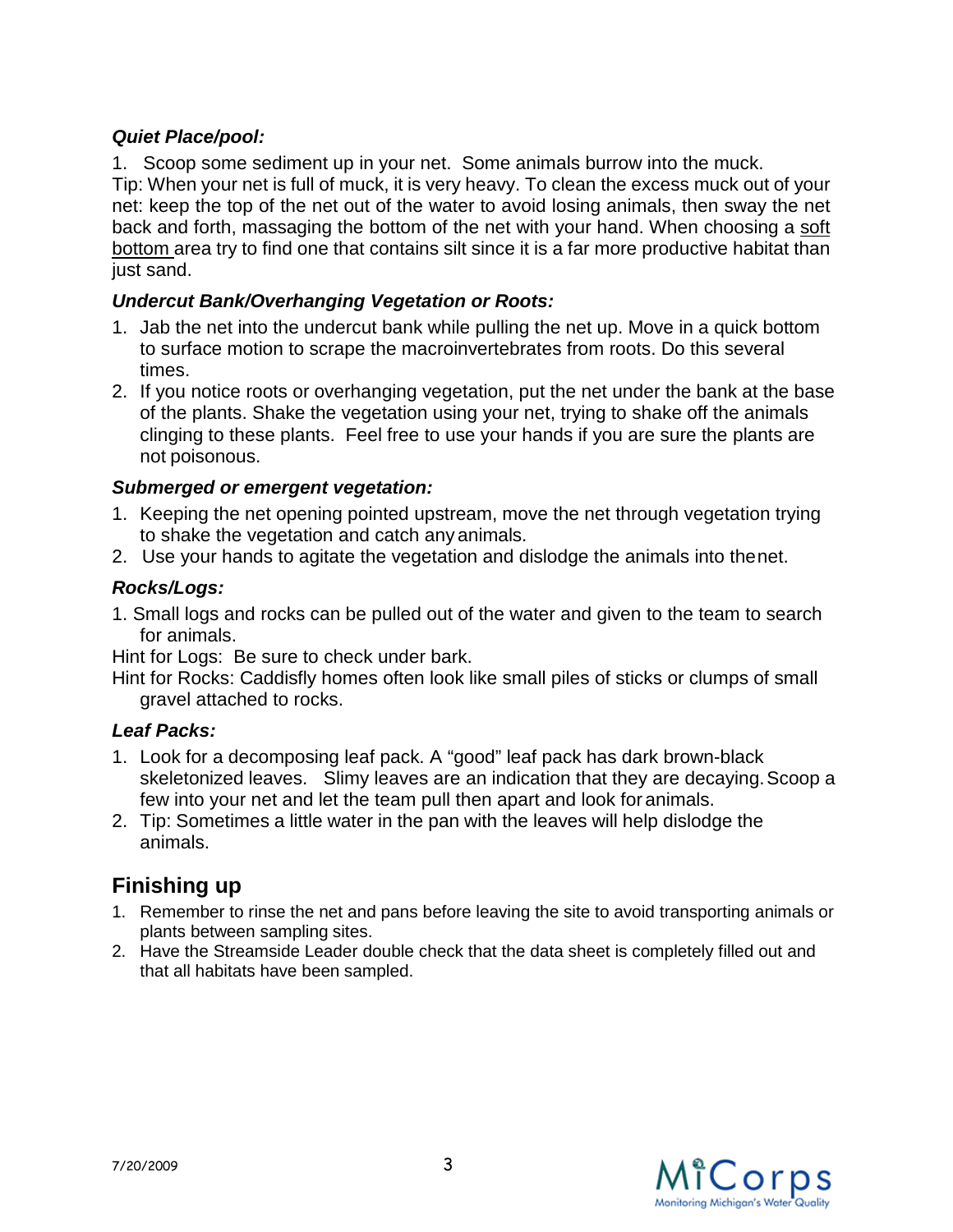***Quiet Place/pool:***

1. Scoop some sediment up in your net. Some animals burrow into the muck.

Tip: When your net is full of muck, it is very heavy. To clean the excess muck out of your net: keep the top of the net out of the water to avoid losing animals, then sway the net back and forth, massaging the bottom of the net with your hand. When choosing a soft bottom area try to find one that contains silt since it is a far more productive habitat than just sand.

***Undercut Bank/Overhanging Vegetation or Roots:***

1. Jab the net into the undercut bank while pulling the net up. Move in a quick bottom to surface motion to scrape the macroinvertebrates from roots. Do this several times.
2. If you notice roots or overhanging vegetation, put the net under the bank at the base of the plants. Shake the vegetation using your net, trying to shake off the animals clinging to these plants. Feel free to use your hands if you are sure the plants are not poisonous.

***Submerged or emergent vegetation:***

1. Keeping the net opening pointed upstream, move the net through vegetation trying to shake the vegetation and catch any animals.
2. Use your hands to agitate the vegetation and dislodge the animals into the net.

***Rocks/Logs:***

1. Small logs and rocks can be pulled out of the water and given to the team to search for animals.

Hint for Logs: Be sure to check under bark.

Hint for Rocks: Caddisfly homes often look like small piles of sticks or clumps of small gravel attached to rocks.

***Leaf Packs:***

1. Look for a decomposing leaf pack. A "good" leaf pack has dark brown-black skeletonized leaves. Slimy leaves are an indication that they are decaying. Scoop a few into your net and let the team pull then apart and look for animals.
2. Tip: Sometimes a little water in the pan with the leaves will help dislodge the animals.

## Finishing up

1. Remember to rinse the net and pans before leaving the site to avoid transporting animals or plants between sampling sites.
2. Have the Streamside Leader double check that the data sheet is completely filled out and that all habitats have been sampled.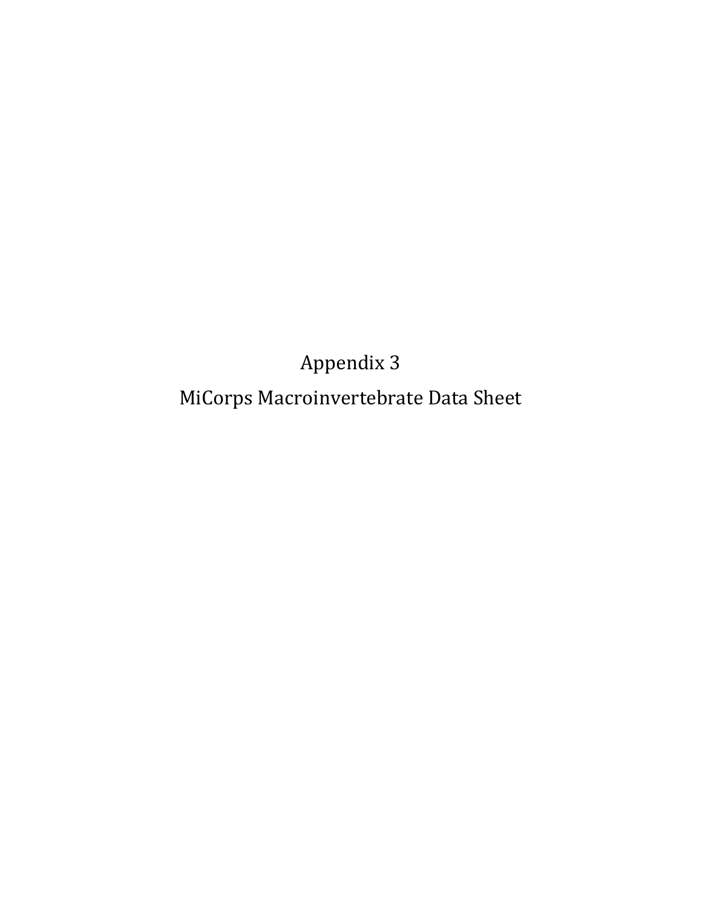# Appendix 3

# MiCorps Macroinvertebrate Data Sheet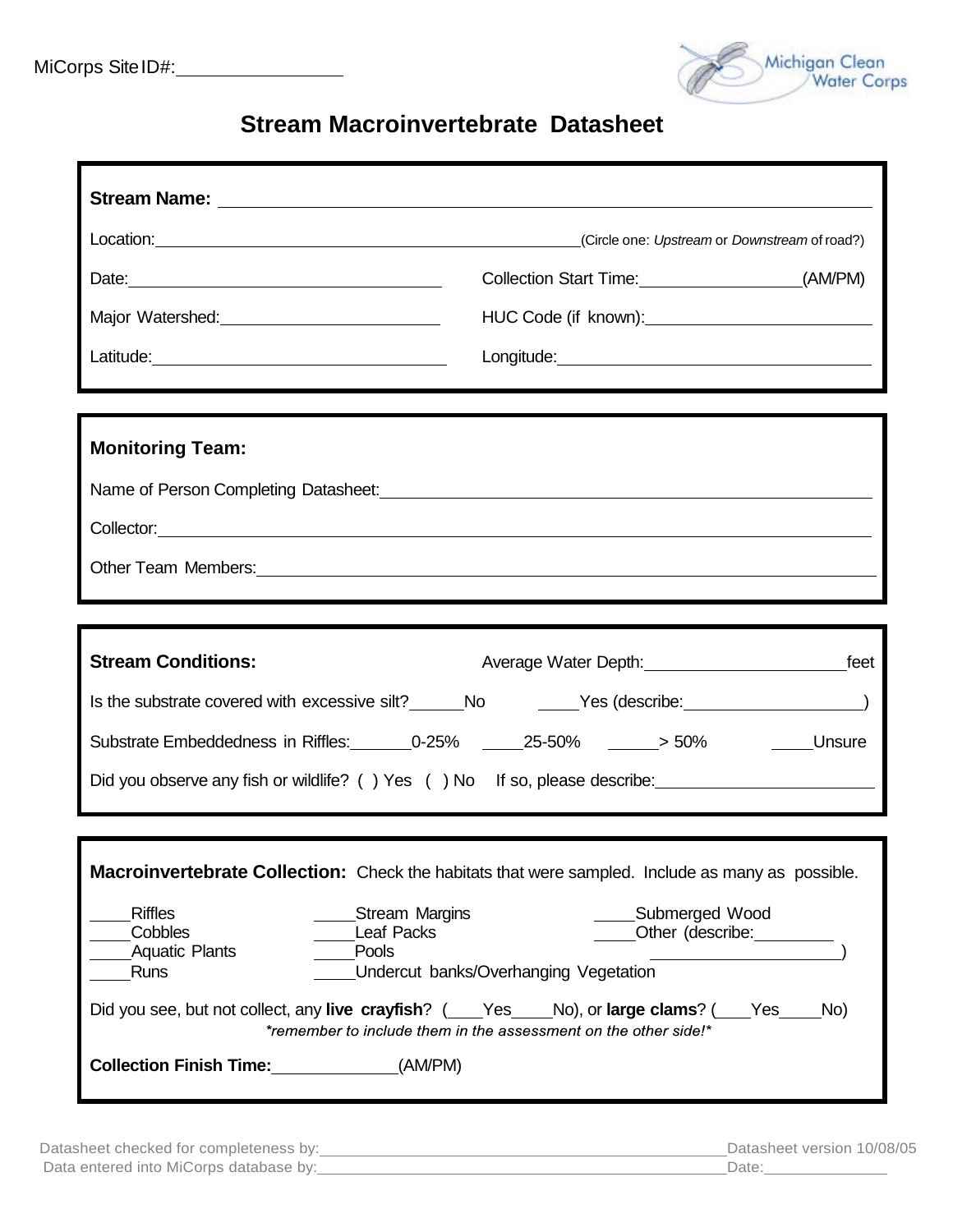MiCorps Site ID#: ________________

Michigan Clean Water Corps

# Stream Macroinvertebrate Datasheet

**Stream Name:** ____________________________________________

Location: ______________________________ (Circle one: *Upstream* or *Downstream* of road?)

Date: ____________________ Collection Start Time: ____________ (AM/PM)

Major Watershed: ____________________ HUC Code (if known): ____________________

Latitude: ____________________ Longitude: ____________________

**Monitoring Team:**

Name of Person Completing Datasheet: ____________________________________________

Collector: ____________________________________________

Other Team Members: ____________________________________________

**Stream Conditions:** Average Water Depth: ____________ feet

Is the substrate covered with excessive silt? _____No _____Yes (describe: ____________)

Substrate Embeddedness in Riffles: _____0-25% _____25-50% _____> 50% _____Unsure

Did you observe any fish or wildlife? ( ) Yes ( ) No If so, please describe: ____________________

**Macroinvertebrate Collection:** Check the habitats that were sampled. Include as many as possible.

_____Riffles
_____Cobbles
_____Aquatic Plants
_____Runs
_____Stream Margins
_____Leaf Packs
_____Pools
_____Undercut banks/Overhanging Vegetation
_____Submerged Wood
_____Other (describe: ____________ ____________)

Did you see, but not collect, any **live crayfish**? (____Yes____No), or **large clams**? (____Yes____No)
*\*remember to include them in the assessment on the other side!\**

**Collection Finish Time:** ____________ (AM/PM)

Datasheet checked for completeness by: ______________________________ Datasheet version 10/08/05
Data entered into MiCorps database by: ______________________________ Date: ____________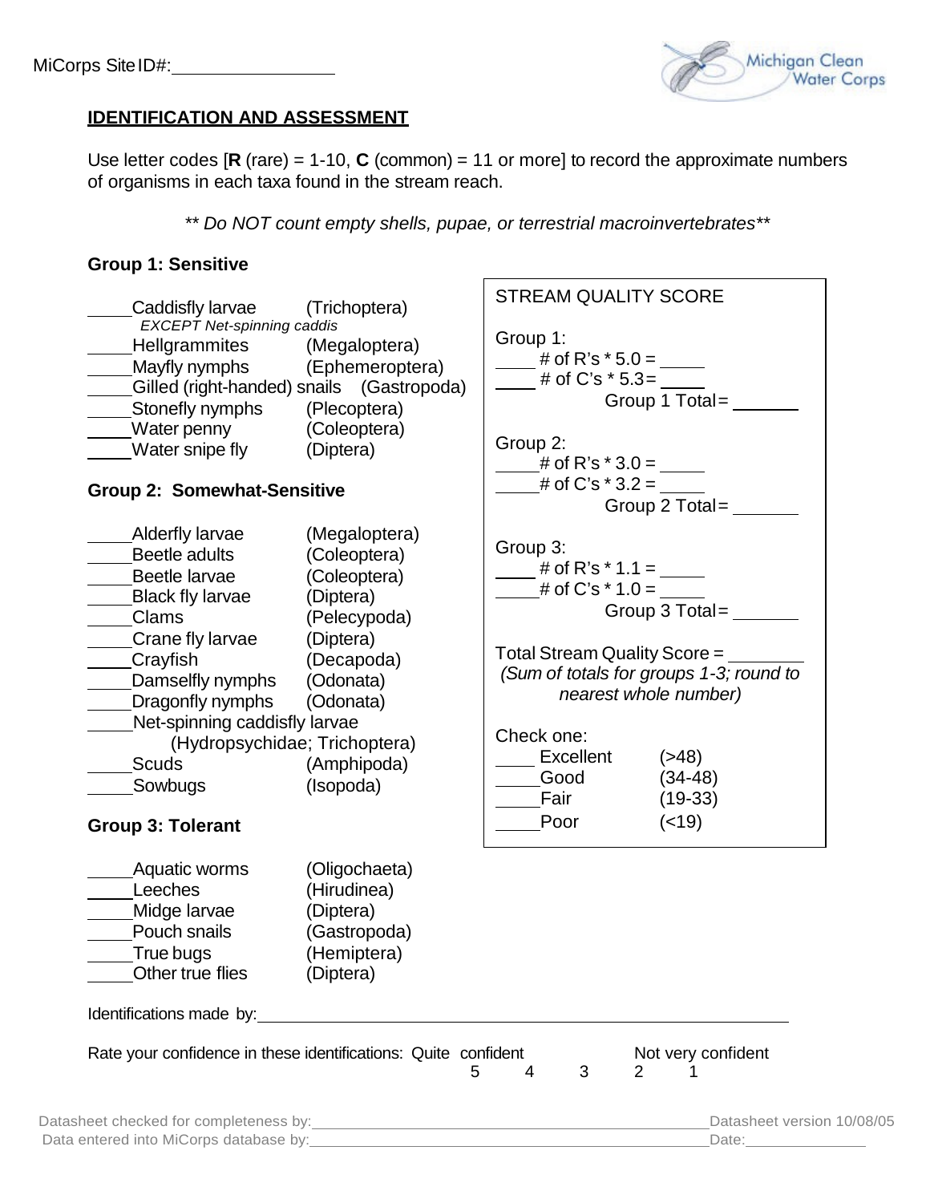MiCorps Site ID#: ________________

## IDENTIFICATION AND ASSESSMENT

Use letter codes [**R** (rare) = 1-10, **C** (common) = 11 or more] to record the approximate numbers of organisms in each taxa found in the stream reach.

*** Do NOT count empty shells, pupae, or terrestrial macroinvertebrates***

### Group 1: Sensitive

- ____ Caddisfly larvae (Trichoptera)
  *EXCEPT Net-spinning caddis*
- ____ Hellgrammites (Megaloptera)
- ____ Mayfly nymphs (Ephemeroptera)
- ____ Gilled (right-handed) snails (Gastropoda)
- ____ Stonefly nymphs (Plecoptera)
- ____ Water penny (Coleoptera)
- ____ Water snipe fly (Diptera)

### Group 2: Somewhat-Sensitive

- ____ Alderfly larvae (Megaloptera)
- ____ Beetle adults (Coleoptera)
- ____ Beetle larvae (Coleoptera)
- ____ Black fly larvae (Diptera)
- ____ Clams (Pelecypoda)
- ____ Crane fly larvae (Diptera)
- ____ Crayfish (Decapoda)
- ____ Damselfly nymphs (Odonata)
- ____ Dragonfly nymphs (Odonata)
- ____ Net-spinning caddisfly larvae (Hydropsychidae; Trichoptera)
- ____ Scuds (Amphipoda)
- ____ Sowbugs (Isopoda)

### Group 3: Tolerant

- ____ Aquatic worms (Oligochaeta)
- ____ Leeches (Hirudinea)
- ____ Midge larvae (Diptera)
- ____ Pouch snails (Gastropoda)
- ____ True bugs (Hemiptera)
- ____ Other true flies (Diptera)

### STREAM QUALITY SCORE

Group 1:
____ # of R's * 5.0 = ____
____ # of C's * 5.3 = ____
Group 1 Total = ______

Group 2:
____ # of R's * 3.0 = ____
____ # of C's * 3.2 = ____
Group 2 Total = ______

Group 3:
____ # of R's * 1.1 = ____
____ # of C's * 1.0 = ____
Group 3 Total = ______

Total Stream Quality Score = ______
*(Sum of totals for groups 1-3; round to nearest whole number)*

Check one:
- ____ Excellent (>48)
- ____ Good (34-48)
- ____ Fair (19-33)
- ____ Poor (<19)

Identifications made by: ________________________________________

Rate your confidence in these identifications: Quite confident 5 4 3 2 1 Not very confident

Datasheet checked for completeness by: ________________________________ Datasheet version 10/08/05

Data entered into MiCorps database by: ________________________________ Date: __________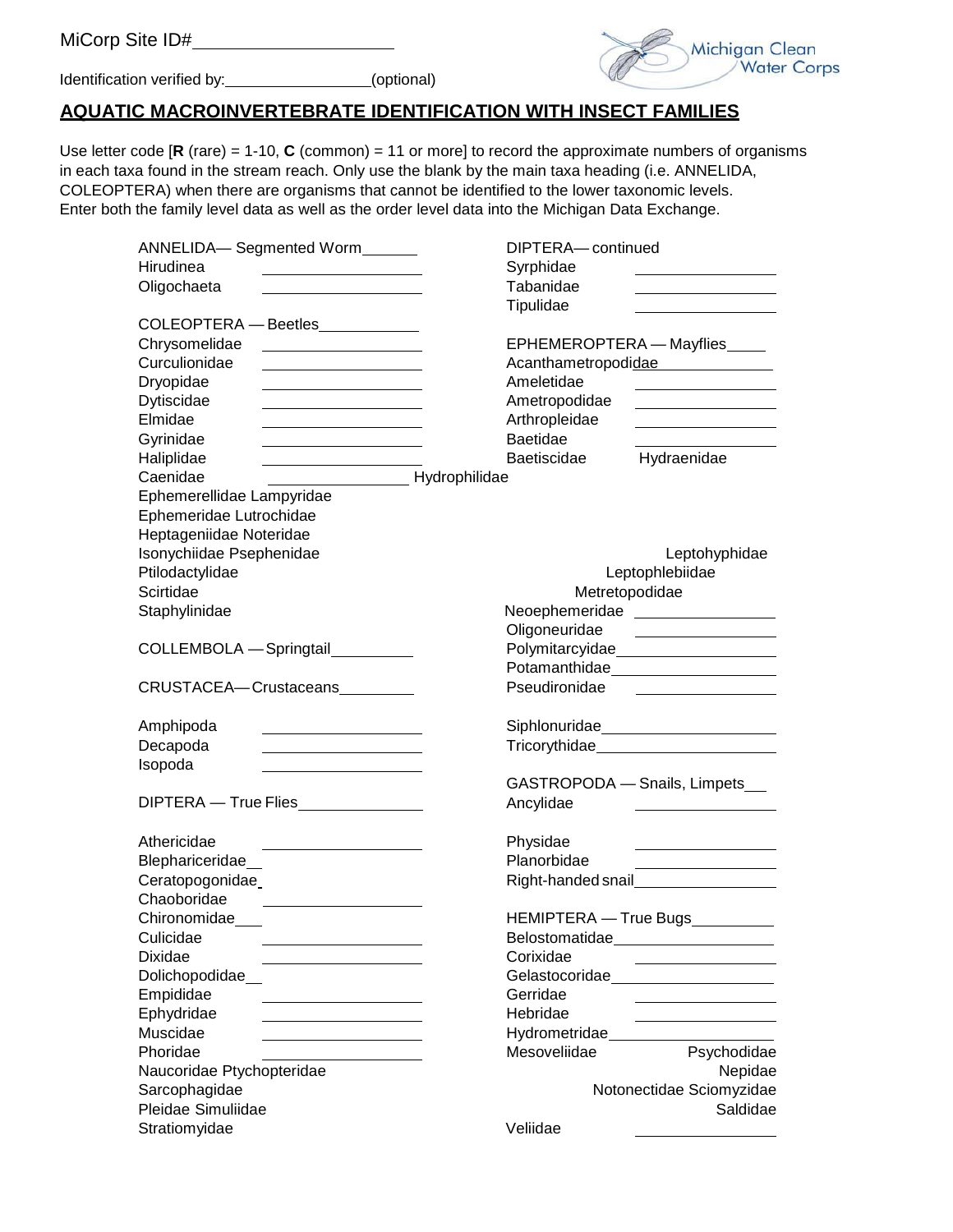MiCorp Site ID#____________________

Identification verified by:________________(optional)

Michigan Clean Water Corps

## AQUATIC MACROINVERTEBRATE IDENTIFICATION WITH INSECT FAMILIES

Use letter code [**R** (rare) = 1-10, **C** (common) = 11 or more] to record the approximate numbers of organisms in each taxa found in the stream reach. Only use the blank by the main taxa heading (i.e. ANNELIDA, COLEOPTERA) when there are organisms that cannot be identified to the lower taxonomic levels. Enter both the family level data as well as the order level data into the Michigan Data Exchange.

ANNELIDA— Segmented Worm______
Hirudinea ____________
Oligochaeta ____________

COLEOPTERA — Beetles__________
Chrysomelidae ____________
Curculionidae ____________
Dryopidae ____________
Dytiscidae ____________
Elmidae ____________
Gyrinidae ____________
Haliplidae ____________
Hydraenidae
Hydrophilidae
Lampyridae
Lutrochidae
Noteridae
Psephenidae
Ptilodactylidae
Scirtidae
Staphylinidae

COLLEMBOLA —Springtail_________

CRUSTACEA—Crustaceans_________

Amphipoda ____________
Decapoda ____________
Isopoda ____________

DIPTERA — True Flies____________

Athericidae ____________
Blephariceridae__
Ceratopogonidae
Chaoboridae ____________
Chironomidae___
Culicidae ____________
Dixidae ____________
Dolichopodidae__
Empididae ____________
Ephydridae ____________
Muscidae ____________
Phoridae ____________
Psychodidae
Ptychopteridae
Sarcophagidae
Sciomyzidae
Simuliidae
Stratiomyidae

DIPTERA— continued
Syrphidae ____________
Tabanidae ____________
Tipulidae ____________

EPHEMEROPTERA — Mayflies____
Acanthametropodidae____________
Ameletidae ____________
Ametropodidae ____________
Arthropleidae ____________
Baetidae ____________
Baetiscidae
Caenidae ____________
Ephemerellidae
Ephemeridae
Heptageniidae
Isonychiidae
Leptohyphidae
Leptophlebiidae
Metretopodidae
Neoephemeridae ____________
Oligoneuridae ____________
Polymitarcyidae____________
Potamanthidae____________
Pseudironidae ____________

Siphlonuridae____________
Tricorythidae____________

GASTROPODA — Snails, Limpets___
Ancylidae ____________

Physidae ____________
Planorbidae ____________
Right-handed snail____________

HEMIPTERA — True Bugs_________
Belostomatidae____________
Corixidae ____________
Gelastocoridae____________
Gerridae ____________
Hebridae ____________
Hydrometridae____________
Mesoveliidae
Naucoridae
Nepidae
Notonectidae
Pleidae
Saldidae
Veliidae ____________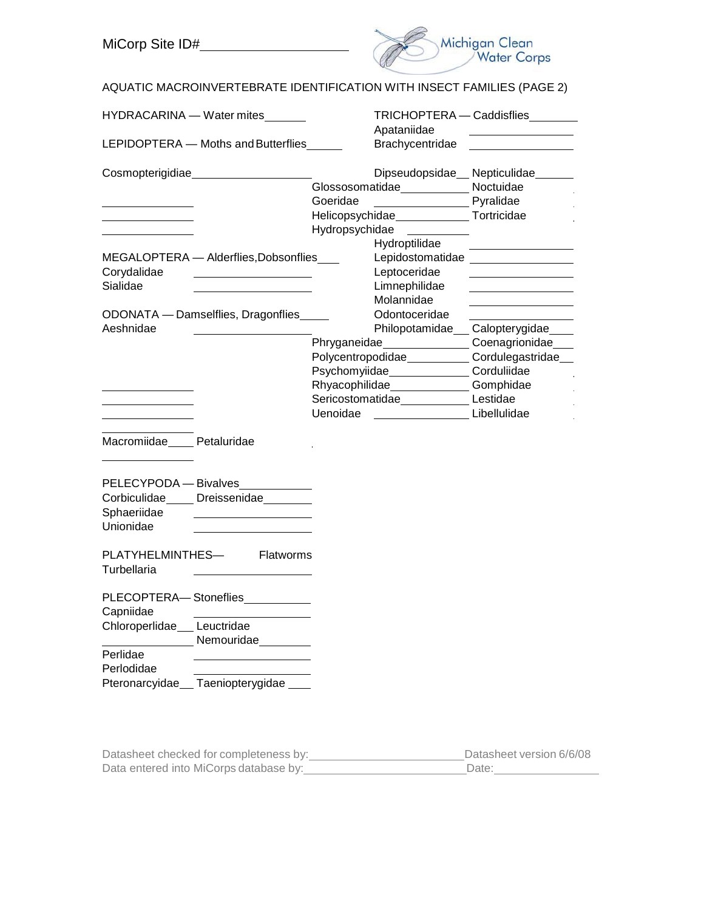MiCorp Site ID#____________________

Michigan Clean Water Corps

AQUATIC MACROINVERTEBRATE IDENTIFICATION WITH INSECT FAMILIES (PAGE 2)

HYDRACARINA — Water mites_______

LEPIDOPTERA — Moths and Butterflies______

Cosmopterigidiae____________________

Nepticulidae______

Noctuidae

Pyralidae

Tortricidae

MEGALOPTERA — Alderflies, Dobsonflies___

Corydalidae ____________________

Sialidae ____________________

ODONATA — Damselflies, Dragonflies_____

Aeshnidae ____________________

Calopterygidae____

Coenagrionidae____

Cordulegastridae__

Corduliidae

Gomphidae

Lestidae

Libellulidae

Macromiidae____ Petaluridae

PELECYPODA — Bivalves____________

Corbiculidae____ Dreissenidae________

Sphaeriidae ____________________

Unionidae ____________________

PLATYHELMINTHES— Flatworms

Turbellaria ____________________

PLECOPTERA— Stoneflies___________

Capniidae ____________________

Chloroperlidae___ Leuctridae

Nemouridae________

Perlidae ____________________

Perlodidae ____________________

Pteronarcyidae__ Taeniopterygidae ____

TRICHOPTERA — Caddisflies________

Apataniidae ________________

Brachycentridae ________________

Dipseudopsidae__

Glossosomatidae___________

Goeridae ________________

Helicopsychidae____________

Hydropsychidae ____________

Hydroptilidae ________________

Lepidostomatidae ________________

Leptoceridae ________________

Limnephilidae ________________

Molannidae ________________

Odontoceridae ________________

Philopotamidae__

Phryganeidae______________

Polycentropodidae__________

Psychomyiidae_____________

Rhyacophilidae_____________

Sericostomatidae___________

Uenoidae ________________

Datasheet checked for completeness by:________________________ Datasheet version 6/6/08

Data entered into MiCorps database by:________________________ Date:________________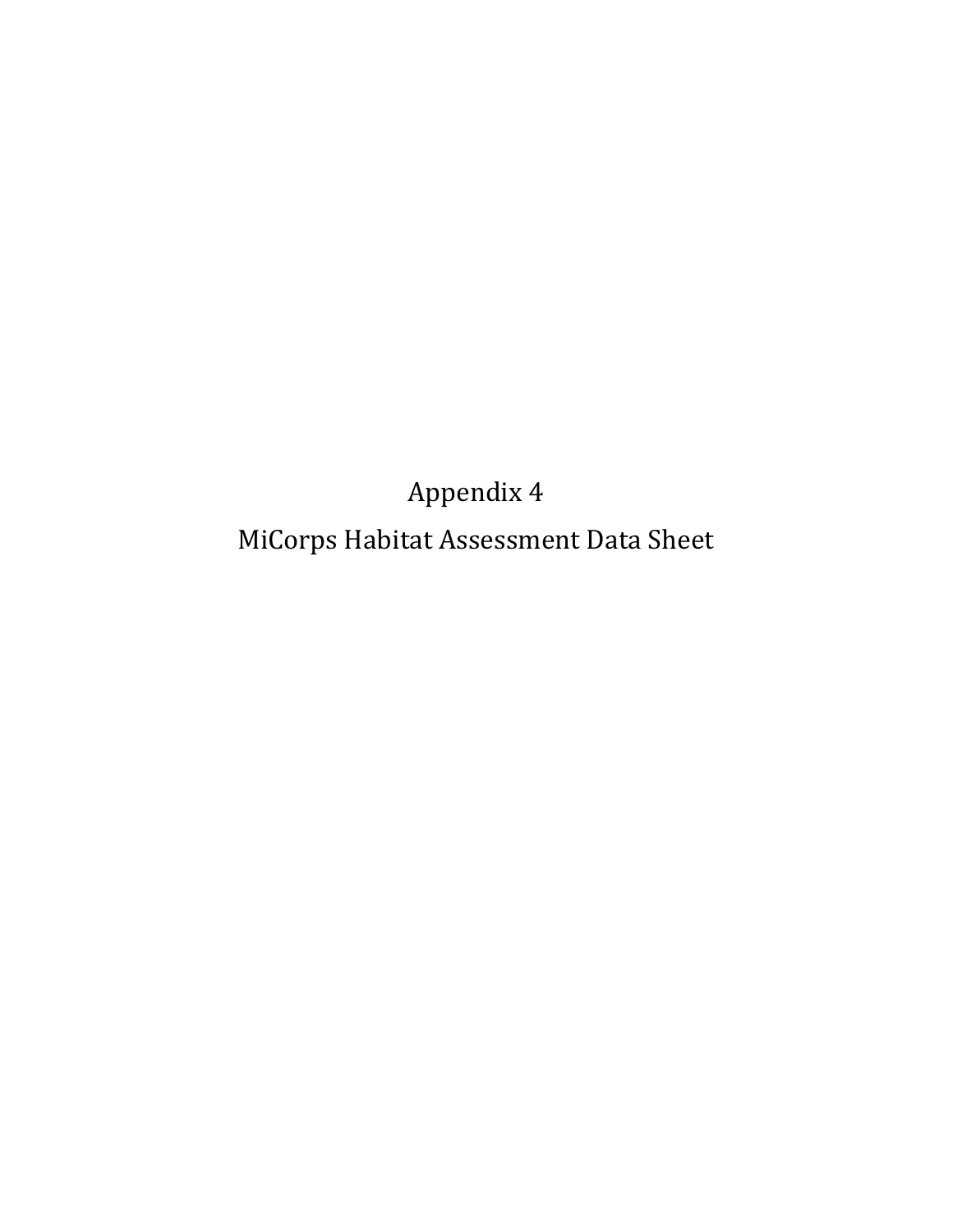# Appendix 4

# MiCorps Habitat Assessment Data Sheet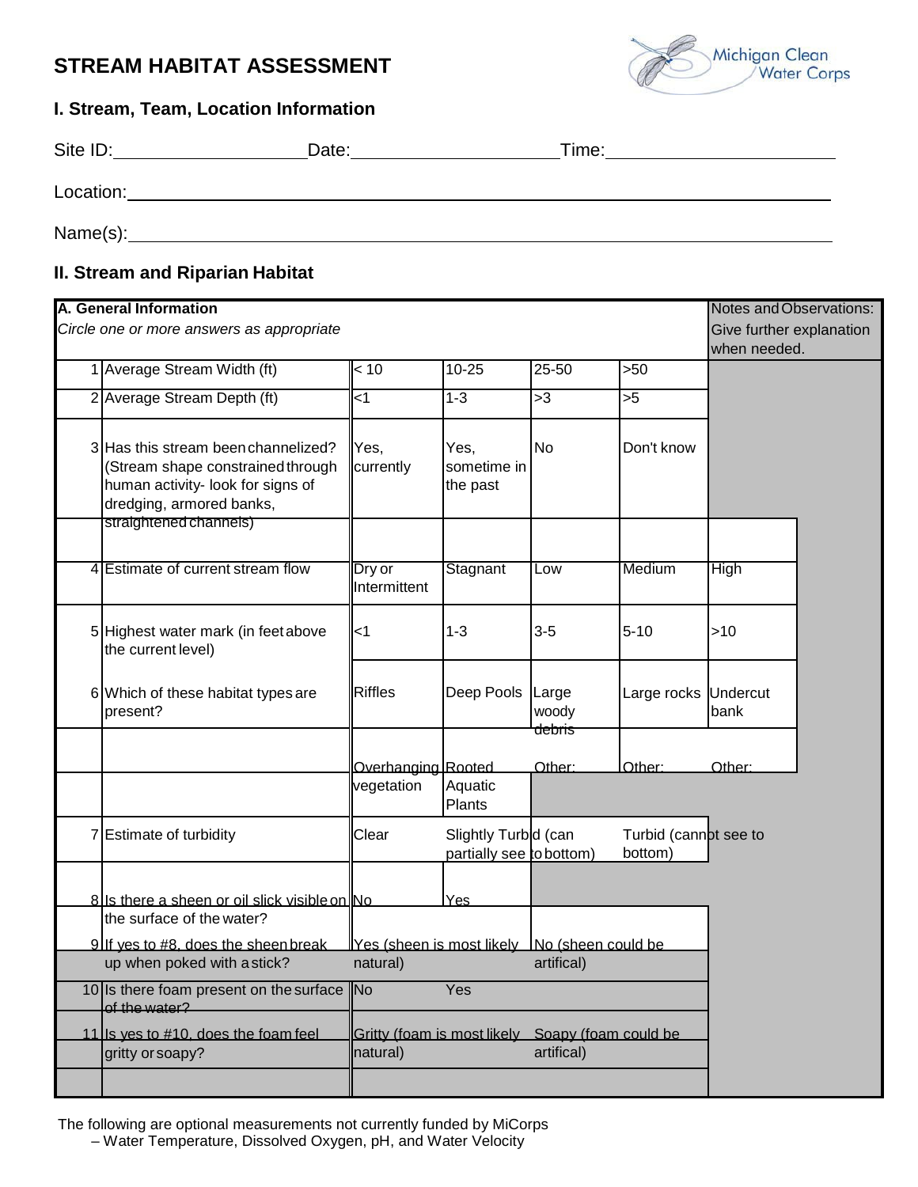# STREAM HABITAT ASSESSMENT

Michigan Clean Water Corps

## I. Stream, Team, Location Information

Site ID: ____________________ Date: ______________________ Time: ________________________

Location: ________________________________________________________________________

Name(s): ________________________________________________________________________

## II. Stream and Riparian Habitat

| A. General Information<br>*Circle one or more answers as appropriate* | | | | | | | Notes and Observations: Give further explanation when needed. |
|---|---|---|---|---|---|---|---|
| 1 | Average Stream Width (ft) | < 10 | 10-25 | 25-50 | >50 | | |
| 2 | Average Stream Depth (ft) | <1 | 1-3 | >3 | >5 | | |
| 3 | Has this stream been channelized? (Stream shape constrained through human activity- look for signs of dredging, armored banks, straightened channels) | Yes, currently | Yes, sometime in the past | No | Don't know | | |
| 4 | Estimate of current stream flow | Dry or Intermittent | Stagnant | Low | Medium | High | |
| 5 | Highest water mark (in feet above the current level) | <1 | 1-3 | 3-5 | 5-10 | >10 | |
| 6 | Which of these habitat types are present? | Riffles | Deep Pools | Large woody debris | Large rocks | Undercut bank | |
| | | Overhanging vegetation | Rooted Aquatic Plants | Other: | Other: | Other: | |
| 7 | Estimate of turbidity | Clear | Slightly Turbid (can partially see to bottom) | | Turbid (cannot see to bottom) | | |
| 8 | Is there a sheen or oil slick visible on the surface of the water? | No | Yes | | | | |
| 9 | If yes to #8, does the sheen break up when poked with a stick? | Yes (sheen is most likely natural) | | No (sheen could be artifical) | | | |
| 10 | Is there foam present on the surface of the water? | No | Yes | | | | |
| 11 | Is yes to #10, does the foam feel gritty or soapy? | Gritty (foam is most likely natural) | | Soapy (foam could be artifical) | | | |

The following are optional measurements not currently funded by MiCorps
– Water Temperature, Dissolved Oxygen, pH, and Water Velocity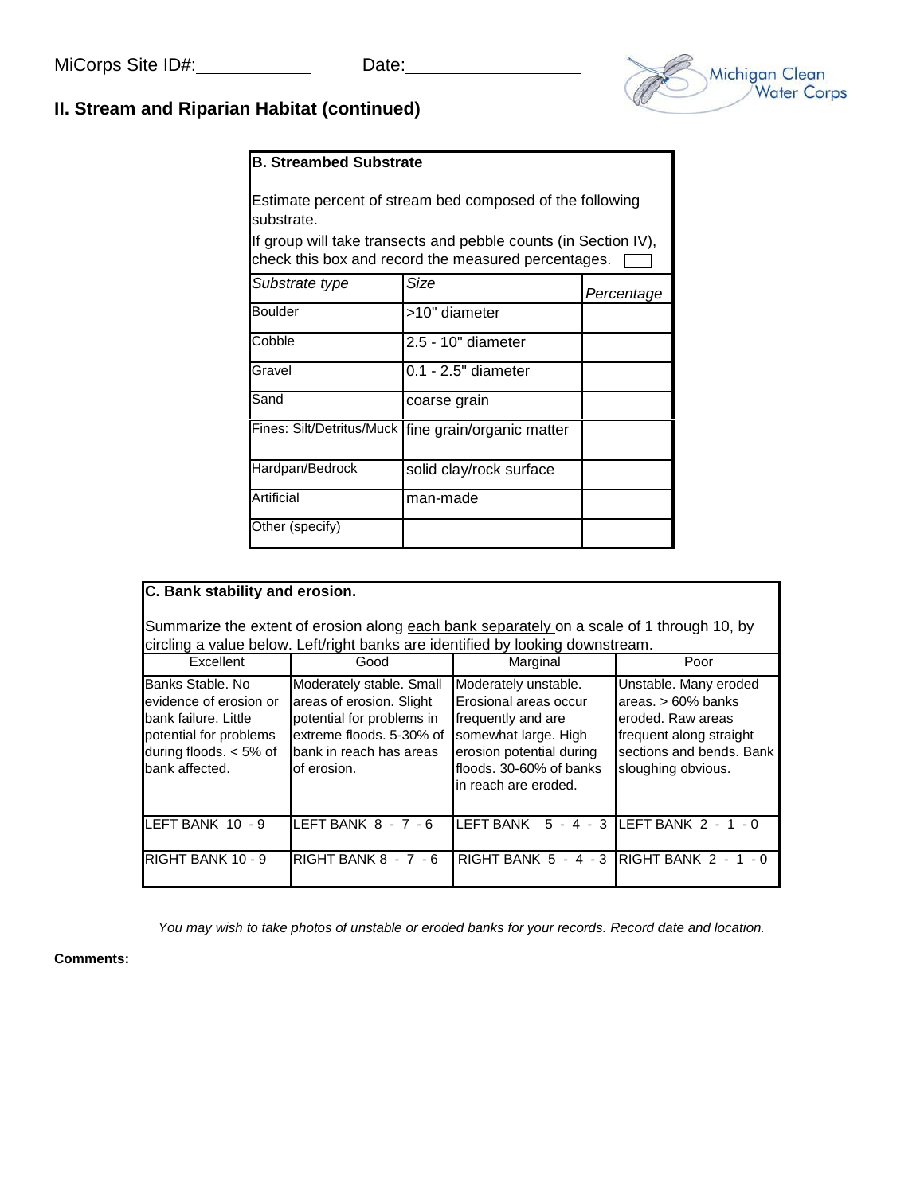MiCorps Site ID#:\_\_\_\_\_\_\_\_\_\_ Date:\_\_\_\_\_\_\_\_\_\_\_\_\_\_\_

## II. Stream and Riparian Habitat (continued)

**B. Streambed Substrate**

Estimate percent of stream bed composed of the following substrate.

If group will take transects and pebble counts (in Section IV), check this box and record the measured percentages. ☐

| *Substrate type* | *Size* | *Percentage* |
|---|---|---|
| Boulder | >10" diameter | |
| Cobble | 2.5 - 10" diameter | |
| Gravel | 0.1 - 2.5" diameter | |
| Sand | coarse grain | |
| Fines: Silt/Detritus/Muck | fine grain/organic matter | |
| Hardpan/Bedrock | solid clay/rock surface | |
| Artificial | man-made | |
| Other (specify) | | |

**C. Bank stability and erosion.**

Summarize the extent of erosion along each bank separately on a scale of 1 through 10, by circling a value below. Left/right banks are identified by looking downstream.

| Excellent | Good | Marginal | Poor |
|---|---|---|---|
| Banks Stable. No evidence of erosion or bank failure. Little potential for problems during floods. < 5% of bank affected. | Moderately stable. Small areas of erosion. Slight potential for problems in extreme floods. 5-30% of bank in reach has areas of erosion. | Moderately unstable. Erosional areas occur frequently and are somewhat large. High erosion potential during floods. 30-60% of banks in reach are eroded. | Unstable. Many eroded areas. > 60% banks eroded. Raw areas frequent along straight sections and bends. Bank sloughing obvious. |
| LEFT BANK 10 - 9 | LEFT BANK 8 - 7 - 6 | LEFT BANK 5 - 4 - 3 | LEFT BANK 2 - 1 - 0 |
| RIGHT BANK 10 - 9 | RIGHT BANK 8 - 7 - 6 | RIGHT BANK 5 - 4 - 3 | RIGHT BANK 2 - 1 - 0 |

*You may wish to take photos of unstable or eroded banks for your records. Record date and location.*

**Comments:**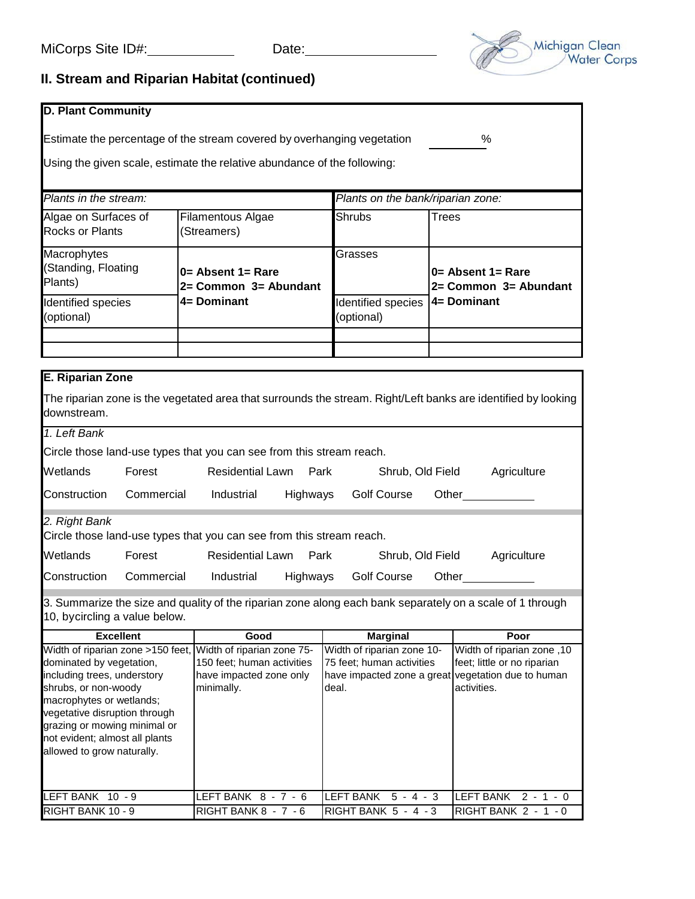MiCorps Site ID#:\_\_\_\_\_\_\_\_\_\_\_\_ Date:\_\_\_\_\_\_\_\_\_\_\_\_\_\_\_\_\_\_

## II. Stream and Riparian Habitat (continued)

### D. Plant Community

Estimate the percentage of the stream covered by overhanging vegetation \_\_\_\_\_\_\_\_ %

Using the given scale, estimate the relative abundance of the following:

| *Plants in the stream:* | | *Plants on the bank/riparian zone:* | |
|---|---|---|---|
| Algae on Surfaces of Rocks or Plants | Filamentous Algae (Streamers) | Shrubs | Trees |
| Macrophytes (Standing, Floating Plants) | **0= Absent 1= Rare 2= Common 3= Abundant 4= Dominant** | Grasses | **0= Absent 1= Rare 2= Common 3= Abundant 4= Dominant** |
| Identified species (optional) | | Identified species (optional) | |
| | | | |
| | | | |

### E. Riparian Zone

The riparian zone is the vegetated area that surrounds the stream. Right/Left banks are identified by looking downstream.

*1. Left Bank*

Circle those land-use types that you can see from this stream reach.

Wetlands Forest Residential Lawn Park Shrub, Old Field Agriculture

Construction Commercial Industrial Highways Golf Course Other\_\_\_\_\_\_\_\_\_\_\_

*2. Right Bank*

Circle those land-use types that you can see from this stream reach.

Wetlands Forest Residential Lawn Park Shrub, Old Field Agriculture

Construction Commercial Industrial Highways Golf Course Other\_\_\_\_\_\_\_\_\_\_\_

3. Summarize the size and quality of the riparian zone along each bank separately on a scale of 1 through 10, bycircling a value below.

| Excellent | Good | Marginal | Poor |
|---|---|---|---|
| Width of riparian zone >150 feet, dominated by vegetation, including trees, understory shrubs, or non-woody macrophytes or wetlands; vegetative disruption through grazing or mowing minimal or not evident; almost all plants allowed to grow naturally. | Width of riparian zone 75-150 feet; human activities have impacted zone only minimally. | Width of riparian zone 10-75 feet; human activities have impacted zone a great deal. | Width of riparian zone ,10 feet; little or no riparian vegetation due to human activities. |
| LEFT BANK 10 - 9 | LEFT BANK 8 - 7 - 6 | LEFT BANK 5 - 4 - 3 | LEFT BANK 2 - 1 - 0 |
| RIGHT BANK 10 - 9 | RIGHT BANK 8 - 7 - 6 | RIGHT BANK 5 - 4 - 3 | RIGHT BANK 2 - 1 - 0 |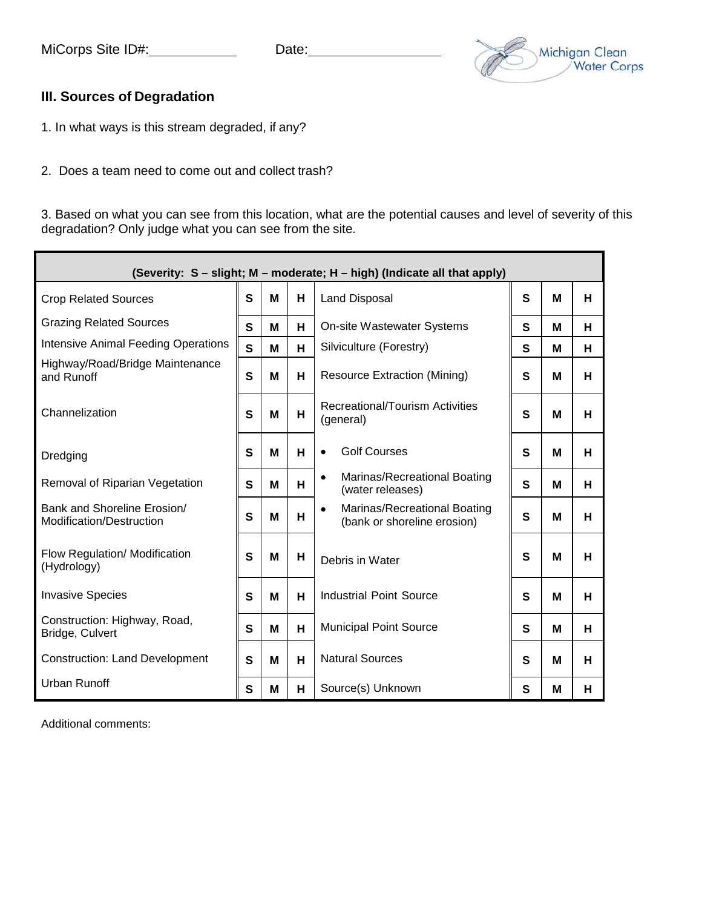MiCorps Site ID#:____________ Date:__________________

### III. Sources of Degradation

1. In what ways is this stream degraded, if any?

2. Does a team need to come out and collect trash?

3. Based on what you can see from this location, what are the potential causes and level of severity of this degradation? Only judge what you can see from the site.

| (Severity: S – slight; M – moderate; H – high) (Indicate all that apply) | | | | | | | |
|---|---|---|---|---|---|---|---|
| Crop Related Sources | S | M | H | Land Disposal | S | M | H |
| Grazing Related Sources | S | M | H | On-site Wastewater Systems | S | M | H |
| Intensive Animal Feeding Operations | S | M | H | Silviculture (Forestry) | S | M | H |
| Highway/Road/Bridge Maintenance and Runoff | S | M | H | Resource Extraction (Mining) | S | M | H |
| Channelization | S | M | H | Recreational/Tourism Activities (general) | S | M | H |
| Dredging | S | M | H | • Golf Courses | S | M | H |
| Removal of Riparian Vegetation | S | M | H | • Marinas/Recreational Boating (water releases) | S | M | H |
| Bank and Shoreline Erosion/ Modification/Destruction | S | M | H | • Marinas/Recreational Boating (bank or shoreline erosion) | S | M | H |
| Flow Regulation/ Modification (Hydrology) | S | M | H | Debris in Water | S | M | H |
| Invasive Species | S | M | H | Industrial Point Source | S | M | H |
| Construction: Highway, Road, Bridge, Culvert | S | M | H | Municipal Point Source | S | M | H |
| Construction: Land Development | S | M | H | Natural Sources | S | M | H |
| Urban Runoff | S | M | H | Source(s) Unknown | S | M | H |

Additional comments: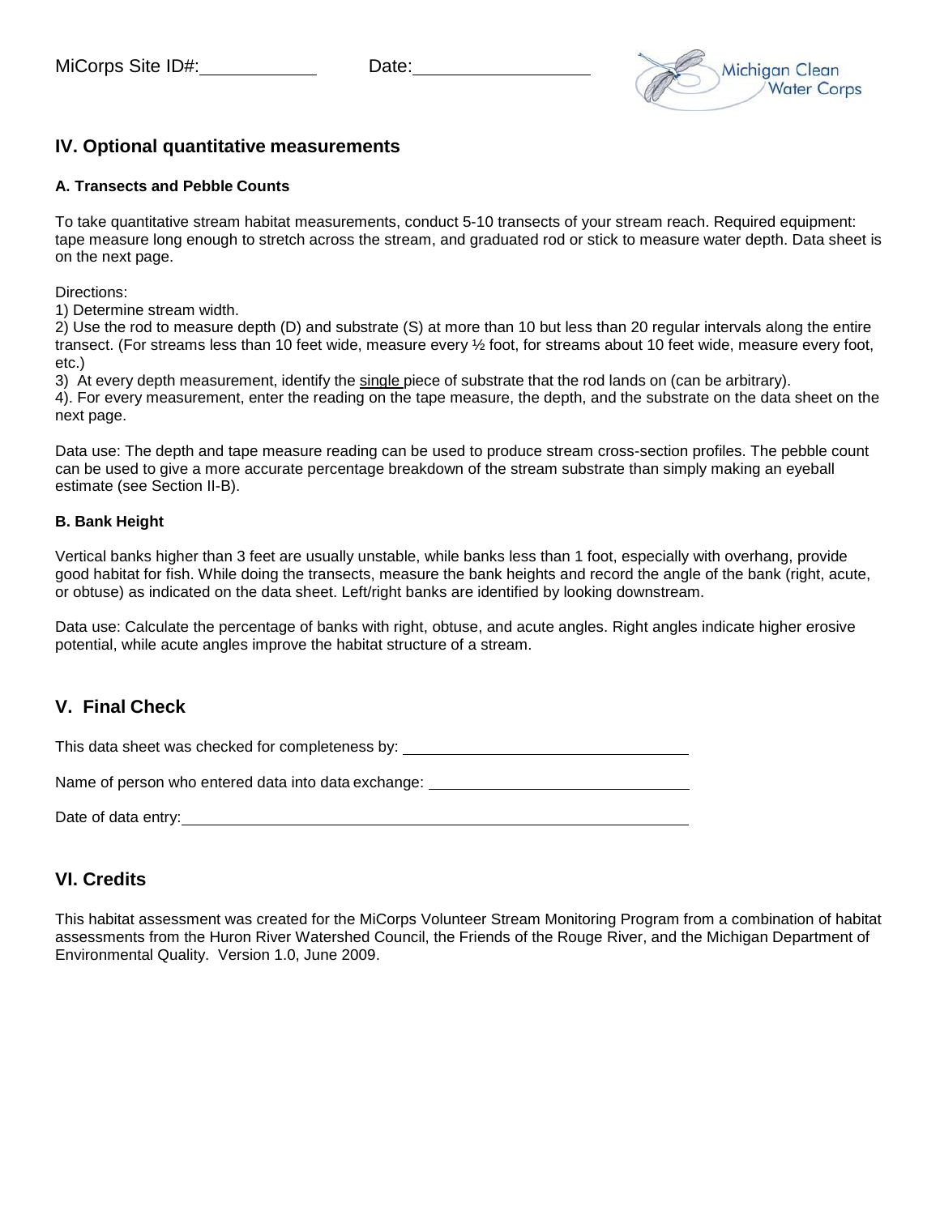MiCorps Site ID#:____________ Date:_________________

## IV. Optional quantitative measurements

### A. Transects and Pebble Counts

To take quantitative stream habitat measurements, conduct 5-10 transects of your stream reach. Required equipment: tape measure long enough to stretch across the stream, and graduated rod or stick to measure water depth. Data sheet is on the next page.

Directions:
1) Determine stream width.
2) Use the rod to measure depth (D) and substrate (S) at more than 10 but less than 20 regular intervals along the entire transect. (For streams less than 10 feet wide, measure every ½ foot, for streams about 10 feet wide, measure every foot, etc.)
3) At every depth measurement, identify the single piece of substrate that the rod lands on (can be arbitrary).
4). For every measurement, enter the reading on the tape measure, the depth, and the substrate on the data sheet on the next page.

Data use: The depth and tape measure reading can be used to produce stream cross-section profiles. The pebble count can be used to give a more accurate percentage breakdown of the stream substrate than simply making an eyeball estimate (see Section II-B).

### B. Bank Height

Vertical banks higher than 3 feet are usually unstable, while banks less than 1 foot, especially with overhang, provide good habitat for fish. While doing the transects, measure the bank heights and record the angle of the bank (right, acute, or obtuse) as indicated on the data sheet. Left/right banks are identified by looking downstream.

Data use: Calculate the percentage of banks with right, obtuse, and acute angles. Right angles indicate higher erosive potential, while acute angles improve the habitat structure of a stream.

## V. Final Check

This data sheet was checked for completeness by: ________________________________

Name of person who entered data into data exchange: ______________________________

Date of data entry: ____________________________________________________________

## VI. Credits

This habitat assessment was created for the MiCorps Volunteer Stream Monitoring Program from a combination of habitat assessments from the Huron River Watershed Council, the Friends of the Rouge River, and the Michigan Department of Environmental Quality. Version 1.0, June 2009.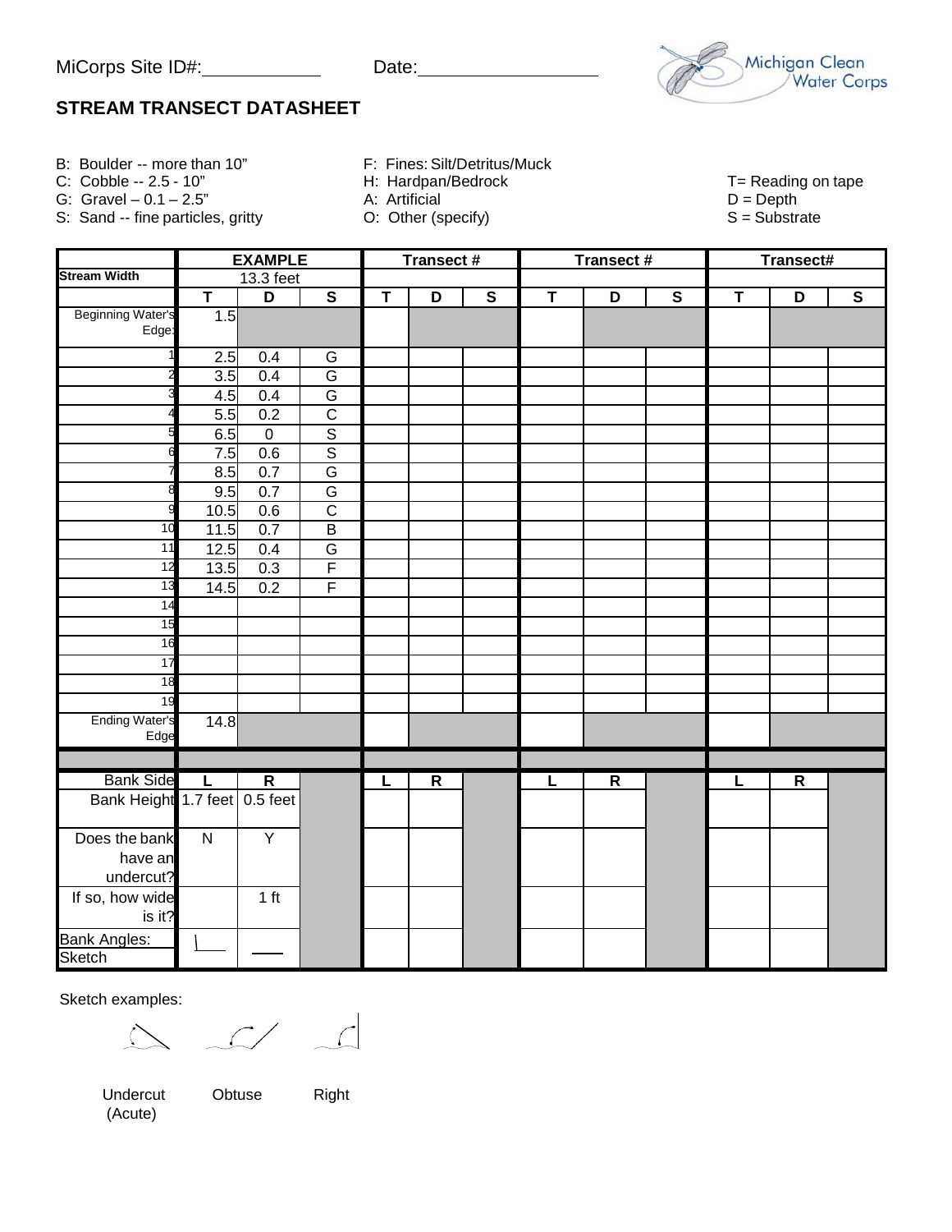MiCorps Site ID#:____________ Date:__________________

Michigan Clean Water Corps

## STREAM TRANSECT DATASHEET

B: Boulder -- more than 10"
C: Cobble -- 2.5 - 10"
G: Gravel – 0.1 – 2.5"
S: Sand -- fine particles, gritty

F: Fines: Silt/Detritus/Muck
H: Hardpan/Bedrock
A: Artificial
O: Other (specify)

T= Reading on tape
D = Depth
S = Substrate

| | EXAMPLE | | | Transect # | | | Transect # | | | Transect# | | |
|---|---|---|---|---|---|---|---|---|---|---|---|---|
| **Stream Width** | 13.3 feet | | | | | | | | | | | |
| | T | D | S | T | D | S | T | D | S | T | D | S |
| Beginning Water's Edge | 1.5 | | | | | | | | | | | |
| 1 | 2.5 | 0.4 | G | | | | | | | | | |
| 2 | 3.5 | 0.4 | G | | | | | | | | | |
| 3 | 4.5 | 0.4 | G | | | | | | | | | |
| 4 | 5.5 | 0.2 | C | | | | | | | | | |
| 5 | 6.5 | 0 | S | | | | | | | | | |
| 6 | 7.5 | 0.6 | S | | | | | | | | | |
| 7 | 8.5 | 0.7 | G | | | | | | | | | |
| 8 | 9.5 | 0.7 | G | | | | | | | | | |
| 9 | 10.5 | 0.6 | C | | | | | | | | | |
| 10 | 11.5 | 0.7 | B | | | | | | | | | |
| 11 | 12.5 | 0.4 | G | | | | | | | | | |
| 12 | 13.5 | 0.3 | F | | | | | | | | | |
| 13 | 14.5 | 0.2 | F | | | | | | | | | |
| 14 | | | | | | | | | | | | |
| 15 | | | | | | | | | | | | |
| 16 | | | | | | | | | | | | |
| 17 | | | | | | | | | | | | |
| 18 | | | | | | | | | | | | |
| 19 | | | | | | | | | | | | |
| Ending Water's Edge | 14.8 | | | | | | | | | | | |
| | | | | | | | | | | | | |
| Bank Side | L | R | | L | R | | L | R | | L | R | |
| Bank Height | 1.7 feet | 0.5 feet | | | | | | | | | | |
| Does the bank have an undercut? | N | Y | | | | | | | | | | |
| If so, how wide is it? | | 1 ft | | | | | | | | | | |
| Bank Angles: Sketch | | | | | | | | | | | | |

Sketch examples:

Undercut (Acute) Obtuse Right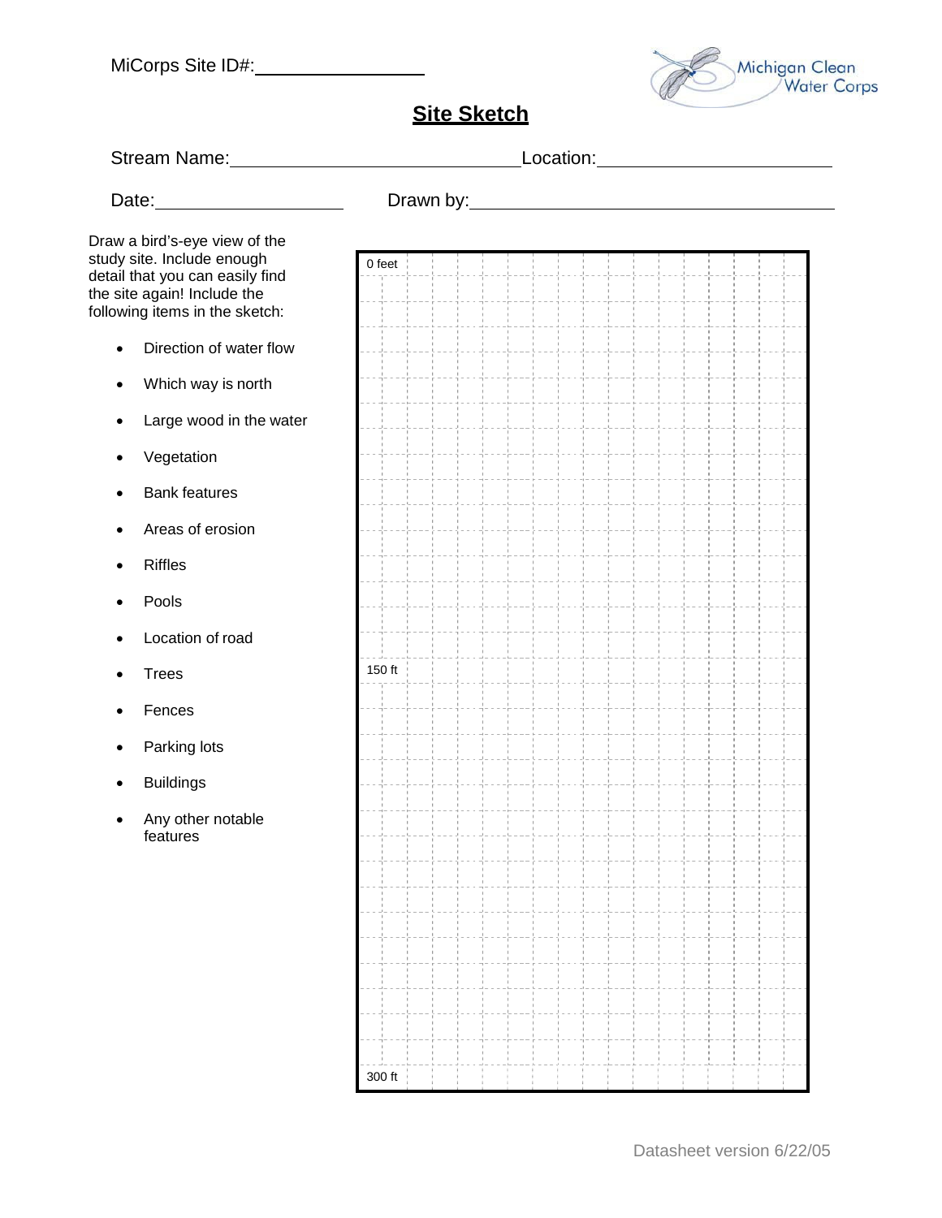MiCorps Site ID#: ________________

Michigan Clean Water Corps

## Site Sketch

Stream Name: ______________________________ Location: ________________________

Date: ____________________ Drawn by: ______________________________________

Draw a bird's-eye view of the study site. Include enough detail that you can easily find the site again! Include the following items in the sketch:

- Direction of water flow
- Which way is north
- Large wood in the water
- Vegetation
- Bank features
- Areas of erosion
- Riffles
- Pools
- Location of road
- Trees
- Fences
- Parking lots
- Buildings
- Any other notable features

0 feet

150 ft

300 ft

Datasheet version 6/22/05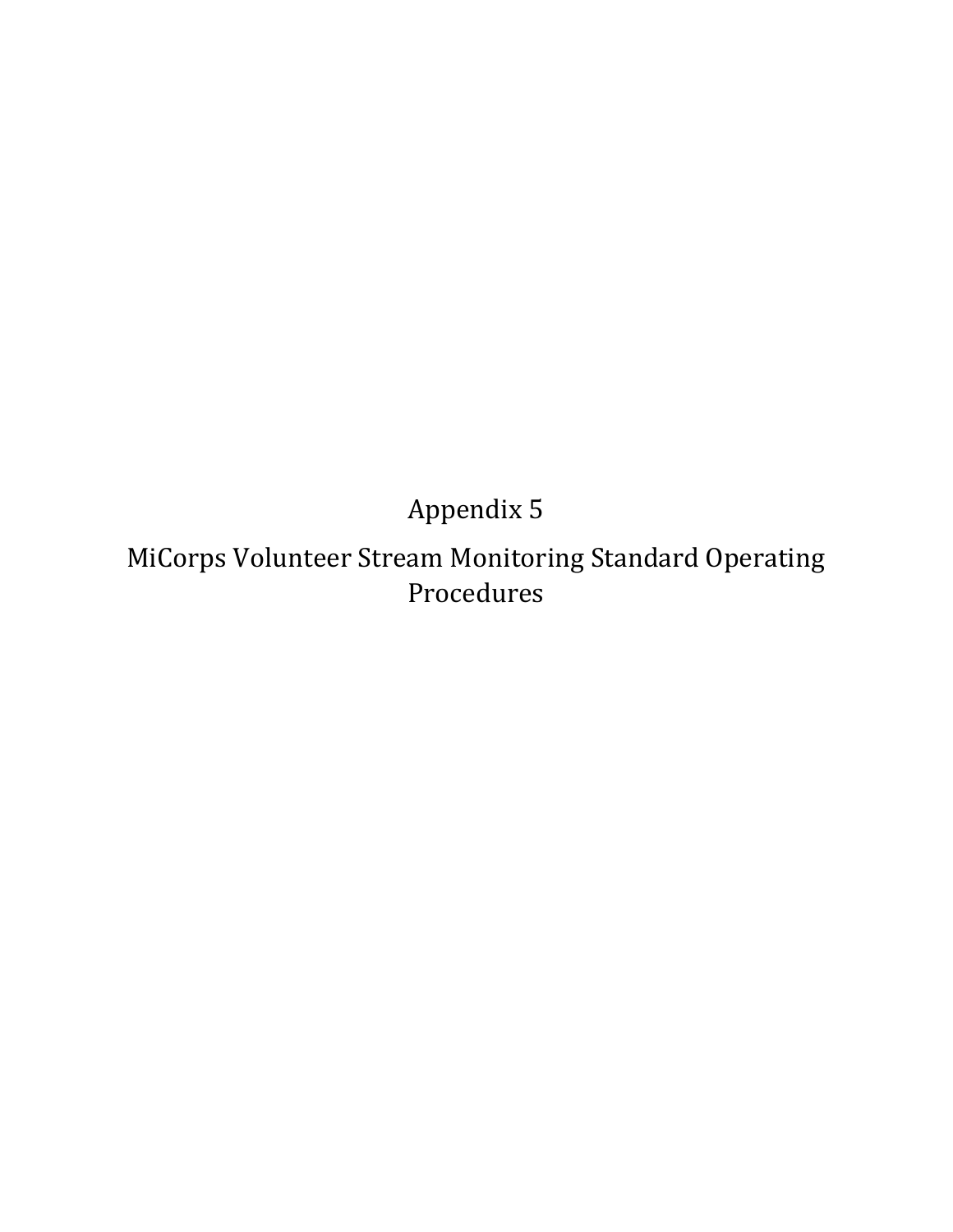# Appendix 5

# MiCorps Volunteer Stream Monitoring Standard Operating Procedures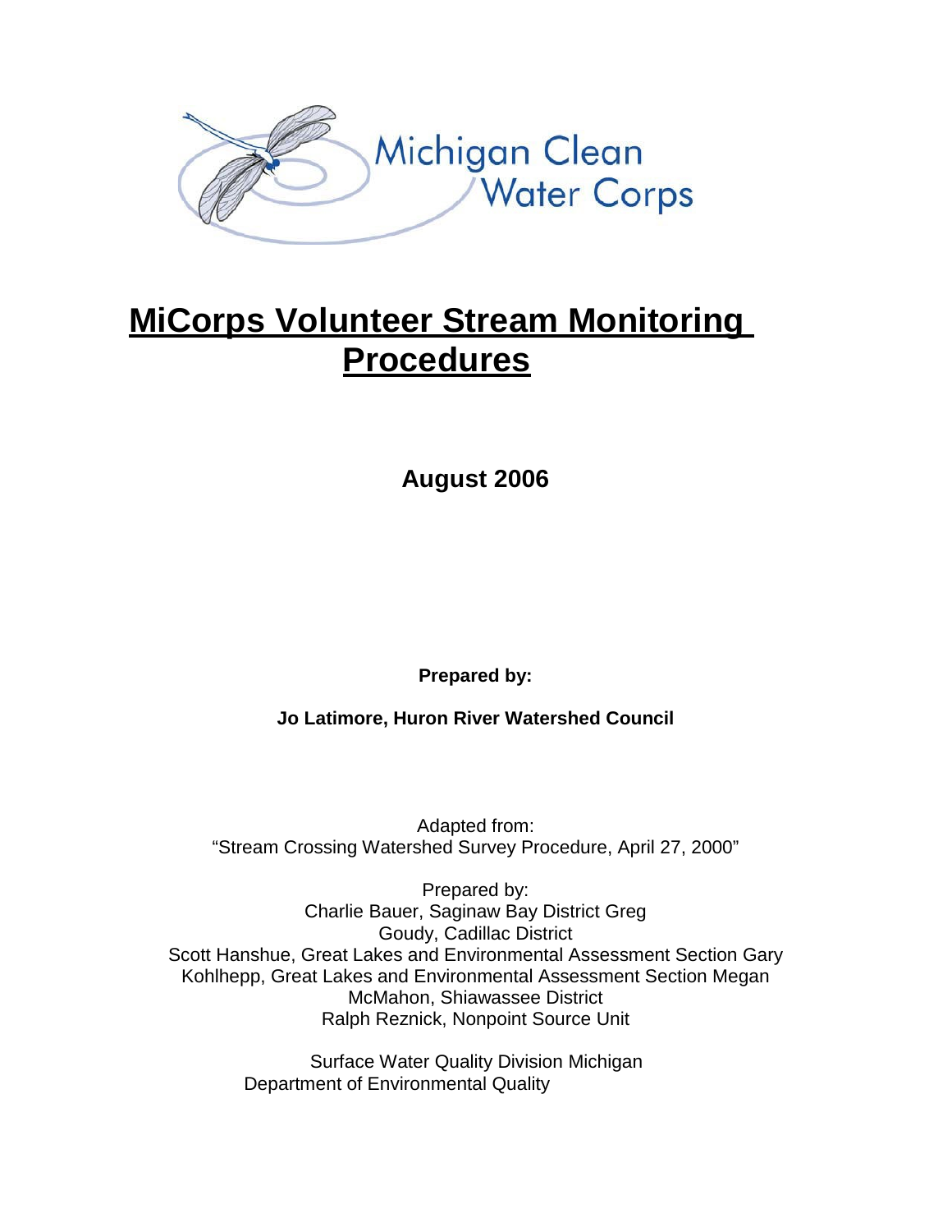Michigan Clean Water Corps

# MiCorps Volunteer Stream Monitoring Procedures

**August 2006**

**Prepared by:**

**Jo Latimore, Huron River Watershed Council**

Adapted from:
"Stream Crossing Watershed Survey Procedure, April 27, 2000"

Prepared by:
Charlie Bauer, Saginaw Bay District
Greg Goudy, Cadillac District
Scott Hanshue, Great Lakes and Environmental Assessment Section
Gary Kohlhepp, Great Lakes and Environmental Assessment Section
Megan McMahon, Shiawassee District
Ralph Reznick, Nonpoint Source Unit

Surface Water Quality Division
Michigan Department of Environmental Quality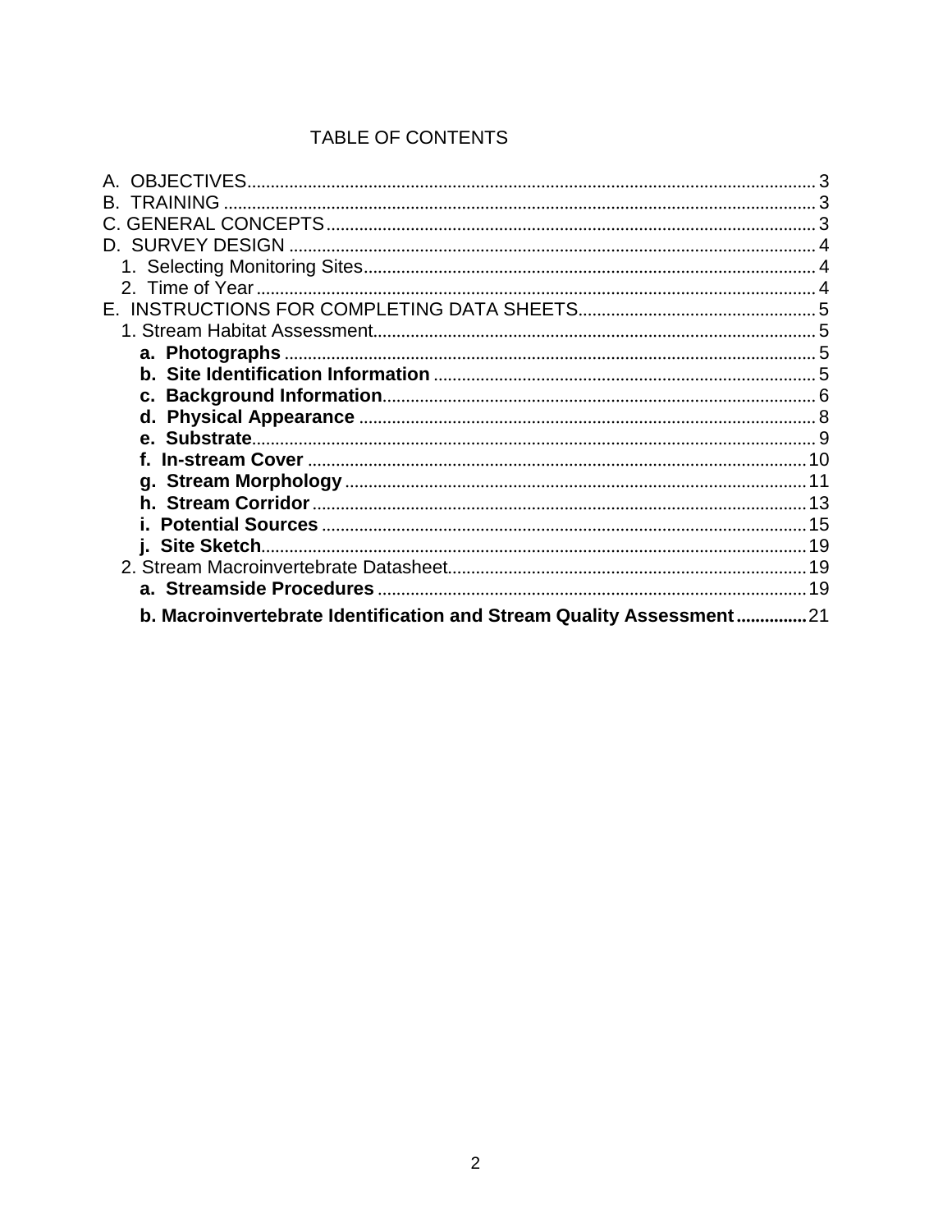# TABLE OF CONTENTS

A. OBJECTIVES ........ 3
B. TRAINING ........ 3
C. GENERAL CONCEPTS ........ 3
D. SURVEY DESIGN ........ 4
- 1. Selecting Monitoring Sites ........ 4
- 2. Time of Year ........ 4

E. INSTRUCTIONS FOR COMPLETING DATA SHEETS ........ 5
- 1. Stream Habitat Assessment ........ 5
  - **a. Photographs** ........ 5
  - **b. Site Identification Information** ........ 5
  - **c. Background Information** ........ 6
  - **d. Physical Appearance** ........ 8
  - **e. Substrate** ........ 9
  - **f. In-stream Cover** ........ 10
  - **g. Stream Morphology** ........ 11
  - **h. Stream Corridor** ........ 13
  - **i. Potential Sources** ........ 15
  - **j. Site Sketch** ........ 19
- 2. Stream Macroinvertebrate Datasheet ........ 19
  - **a. Streamside Procedures** ........ 19
  - **b. Macroinvertebrate Identification and Stream Quality Assessment** ........ 21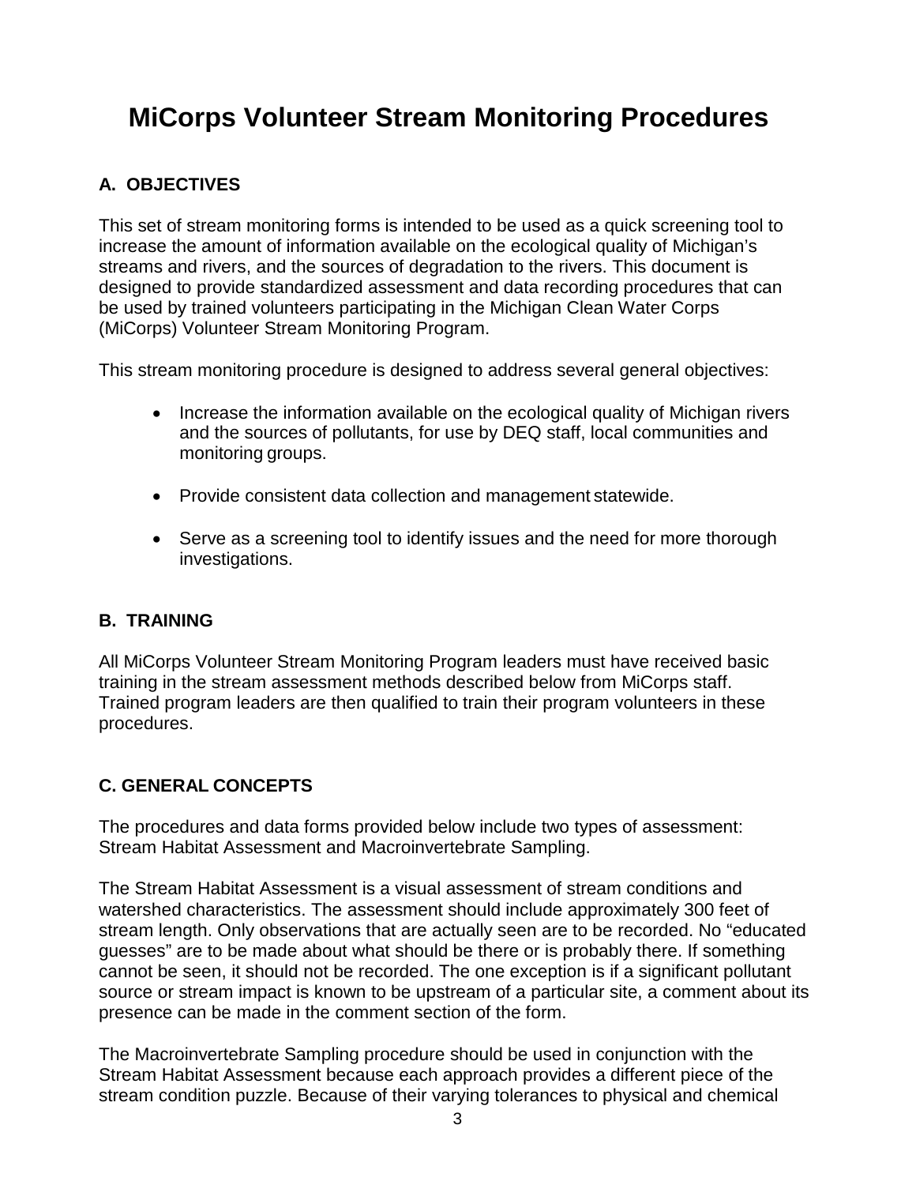# MiCorps Volunteer Stream Monitoring Procedures

## A. OBJECTIVES

This set of stream monitoring forms is intended to be used as a quick screening tool to increase the amount of information available on the ecological quality of Michigan's streams and rivers, and the sources of degradation to the rivers. This document is designed to provide standardized assessment and data recording procedures that can be used by trained volunteers participating in the Michigan Clean Water Corps (MiCorps) Volunteer Stream Monitoring Program.

This stream monitoring procedure is designed to address several general objectives:

- Increase the information available on the ecological quality of Michigan rivers and the sources of pollutants, for use by DEQ staff, local communities and monitoring groups.
- Provide consistent data collection and management statewide.
- Serve as a screening tool to identify issues and the need for more thorough investigations.

## B. TRAINING

All MiCorps Volunteer Stream Monitoring Program leaders must have received basic training in the stream assessment methods described below from MiCorps staff. Trained program leaders are then qualified to train their program volunteers in these procedures.

## C. GENERAL CONCEPTS

The procedures and data forms provided below include two types of assessment: Stream Habitat Assessment and Macroinvertebrate Sampling.

The Stream Habitat Assessment is a visual assessment of stream conditions and watershed characteristics. The assessment should include approximately 300 feet of stream length. Only observations that are actually seen are to be recorded. No "educated guesses" are to be made about what should be there or is probably there. If something cannot be seen, it should not be recorded. The one exception is if a significant pollutant source or stream impact is known to be upstream of a particular site, a comment about its presence can be made in the comment section of the form.

The Macroinvertebrate Sampling procedure should be used in conjunction with the Stream Habitat Assessment because each approach provides a different piece of the stream condition puzzle. Because of their varying tolerances to physical and chemical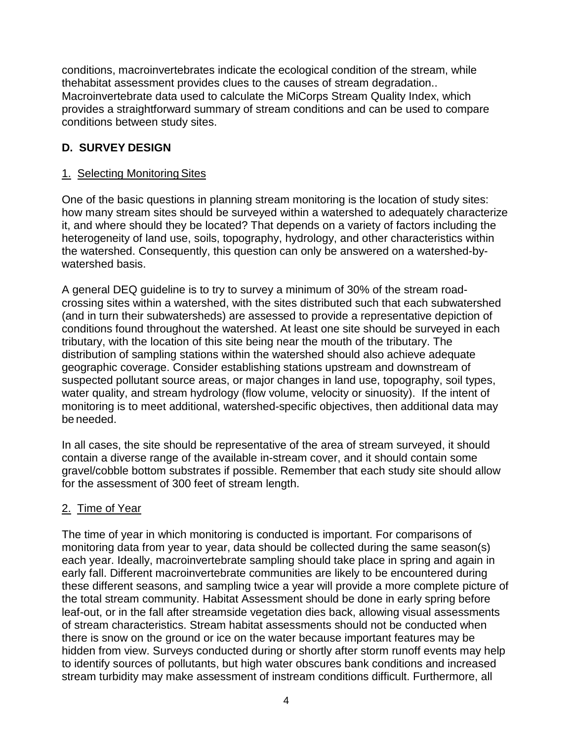conditions, macroinvertebrates indicate the ecological condition of the stream, while thehabitat assessment provides clues to the causes of stream degradation.. Macroinvertebrate data used to calculate the MiCorps Stream Quality Index, which provides a straightforward summary of stream conditions and can be used to compare conditions between study sites.

## D. SURVEY DESIGN

### 1. Selecting Monitoring Sites

One of the basic questions in planning stream monitoring is the location of study sites: how many stream sites should be surveyed within a watershed to adequately characterize it, and where should they be located? That depends on a variety of factors including the heterogeneity of land use, soils, topography, hydrology, and other characteristics within the watershed. Consequently, this question can only be answered on a watershed-by-watershed basis.

A general DEQ guideline is to try to survey a minimum of 30% of the stream road-crossing sites within a watershed, with the sites distributed such that each subwatershed (and in turn their subwatersheds) are assessed to provide a representative depiction of conditions found throughout the watershed. At least one site should be surveyed in each tributary, with the location of this site being near the mouth of the tributary. The distribution of sampling stations within the watershed should also achieve adequate geographic coverage. Consider establishing stations upstream and downstream of suspected pollutant source areas, or major changes in land use, topography, soil types, water quality, and stream hydrology (flow volume, velocity or sinuosity). If the intent of monitoring is to meet additional, watershed-specific objectives, then additional data may be needed.

In all cases, the site should be representative of the area of stream surveyed, it should contain a diverse range of the available in-stream cover, and it should contain some gravel/cobble bottom substrates if possible. Remember that each study site should allow for the assessment of 300 feet of stream length.

### 2. Time of Year

The time of year in which monitoring is conducted is important. For comparisons of monitoring data from year to year, data should be collected during the same season(s) each year. Ideally, macroinvertebrate sampling should take place in spring and again in early fall. Different macroinvertebrate communities are likely to be encountered during these different seasons, and sampling twice a year will provide a more complete picture of the total stream community. Habitat Assessment should be done in early spring before leaf-out, or in the fall after streamside vegetation dies back, allowing visual assessments of stream characteristics. Stream habitat assessments should not be conducted when there is snow on the ground or ice on the water because important features may be hidden from view. Surveys conducted during or shortly after storm runoff events may help to identify sources of pollutants, but high water obscures bank conditions and increased stream turbidity may make assessment of instream conditions difficult. Furthermore, all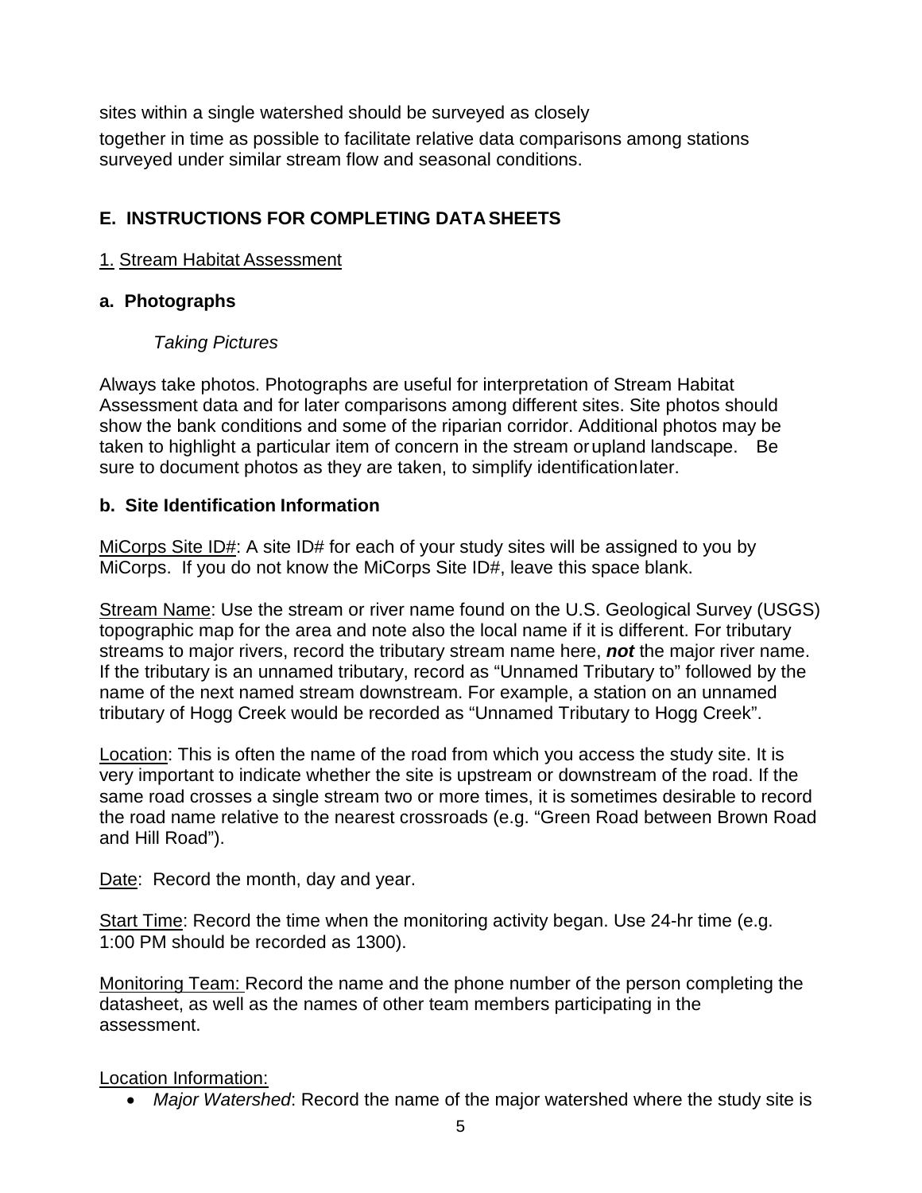sites within a single watershed should be surveyed as closely together in time as possible to facilitate relative data comparisons among stations surveyed under similar stream flow and seasonal conditions.

## E. INSTRUCTIONS FOR COMPLETING DATA SHEETS

### 1. Stream Habitat Assessment

#### a. Photographs

*Taking Pictures*

Always take photos. Photographs are useful for interpretation of Stream Habitat Assessment data and for later comparisons among different sites. Site photos should show the bank conditions and some of the riparian corridor. Additional photos may be taken to highlight a particular item of concern in the stream or upland landscape. Be sure to document photos as they are taken, to simplify identification later.

#### b. Site Identification Information

MiCorps Site ID#: A site ID# for each of your study sites will be assigned to you by MiCorps. If you do not know the MiCorps Site ID#, leave this space blank.

Stream Name: Use the stream or river name found on the U.S. Geological Survey (USGS) topographic map for the area and note also the local name if it is different. For tributary streams to major rivers, record the tributary stream name here, ***not*** the major river name. If the tributary is an unnamed tributary, record as "Unnamed Tributary to" followed by the name of the next named stream downstream. For example, a station on an unnamed tributary of Hogg Creek would be recorded as "Unnamed Tributary to Hogg Creek".

Location: This is often the name of the road from which you access the study site. It is very important to indicate whether the site is upstream or downstream of the road. If the same road crosses a single stream two or more times, it is sometimes desirable to record the road name relative to the nearest crossroads (e.g. "Green Road between Brown Road and Hill Road").

Date: Record the month, day and year.

Start Time: Record the time when the monitoring activity began. Use 24-hr time (e.g. 1:00 PM should be recorded as 1300).

Monitoring Team: Record the name and the phone number of the person completing the datasheet, as well as the names of other team members participating in the assessment.

Location Information:

- *Major Watershed*: Record the name of the major watershed where the study site is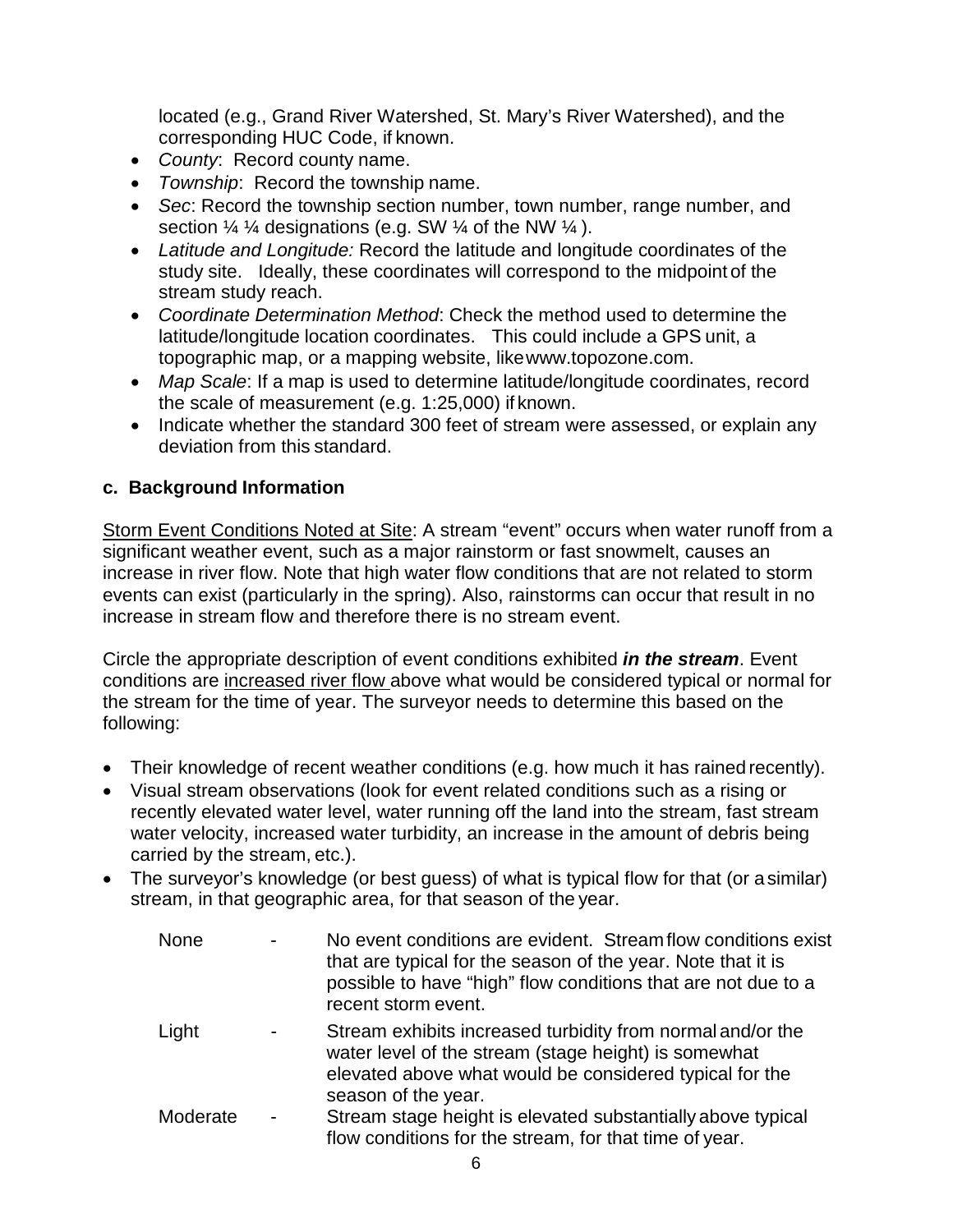located (e.g., Grand River Watershed, St. Mary's River Watershed), and the corresponding HUC Code, if known.

- *County*: Record county name.
- *Township*: Record the township name.
- *Sec*: Record the township section number, town number, range number, and section ¼ ¼ designations (e.g. SW ¼ of the NW ¼ ).
- *Latitude and Longitude:* Record the latitude and longitude coordinates of the study site. Ideally, these coordinates will correspond to the midpoint of the stream study reach.
- *Coordinate Determination Method*: Check the method used to determine the latitude/longitude location coordinates. This could include a GPS unit, a topographic map, or a mapping website, like www.topozone.com.
- *Map Scale*: If a map is used to determine latitude/longitude coordinates, record the scale of measurement (e.g. 1:25,000) if known.
- Indicate whether the standard 300 feet of stream were assessed, or explain any deviation from this standard.

### c. Background Information

<u>Storm Event Conditions Noted at Site</u>: A stream "event" occurs when water runoff from a significant weather event, such as a major rainstorm or fast snowmelt, causes an increase in river flow. Note that high water flow conditions that are not related to storm events can exist (particularly in the spring). Also, rainstorms can occur that result in no increase in stream flow and therefore there is no stream event.

Circle the appropriate description of event conditions exhibited ***in the stream***. Event conditions are <u>increased river flow</u> above what would be considered typical or normal for the stream for the time of year. The surveyor needs to determine this based on the following:

- Their knowledge of recent weather conditions (e.g. how much it has rained recently).
- Visual stream observations (look for event related conditions such as a rising or recently elevated water level, water running off the land into the stream, fast stream water velocity, increased water turbidity, an increase in the amount of debris being carried by the stream, etc.).
- The surveyor's knowledge (or best guess) of what is typical flow for that (or a similar) stream, in that geographic area, for that season of the year.

| | | |
|---|---|---|
| None | - | No event conditions are evident. Stream flow conditions exist that are typical for the season of the year. Note that it is possible to have "high" flow conditions that are not due to a recent storm event. |
| Light | - | Stream exhibits increased turbidity from normal and/or the water level of the stream (stage height) is somewhat elevated above what would be considered typical for the season of the year. |
| Moderate | - | Stream stage height is elevated substantially above typical flow conditions for the stream, for that time of year. |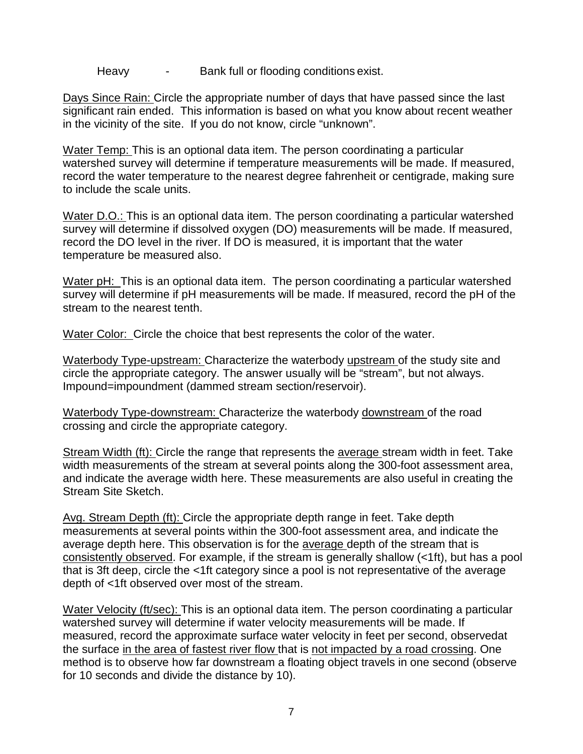Heavy - Bank full or flooding conditions exist.

<u>Days Since Rain:</u> Circle the appropriate number of days that have passed since the last significant rain ended. This information is based on what you know about recent weather in the vicinity of the site. If you do not know, circle "unknown".

<u>Water Temp:</u> This is an optional data item. The person coordinating a particular watershed survey will determine if temperature measurements will be made. If measured, record the water temperature to the nearest degree fahrenheit or centigrade, making sure to include the scale units.

<u>Water D.O.:</u> This is an optional data item. The person coordinating a particular watershed survey will determine if dissolved oxygen (DO) measurements will be made. If measured, record the DO level in the river. If DO is measured, it is important that the water temperature be measured also.

<u>Water pH:</u> This is an optional data item. The person coordinating a particular watershed survey will determine if pH measurements will be made. If measured, record the pH of the stream to the nearest tenth.

<u>Water Color:</u> Circle the choice that best represents the color of the water.

<u>Waterbody Type-upstream:</u> Characterize the waterbody <u>upstream</u> of the study site and circle the appropriate category. The answer usually will be "stream", but not always. Impound=impoundment (dammed stream section/reservoir).

<u>Waterbody Type-downstream:</u> Characterize the waterbody <u>downstream</u> of the road crossing and circle the appropriate category.

<u>Stream Width (ft):</u> Circle the range that represents the <u>average</u> stream width in feet. Take width measurements of the stream at several points along the 300-foot assessment area, and indicate the average width here. These measurements are also useful in creating the Stream Site Sketch.

<u>Avg. Stream Depth (ft):</u> Circle the appropriate depth range in feet. Take depth measurements at several points within the 300-foot assessment area, and indicate the average depth here. This observation is for the <u>average</u> depth of the stream that is <u>consistently observed</u>. For example, if the stream is generally shallow (<1ft), but has a pool that is 3ft deep, circle the <1ft category since a pool is not representative of the average depth of <1ft observed over most of the stream.

<u>Water Velocity (ft/sec):</u> This is an optional data item. The person coordinating a particular watershed survey will determine if water velocity measurements will be made. If measured, record the approximate surface water velocity in feet per second, observedat the surface <u>in the area of fastest river flow</u> that is <u>not impacted by a road crossing</u>. One method is to observe how far downstream a floating object travels in one second (observe for 10 seconds and divide the distance by 10).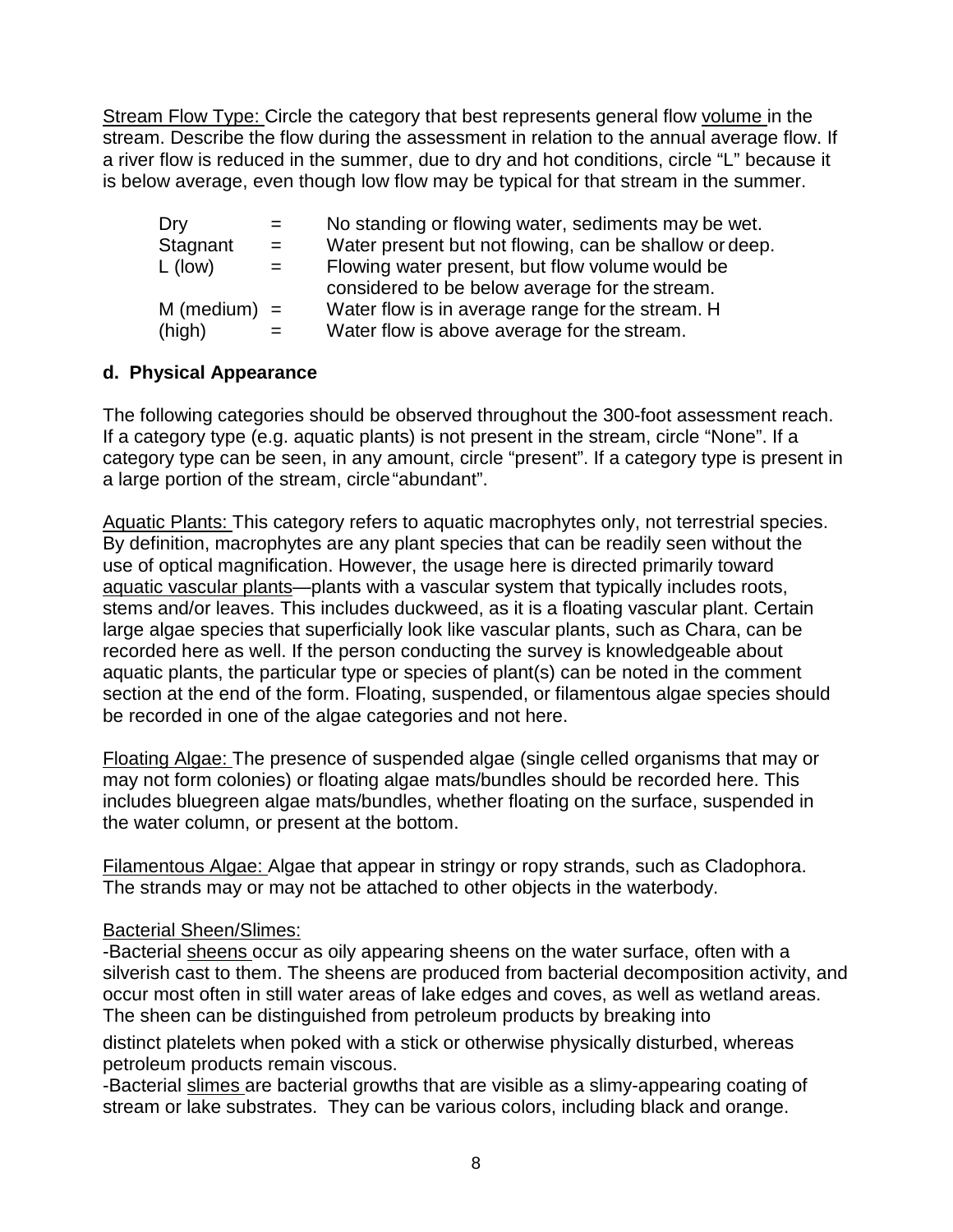Stream Flow Type: Circle the category that best represents general flow volume in the stream. Describe the flow during the assessment in relation to the annual average flow. If a river flow is reduced in the summer, due to dry and hot conditions, circle "L" because it is below average, even though low flow may be typical for that stream in the summer.

| | | |
|---|---|---|
| Dry | = | No standing or flowing water, sediments may be wet. |
| Stagnant | = | Water present but not flowing, can be shallow or deep. |
| L (low) | = | Flowing water present, but flow volume would be considered to be below average for the stream. |
| M (medium) | = | Water flow is in average range for the stream. H |
| (high) | = | Water flow is above average for the stream. |

### d. Physical Appearance

The following categories should be observed throughout the 300-foot assessment reach. If a category type (e.g. aquatic plants) is not present in the stream, circle "None". If a category type can be seen, in any amount, circle "present". If a category type is present in a large portion of the stream, circle "abundant".

Aquatic Plants: This category refers to aquatic macrophytes only, not terrestrial species. By definition, macrophytes are any plant species that can be readily seen without the use of optical magnification. However, the usage here is directed primarily toward aquatic vascular plants—plants with a vascular system that typically includes roots, stems and/or leaves. This includes duckweed, as it is a floating vascular plant. Certain large algae species that superficially look like vascular plants, such as Chara, can be recorded here as well. If the person conducting the survey is knowledgeable about aquatic plants, the particular type or species of plant(s) can be noted in the comment section at the end of the form. Floating, suspended, or filamentous algae species should be recorded in one of the algae categories and not here.

Floating Algae: The presence of suspended algae (single celled organisms that may or may not form colonies) or floating algae mats/bundles should be recorded here. This includes bluegreen algae mats/bundles, whether floating on the surface, suspended in the water column, or present at the bottom.

Filamentous Algae: Algae that appear in stringy or ropy strands, such as Cladophora. The strands may or may not be attached to other objects in the waterbody.

Bacterial Sheen/Slimes:

-Bacterial sheens occur as oily appearing sheens on the water surface, often with a silverish cast to them. The sheens are produced from bacterial decomposition activity, and occur most often in still water areas of lake edges and coves, as well as wetland areas. The sheen can be distinguished from petroleum products by breaking into distinct platelets when poked with a stick or otherwise physically disturbed, whereas petroleum products remain viscous.

-Bacterial slimes are bacterial growths that are visible as a slimy-appearing coating of stream or lake substrates. They can be various colors, including black and orange.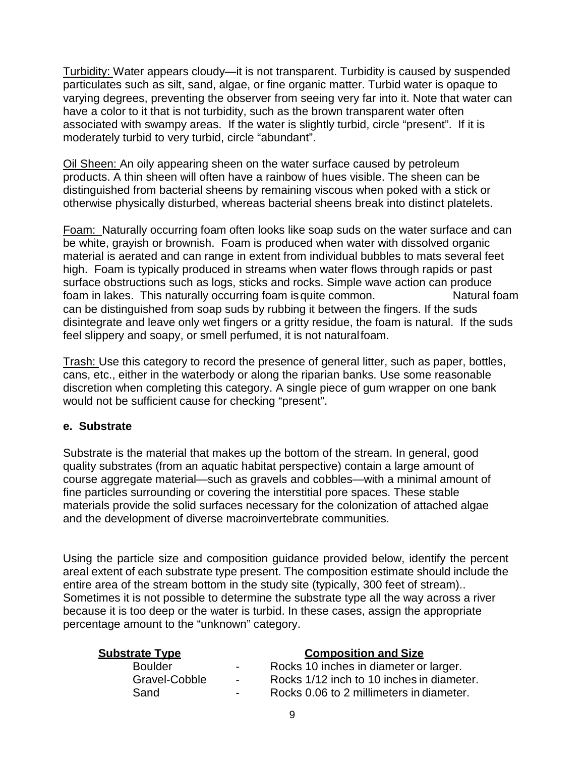Turbidity: Water appears cloudy—it is not transparent. Turbidity is caused by suspended particulates such as silt, sand, algae, or fine organic matter. Turbid water is opaque to varying degrees, preventing the observer from seeing very far into it. Note that water can have a color to it that is not turbidity, such as the brown transparent water often associated with swampy areas. If the water is slightly turbid, circle "present". If it is moderately turbid to very turbid, circle "abundant".

Oil Sheen: An oily appearing sheen on the water surface caused by petroleum products. A thin sheen will often have a rainbow of hues visible. The sheen can be distinguished from bacterial sheens by remaining viscous when poked with a stick or otherwise physically disturbed, whereas bacterial sheens break into distinct platelets.

Foam: Naturally occurring foam often looks like soap suds on the water surface and can be white, grayish or brownish. Foam is produced when water with dissolved organic material is aerated and can range in extent from individual bubbles to mats several feet high. Foam is typically produced in streams when water flows through rapids or past surface obstructions such as logs, sticks and rocks. Simple wave action can produce foam in lakes. This naturally occurring foam is quite common. Natural foam can be distinguished from soap suds by rubbing it between the fingers. If the suds disintegrate and leave only wet fingers or a gritty residue, the foam is natural. If the suds feel slippery and soapy, or smell perfumed, it is not natural foam.

Trash: Use this category to record the presence of general litter, such as paper, bottles, cans, etc., either in the waterbody or along the riparian banks. Use some reasonable discretion when completing this category. A single piece of gum wrapper on one bank would not be sufficient cause for checking "present".

**e. Substrate**

Substrate is the material that makes up the bottom of the stream. In general, good quality substrates (from an aquatic habitat perspective) contain a large amount of course aggregate material—such as gravels and cobbles—with a minimal amount of fine particles surrounding or covering the interstitial pore spaces. These stable materials provide the solid surfaces necessary for the colonization of attached algae and the development of diverse macroinvertebrate communities.

Using the particle size and composition guidance provided below, identify the percent areal extent of each substrate type present. The composition estimate should include the entire area of the stream bottom in the study site (typically, 300 feet of stream).. Sometimes it is not possible to determine the substrate type all the way across a river because it is too deep or the water is turbid. In these cases, assign the appropriate percentage amount to the "unknown" category.

| Substrate Type | | Composition and Size |
|---|---|---|
| Boulder | - | Rocks 10 inches in diameter or larger. |
| Gravel-Cobble | - | Rocks 1/12 inch to 10 inches in diameter. |
| Sand | - | Rocks 0.06 to 2 millimeters in diameter. |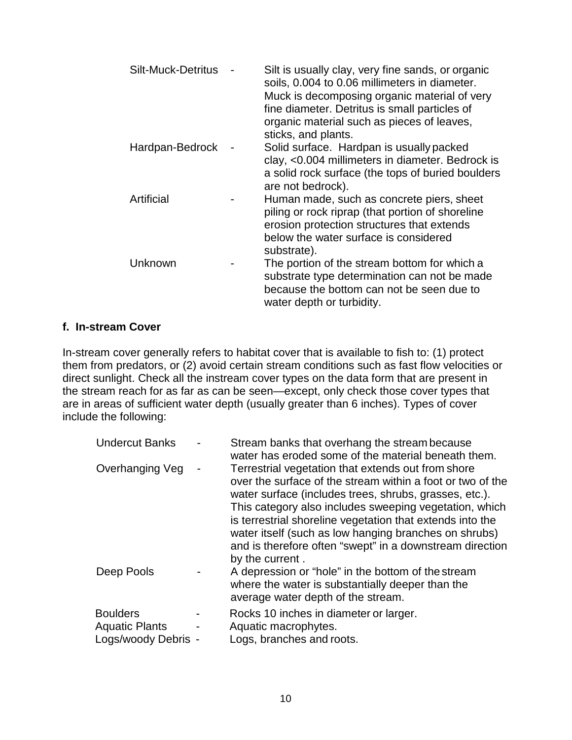| | | |
|---|---|---|
| Silt-Muck-Detritus | - | Silt is usually clay, very fine sands, or organic soils, 0.004 to 0.06 millimeters in diameter. Muck is decomposing organic material of very fine diameter. Detritus is small particles of organic material such as pieces of leaves, sticks, and plants. |
| Hardpan-Bedrock | - | Solid surface. Hardpan is usually packed clay, <0.004 millimeters in diameter. Bedrock is a solid rock surface (the tops of buried boulders are not bedrock). |
| Artificial | - | Human made, such as concrete piers, sheet piling or rock riprap (that portion of shoreline erosion protection structures that extends below the water surface is considered substrate). |
| Unknown | - | The portion of the stream bottom for which a substrate type determination can not be made because the bottom can not be seen due to water depth or turbidity. |

### f. In-stream Cover

In-stream cover generally refers to habitat cover that is available to fish to: (1) protect them from predators, or (2) avoid certain stream conditions such as fast flow velocities or direct sunlight. Check all the instream cover types on the data form that are present in the stream reach for as far as can be seen—except, only check those cover types that are in areas of sufficient water depth (usually greater than 6 inches). Types of cover include the following:

| | | |
|---|---|---|
| Undercut Banks | - | Stream banks that overhang the stream because water has eroded some of the material beneath them. |
| Overhanging Veg | - | Terrestrial vegetation that extends out from shore over the surface of the stream within a foot or two of the water surface (includes trees, shrubs, grasses, etc.). This category also includes sweeping vegetation, which is terrestrial shoreline vegetation that extends into the water itself (such as low hanging branches on shrubs) and is therefore often "swept" in a downstream direction by the current . |
| Deep Pools | - | A depression or "hole" in the bottom of the stream where the water is substantially deeper than the average water depth of the stream. |
| Boulders | - | Rocks 10 inches in diameter or larger. |
| Aquatic Plants | - | Aquatic macrophytes. |
| Logs/woody Debris | - | Logs, branches and roots. |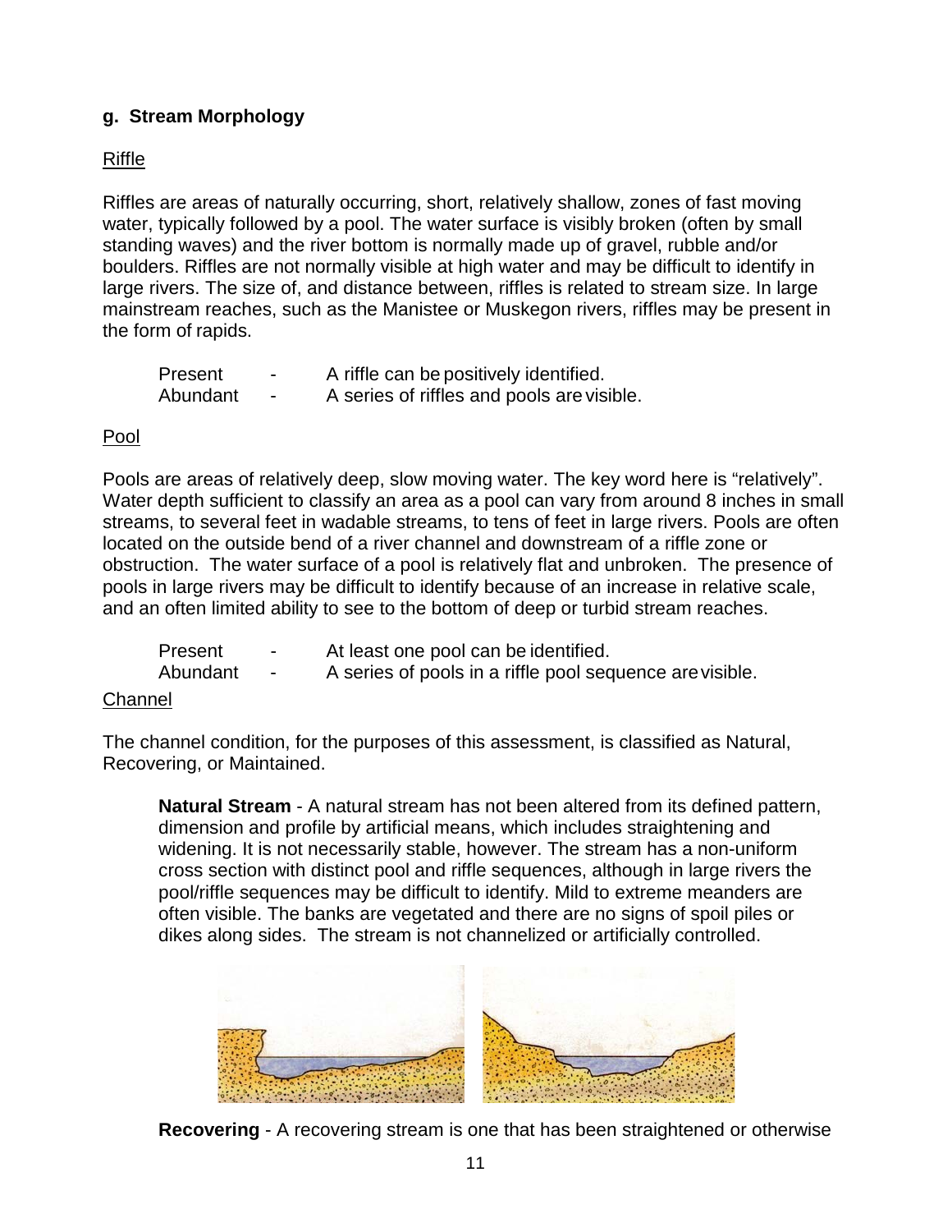### g. Stream Morphology

Riffle

Riffles are areas of naturally occurring, short, relatively shallow, zones of fast moving water, typically followed by a pool. The water surface is visibly broken (often by small standing waves) and the river bottom is normally made up of gravel, rubble and/or boulders. Riffles are not normally visible at high water and may be difficult to identify in large rivers. The size of, and distance between, riffles is related to stream size. In large mainstream reaches, such as the Manistee or Muskegon rivers, riffles may be present in the form of rapids.

| | | |
|---|---|---|
| Present | - | A riffle can be positively identified. |
| Abundant | - | A series of riffles and pools are visible. |

Pool

Pools are areas of relatively deep, slow moving water. The key word here is "relatively". Water depth sufficient to classify an area as a pool can vary from around 8 inches in small streams, to several feet in wadable streams, to tens of feet in large rivers. Pools are often located on the outside bend of a river channel and downstream of a riffle zone or obstruction. The water surface of a pool is relatively flat and unbroken. The presence of pools in large rivers may be difficult to identify because of an increase in relative scale, and an often limited ability to see to the bottom of deep or turbid stream reaches.

| | | |
|---|---|---|
| Present | - | At least one pool can be identified. |
| Abundant | - | A series of pools in a riffle pool sequence are visible. |

Channel

The channel condition, for the purposes of this assessment, is classified as Natural, Recovering, or Maintained.

**Natural Stream** - A natural stream has not been altered from its defined pattern, dimension and profile by artificial means, which includes straightening and widening. It is not necessarily stable, however. The stream has a non-uniform cross section with distinct pool and riffle sequences, although in large rivers the pool/riffle sequences may be difficult to identify. Mild to extreme meanders are often visible. The banks are vegetated and there are no signs of spoil piles or dikes along sides. The stream is not channelized or artificially controlled.

**Recovering** - A recovering stream is one that has been straightened or otherwise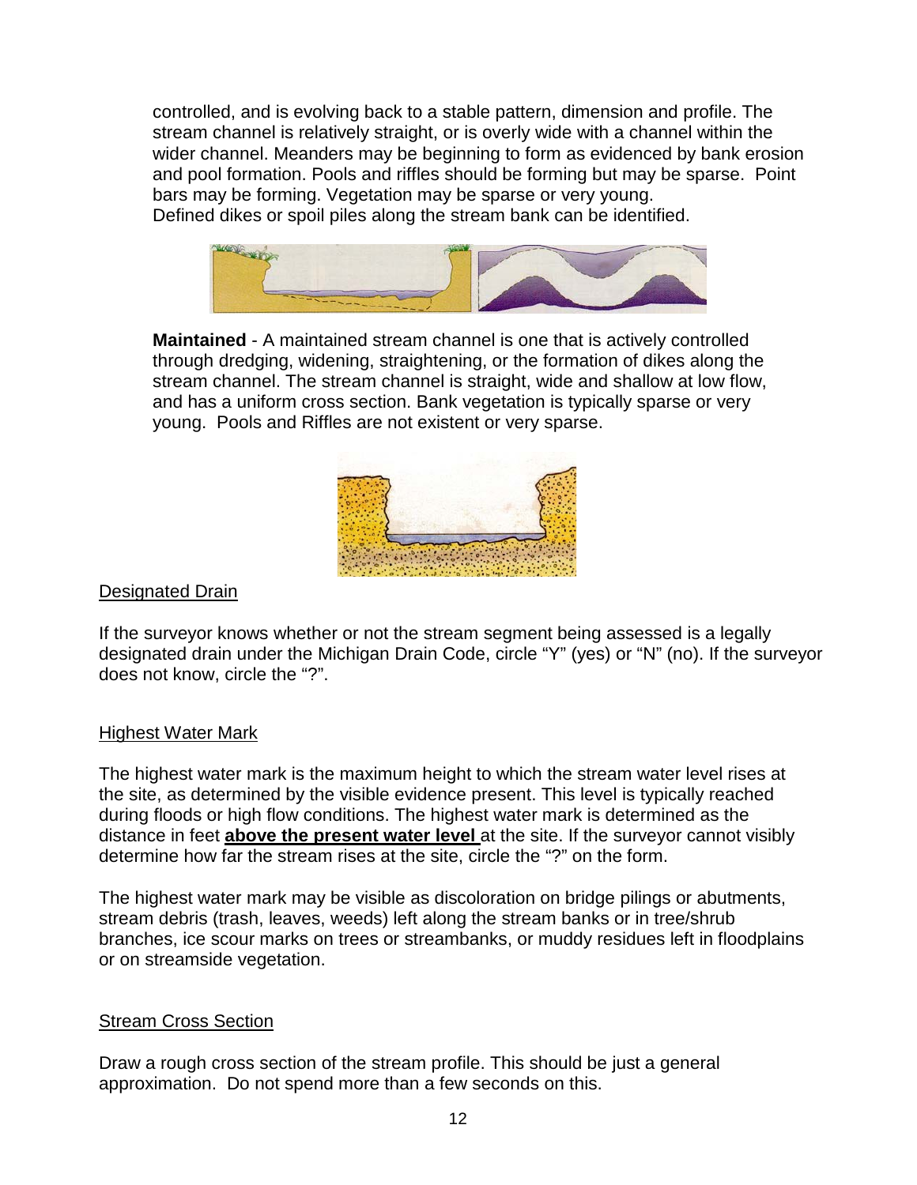controlled, and is evolving back to a stable pattern, dimension and profile. The stream channel is relatively straight, or is overly wide with a channel within the wider channel. Meanders may be beginning to form as evidenced by bank erosion and pool formation. Pools and riffles should be forming but may be sparse. Point bars may be forming. Vegetation may be sparse or very young.
Defined dikes or spoil piles along the stream bank can be identified.

**Maintained** - A maintained stream channel is one that is actively controlled through dredging, widening, straightening, or the formation of dikes along the stream channel. The stream channel is straight, wide and shallow at low flow, and has a uniform cross section. Bank vegetation is typically sparse or very young. Pools and Riffles are not existent or very sparse.

Designated Drain

If the surveyor knows whether or not the stream segment being assessed is a legally designated drain under the Michigan Drain Code, circle "Y" (yes) or "N" (no). If the surveyor does not know, circle the "?".

Highest Water Mark

The highest water mark is the maximum height to which the stream water level rises at the site, as determined by the visible evidence present. This level is typically reached during floods or high flow conditions. The highest water mark is determined as the distance in feet **above the present water level** at the site. If the surveyor cannot visibly determine how far the stream rises at the site, circle the "?" on the form.

The highest water mark may be visible as discoloration on bridge pilings or abutments, stream debris (trash, leaves, weeds) left along the stream banks or in tree/shrub branches, ice scour marks on trees or streambanks, or muddy residues left in floodplains or on streamside vegetation.

Stream Cross Section

Draw a rough cross section of the stream profile. This should be just a general approximation. Do not spend more than a few seconds on this.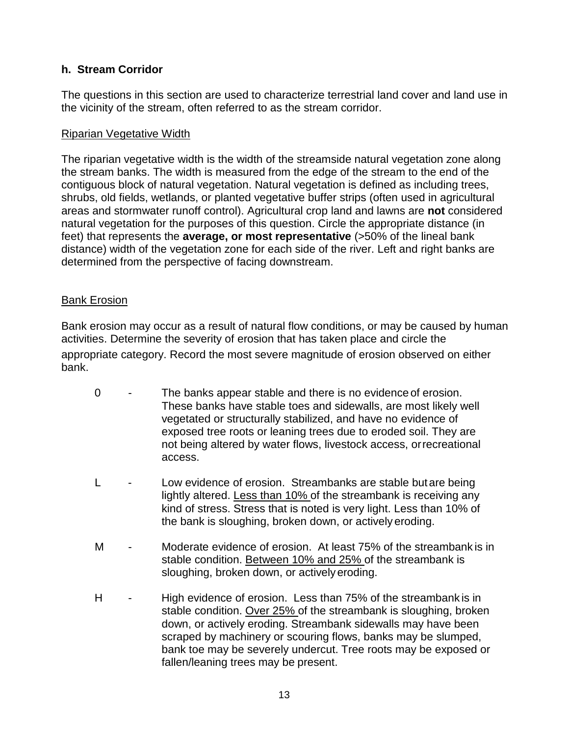### h. Stream Corridor

The questions in this section are used to characterize terrestrial land cover and land use in the vicinity of the stream, often referred to as the stream corridor.

Riparian Vegetative Width

The riparian vegetative width is the width of the streamside natural vegetation zone along the stream banks. The width is measured from the edge of the stream to the end of the contiguous block of natural vegetation. Natural vegetation is defined as including trees, shrubs, old fields, wetlands, or planted vegetative buffer strips (often used in agricultural areas and stormwater runoff control). Agricultural crop land and lawns are **not** considered natural vegetation for the purposes of this question. Circle the appropriate distance (in feet) that represents the **average, or most representative** (>50% of the lineal bank distance) width of the vegetation zone for each side of the river. Left and right banks are determined from the perspective of facing downstream.

Bank Erosion

Bank erosion may occur as a result of natural flow conditions, or may be caused by human activities. Determine the severity of erosion that has taken place and circle the appropriate category. Record the most severe magnitude of erosion observed on either bank.

- 0 - The banks appear stable and there is no evidence of erosion. These banks have stable toes and sidewalls, are most likely well vegetated or structurally stabilized, and have no evidence of exposed tree roots or leaning trees due to eroded soil. They are not being altered by water flows, livestock access, or recreational access.
- L - Low evidence of erosion. Streambanks are stable but are being lightly altered. Less than 10% of the streambank is receiving any kind of stress. Stress that is noted is very light. Less than 10% of the bank is sloughing, broken down, or actively eroding.
- M - Moderate evidence of erosion. At least 75% of the streambank is in stable condition. Between 10% and 25% of the streambank is sloughing, broken down, or actively eroding.
- H - High evidence of erosion. Less than 75% of the streambank is in stable condition. Over 25% of the streambank is sloughing, broken down, or actively eroding. Streambank sidewalls may have been scraped by machinery or scouring flows, banks may be slumped, bank toe may be severely undercut. Tree roots may be exposed or fallen/leaning trees may be present.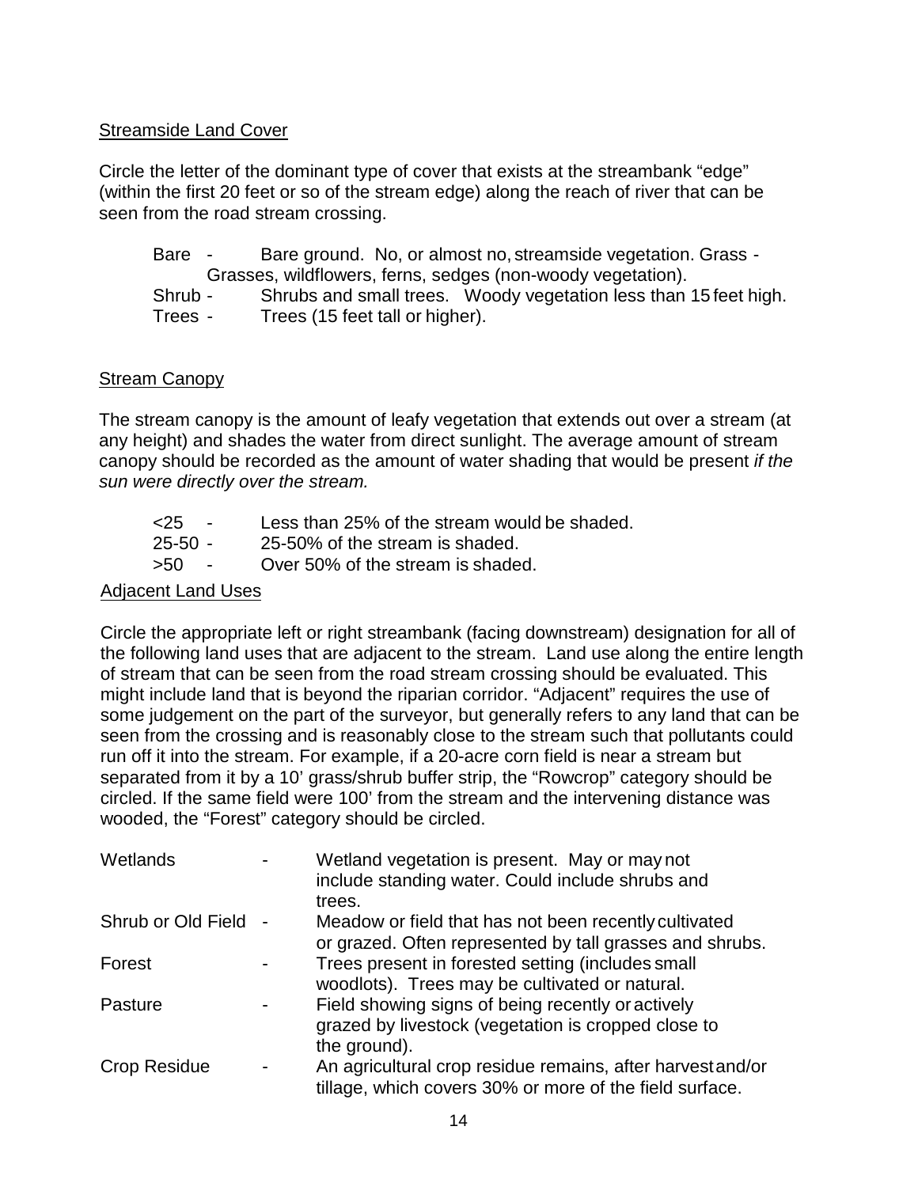## Streamside Land Cover

Circle the letter of the dominant type of cover that exists at the streambank "edge" (within the first 20 feet or so of the stream edge) along the reach of river that can be seen from the road stream crossing.

Bare - Bare ground. No, or almost no, streamside vegetation. Grass - Grasses, wildflowers, ferns, sedges (non-woody vegetation).
Shrub - Shrubs and small trees. Woody vegetation less than 15 feet high.
Trees - Trees (15 feet tall or higher).

## Stream Canopy

The stream canopy is the amount of leafy vegetation that extends out over a stream (at any height) and shades the water from direct sunlight. The average amount of stream canopy should be recorded as the amount of water shading that would be present *if the sun were directly over the stream.*

<25 - Less than 25% of the stream would be shaded.
25-50 - 25-50% of the stream is shaded.
>50 - Over 50% of the stream is shaded.

## Adjacent Land Uses

Circle the appropriate left or right streambank (facing downstream) designation for all of the following land uses that are adjacent to the stream. Land use along the entire length of stream that can be seen from the road stream crossing should be evaluated. This might include land that is beyond the riparian corridor. "Adjacent" requires the use of some judgement on the part of the surveyor, but generally refers to any land that can be seen from the crossing and is reasonably close to the stream such that pollutants could run off it into the stream. For example, if a 20-acre corn field is near a stream but separated from it by a 10' grass/shrub buffer strip, the "Rowcrop" category should be circled. If the same field were 100' from the stream and the intervening distance was wooded, the "Forest" category should be circled.

Wetlands - Wetland vegetation is present. May or may not include standing water. Could include shrubs and trees.

Shrub or Old Field - Meadow or field that has not been recently cultivated or grazed. Often represented by tall grasses and shrubs.

Forest - Trees present in forested setting (includes small woodlots). Trees may be cultivated or natural.

Pasture - Field showing signs of being recently or actively grazed by livestock (vegetation is cropped close to the ground).

Crop Residue - An agricultural crop residue remains, after harvest and/or tillage, which covers 30% or more of the field surface.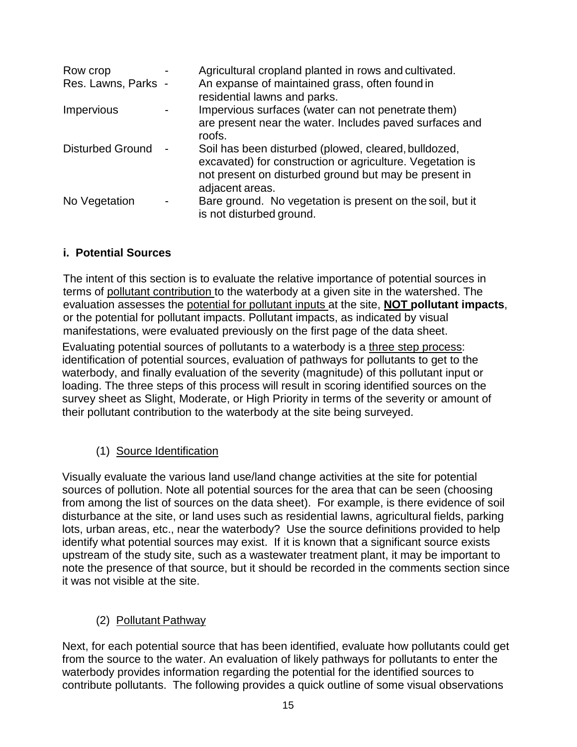| | | |
|---|---|---|
| Row crop | - | Agricultural cropland planted in rows and cultivated. |
| Res. Lawns, Parks | - | An expanse of maintained grass, often found in residential lawns and parks. |
| Impervious | - | Impervious surfaces (water can not penetrate them) are present near the water. Includes paved surfaces and roofs. |
| Disturbed Ground | - | Soil has been disturbed (plowed, cleared, bulldozed, excavated) for construction or agriculture. Vegetation is not present on disturbed ground but may be present in adjacent areas. |
| No Vegetation | - | Bare ground. No vegetation is present on the soil, but it is not disturbed ground. |

### i. Potential Sources

The intent of this section is to evaluate the relative importance of potential sources in terms of pollutant contribution to the waterbody at a given site in the watershed. The evaluation assesses the potential for pollutant inputs at the site, **NOT pollutant impacts**, or the potential for pollutant impacts. Pollutant impacts, as indicated by visual manifestations, were evaluated previously on the first page of the data sheet.

Evaluating potential sources of pollutants to a waterbody is a three step process: identification of potential sources, evaluation of pathways for pollutants to get to the waterbody, and finally evaluation of the severity (magnitude) of this pollutant input or loading. The three steps of this process will result in scoring identified sources on the survey sheet as Slight, Moderate, or High Priority in terms of the severity or amount of their pollutant contribution to the waterbody at the site being surveyed.

#### (1) Source Identification

Visually evaluate the various land use/land change activities at the site for potential sources of pollution. Note all potential sources for the area that can be seen (choosing from among the list of sources on the data sheet). For example, is there evidence of soil disturbance at the site, or land uses such as residential lawns, agricultural fields, parking lots, urban areas, etc., near the waterbody? Use the source definitions provided to help identify what potential sources may exist. If it is known that a significant source exists upstream of the study site, such as a wastewater treatment plant, it may be important to note the presence of that source, but it should be recorded in the comments section since it was not visible at the site.

#### (2) Pollutant Pathway

Next, for each potential source that has been identified, evaluate how pollutants could get from the source to the water. An evaluation of likely pathways for pollutants to enter the waterbody provides information regarding the potential for the identified sources to contribute pollutants. The following provides a quick outline of some visual observations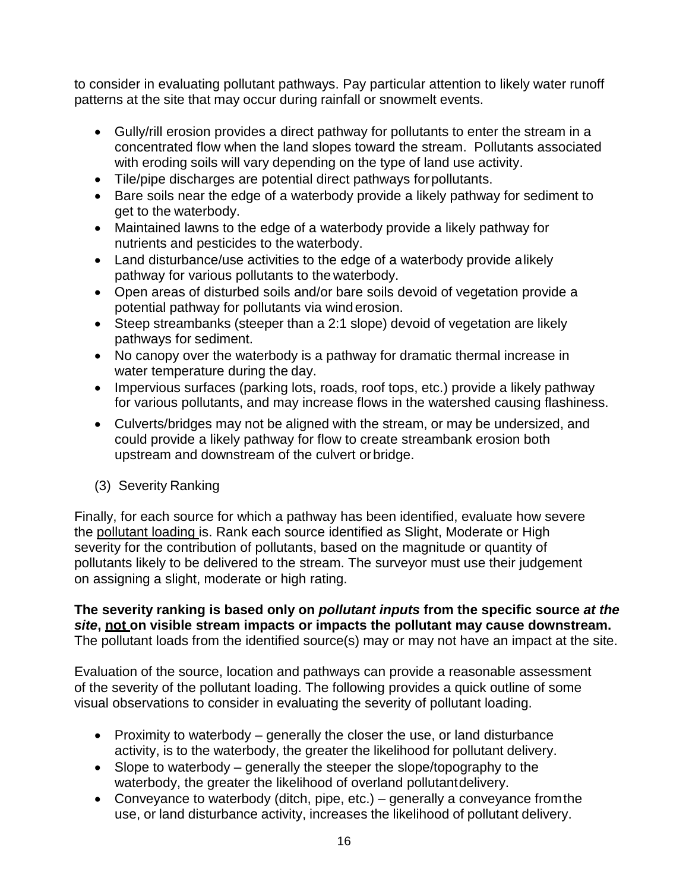to consider in evaluating pollutant pathways. Pay particular attention to likely water runoff patterns at the site that may occur during rainfall or snowmelt events.

- Gully/rill erosion provides a direct pathway for pollutants to enter the stream in a concentrated flow when the land slopes toward the stream. Pollutants associated with eroding soils will vary depending on the type of land use activity.
- Tile/pipe discharges are potential direct pathways for pollutants.
- Bare soils near the edge of a waterbody provide a likely pathway for sediment to get to the waterbody.
- Maintained lawns to the edge of a waterbody provide a likely pathway for nutrients and pesticides to the waterbody.
- Land disturbance/use activities to the edge of a waterbody provide a likely pathway for various pollutants to the waterbody.
- Open areas of disturbed soils and/or bare soils devoid of vegetation provide a potential pathway for pollutants via wind erosion.
- Steep streambanks (steeper than a 2:1 slope) devoid of vegetation are likely pathways for sediment.
- No canopy over the waterbody is a pathway for dramatic thermal increase in water temperature during the day.
- Impervious surfaces (parking lots, roads, roof tops, etc.) provide a likely pathway for various pollutants, and may increase flows in the watershed causing flashiness.
- Culverts/bridges may not be aligned with the stream, or may be undersized, and could provide a likely pathway for flow to create streambank erosion both upstream and downstream of the culvert or bridge.

(3) Severity Ranking

Finally, for each source for which a pathway has been identified, evaluate how severe the pollutant loading is. Rank each source identified as Slight, Moderate or High severity for the contribution of pollutants, based on the magnitude or quantity of pollutants likely to be delivered to the stream. The surveyor must use their judgement on assigning a slight, moderate or high rating.

**The severity ranking is based only on *pollutant inputs* from the specific source *at the site*, not on visible stream impacts or impacts the pollutant may cause downstream.** The pollutant loads from the identified source(s) may or may not have an impact at the site.

Evaluation of the source, location and pathways can provide a reasonable assessment of the severity of the pollutant loading. The following provides a quick outline of some visual observations to consider in evaluating the severity of pollutant loading.

- Proximity to waterbody – generally the closer the use, or land disturbance activity, is to the waterbody, the greater the likelihood for pollutant delivery.
- Slope to waterbody – generally the steeper the slope/topography to the waterbody, the greater the likelihood of overland pollutant delivery.
- Conveyance to waterbody (ditch, pipe, etc.) – generally a conveyance from the use, or land disturbance activity, increases the likelihood of pollutant delivery.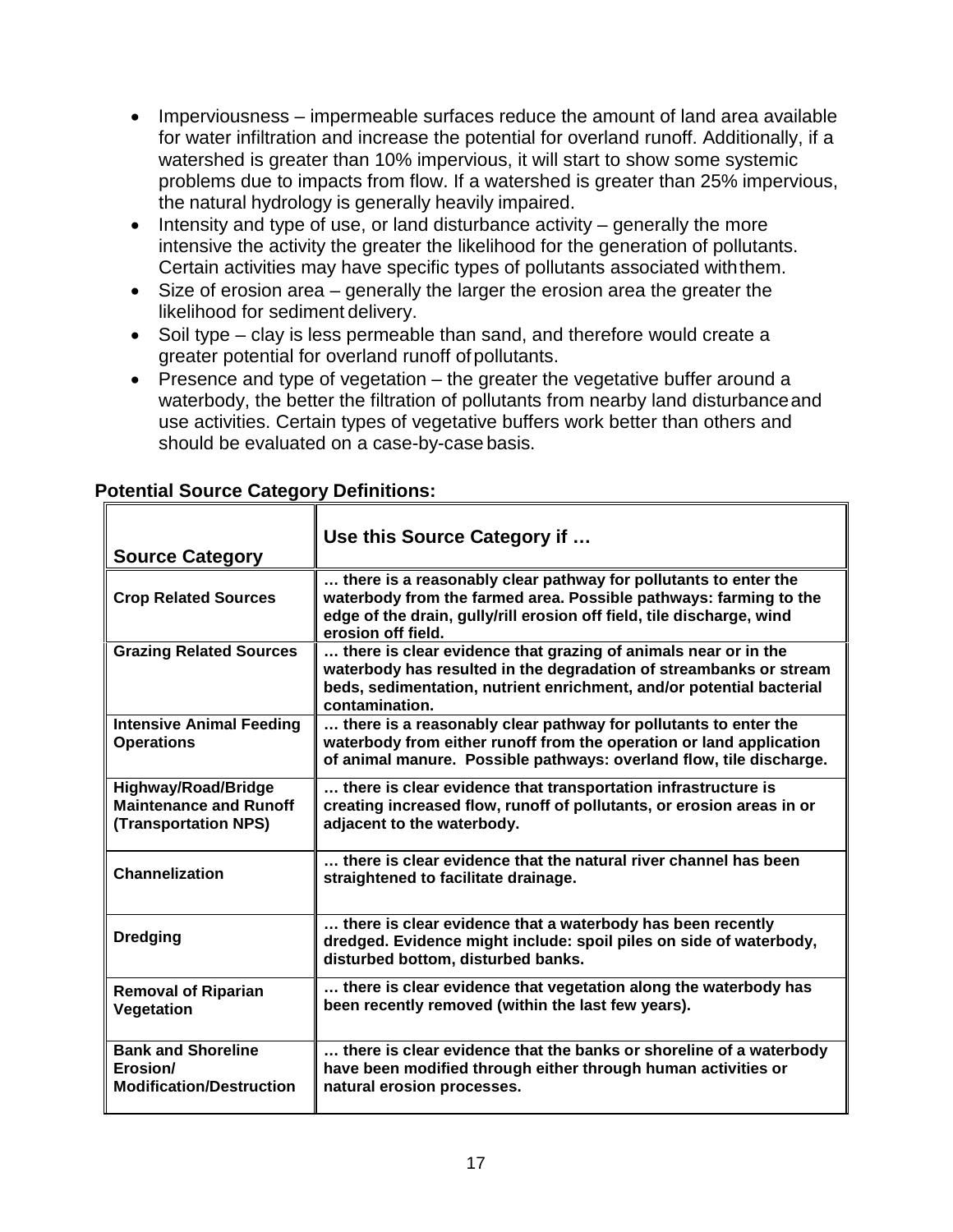- Imperviousness – impermeable surfaces reduce the amount of land area available for water infiltration and increase the potential for overland runoff. Additionally, if a watershed is greater than 10% impervious, it will start to show some systemic problems due to impacts from flow. If a watershed is greater than 25% impervious, the natural hydrology is generally heavily impaired.
- Intensity and type of use, or land disturbance activity – generally the more intensive the activity the greater the likelihood for the generation of pollutants. Certain activities may have specific types of pollutants associated with them.
- Size of erosion area – generally the larger the erosion area the greater the likelihood for sediment delivery.
- Soil type – clay is less permeable than sand, and therefore would create a greater potential for overland runoff of pollutants.
- Presence and type of vegetation – the greater the vegetative buffer around a waterbody, the better the filtration of pollutants from nearby land disturbance and use activities. Certain types of vegetative buffers work better than others and should be evaluated on a case-by-case basis.

**Potential Source Category Definitions:**

| Source Category | Use this Source Category if … |
|---|---|
| **Crop Related Sources** | **… there is a reasonably clear pathway for pollutants to enter the waterbody from the farmed area. Possible pathways: farming to the edge of the drain, gully/rill erosion off field, tile discharge, wind erosion off field.** |
| **Grazing Related Sources** | **… there is clear evidence that grazing of animals near or in the waterbody has resulted in the degradation of streambanks or stream beds, sedimentation, nutrient enrichment, and/or potential bacterial contamination.** |
| **Intensive Animal Feeding Operations** | **… there is a reasonably clear pathway for pollutants to enter the waterbody from either runoff from the operation or land application of animal manure. Possible pathways: overland flow, tile discharge.** |
| **Highway/Road/Bridge Maintenance and Runoff (Transportation NPS)** | **… there is clear evidence that transportation infrastructure is creating increased flow, runoff of pollutants, or erosion areas in or adjacent to the waterbody.** |
| **Channelization** | **… there is clear evidence that the natural river channel has been straightened to facilitate drainage.** |
| **Dredging** | **… there is clear evidence that a waterbody has been recently dredged. Evidence might include: spoil piles on side of waterbody, disturbed bottom, disturbed banks.** |
| **Removal of Riparian Vegetation** | **… there is clear evidence that vegetation along the waterbody has been recently removed (within the last few years).** |
| **Bank and Shoreline Erosion/ Modification/Destruction** | **… there is clear evidence that the banks or shoreline of a waterbody have been modified through either through human activities or natural erosion processes.** |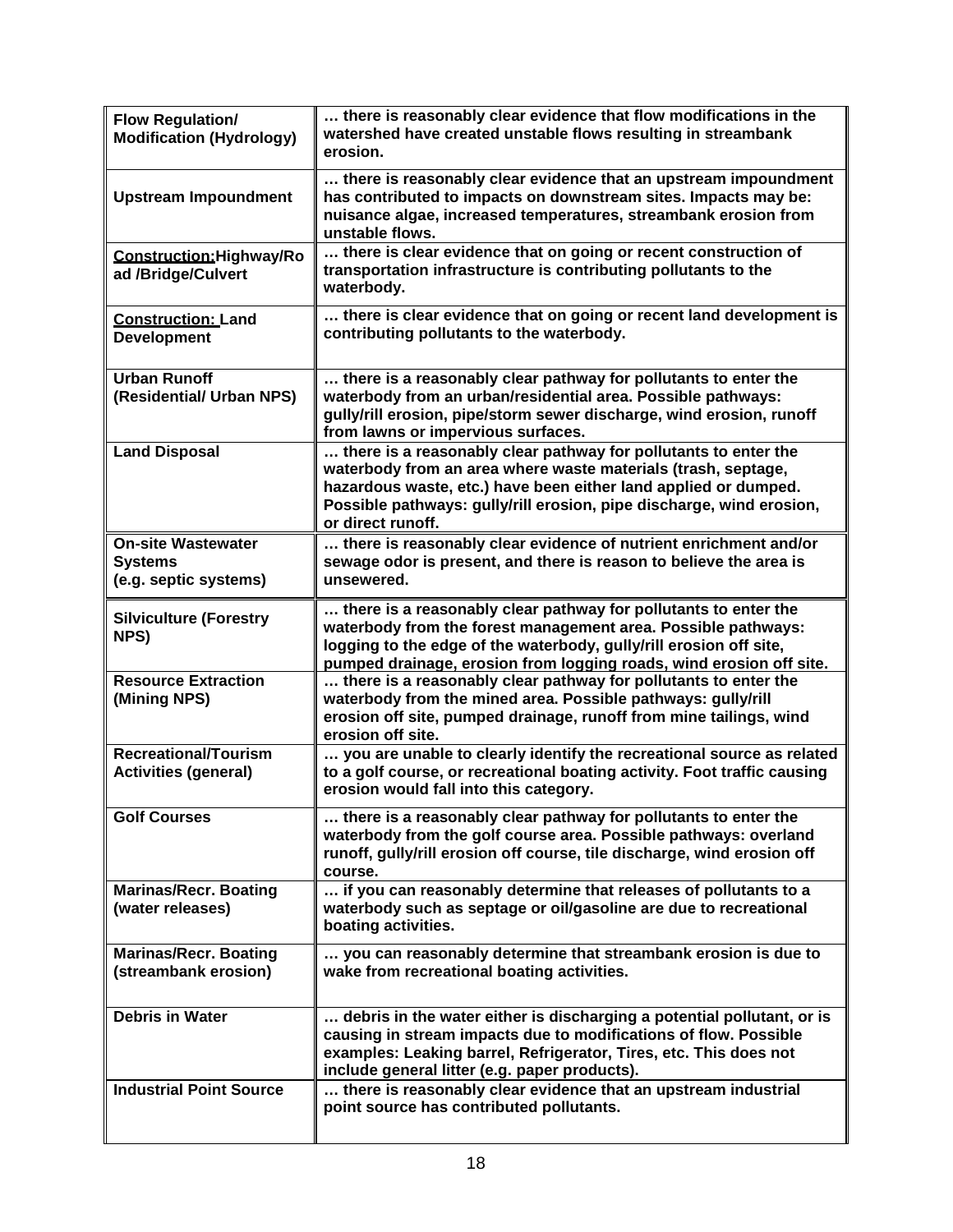| | |
|---|---|
| **Flow Regulation/ Modification (Hydrology)** | **… there is reasonably clear evidence that flow modifications in the watershed have created unstable flows resulting in streambank erosion.** |
| **Upstream Impoundment** | **… there is reasonably clear evidence that an upstream impoundment has contributed to impacts on downstream sites. Impacts may be: nuisance algae, increased temperatures, streambank erosion from unstable flows.** |
| **Construction:Highway/Road /Bridge/Culvert** | **… there is clear evidence that on going or recent construction of transportation infrastructure is contributing pollutants to the waterbody.** |
| **Construction: Land Development** | **… there is clear evidence that on going or recent land development is contributing pollutants to the waterbody.** |
| **Urban Runoff (Residential/ Urban NPS)** | **… there is a reasonably clear pathway for pollutants to enter the waterbody from an urban/residential area. Possible pathways: gully/rill erosion, pipe/storm sewer discharge, wind erosion, runoff from lawns or impervious surfaces.** |
| **Land Disposal** | **… there is a reasonably clear pathway for pollutants to enter the waterbody from an area where waste materials (trash, septage, hazardous waste, etc.) have been either land applied or dumped. Possible pathways: gully/rill erosion, pipe discharge, wind erosion, or direct runoff.** |
| **On-site Wastewater Systems (e.g. septic systems)** | **… there is reasonably clear evidence of nutrient enrichment and/or sewage odor is present, and there is reason to believe the area is unsewered.** |
| **Silviculture (Forestry NPS)** | **… there is a reasonably clear pathway for pollutants to enter the waterbody from the forest management area. Possible pathways: logging to the edge of the waterbody, gully/rill erosion off site, pumped drainage, erosion from logging roads, wind erosion off site.** |
| **Resource Extraction (Mining NPS)** | **… there is a reasonably clear pathway for pollutants to enter the waterbody from the mined area. Possible pathways: gully/rill erosion off site, pumped drainage, runoff from mine tailings, wind erosion off site.** |
| **Recreational/Tourism Activities (general)** | **… you are unable to clearly identify the recreational source as related to a golf course, or recreational boating activity. Foot traffic causing erosion would fall into this category.** |
| **Golf Courses** | **… there is a reasonably clear pathway for pollutants to enter the waterbody from the golf course area. Possible pathways: overland runoff, gully/rill erosion off course, tile discharge, wind erosion off course.** |
| **Marinas/Recr. Boating (water releases)** | **… if you can reasonably determine that releases of pollutants to a waterbody such as septage or oil/gasoline are due to recreational boating activities.** |
| **Marinas/Recr. Boating (streambank erosion)** | **… you can reasonably determine that streambank erosion is due to wake from recreational boating activities.** |
| **Debris in Water** | **… debris in the water either is discharging a potential pollutant, or is causing in stream impacts due to modifications of flow. Possible examples: Leaking barrel, Refrigerator, Tires, etc. This does not include general litter (e.g. paper products).** |
| **Industrial Point Source** | **… there is reasonably clear evidence that an upstream industrial point source has contributed pollutants.** |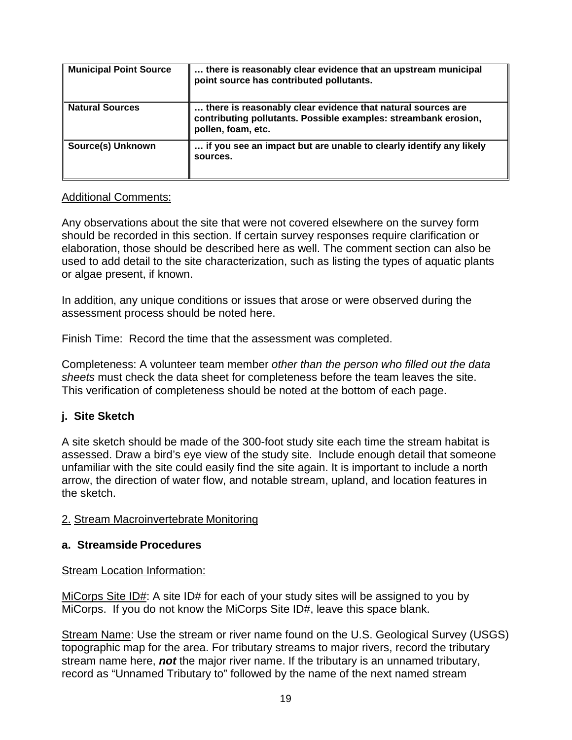| | |
|---|---|
| **Municipal Point Source** | **… there is reasonably clear evidence that an upstream municipal point source has contributed pollutants.** |
| **Natural Sources** | **… there is reasonably clear evidence that natural sources are contributing pollutants. Possible examples: streambank erosion, pollen, foam, etc.** |
| **Source(s) Unknown** | **… if you see an impact but are unable to clearly identify any likely sources.** |

<u>Additional Comments:</u>

Any observations about the site that were not covered elsewhere on the survey form should be recorded in this section. If certain survey responses require clarification or elaboration, those should be described here as well. The comment section can also be used to add detail to the site characterization, such as listing the types of aquatic plants or algae present, if known.

In addition, any unique conditions or issues that arose or were observed during the assessment process should be noted here.

Finish Time: Record the time that the assessment was completed.

Completeness: A volunteer team member *other than the person who filled out the data sheets* must check the data sheet for completeness before the team leaves the site. This verification of completeness should be noted at the bottom of each page.

### j. Site Sketch

A site sketch should be made of the 300-foot study site each time the stream habitat is assessed. Draw a bird's eye view of the study site. Include enough detail that someone unfamiliar with the site could easily find the site again. It is important to include a north arrow, the direction of water flow, and notable stream, upland, and location features in the sketch.

## <u>2. Stream Macroinvertebrate Monitoring</u>

### a. Streamside Procedures

<u>Stream Location Information:</u>

<u>MiCorps Site ID#</u>: A site ID# for each of your study sites will be assigned to you by MiCorps. If you do not know the MiCorps Site ID#, leave this space blank.

<u>Stream Name</u>: Use the stream or river name found on the U.S. Geological Survey (USGS) topographic map for the area. For tributary streams to major rivers, record the tributary stream name here, ***not*** the major river name. If the tributary is an unnamed tributary, record as "Unnamed Tributary to" followed by the name of the next named stream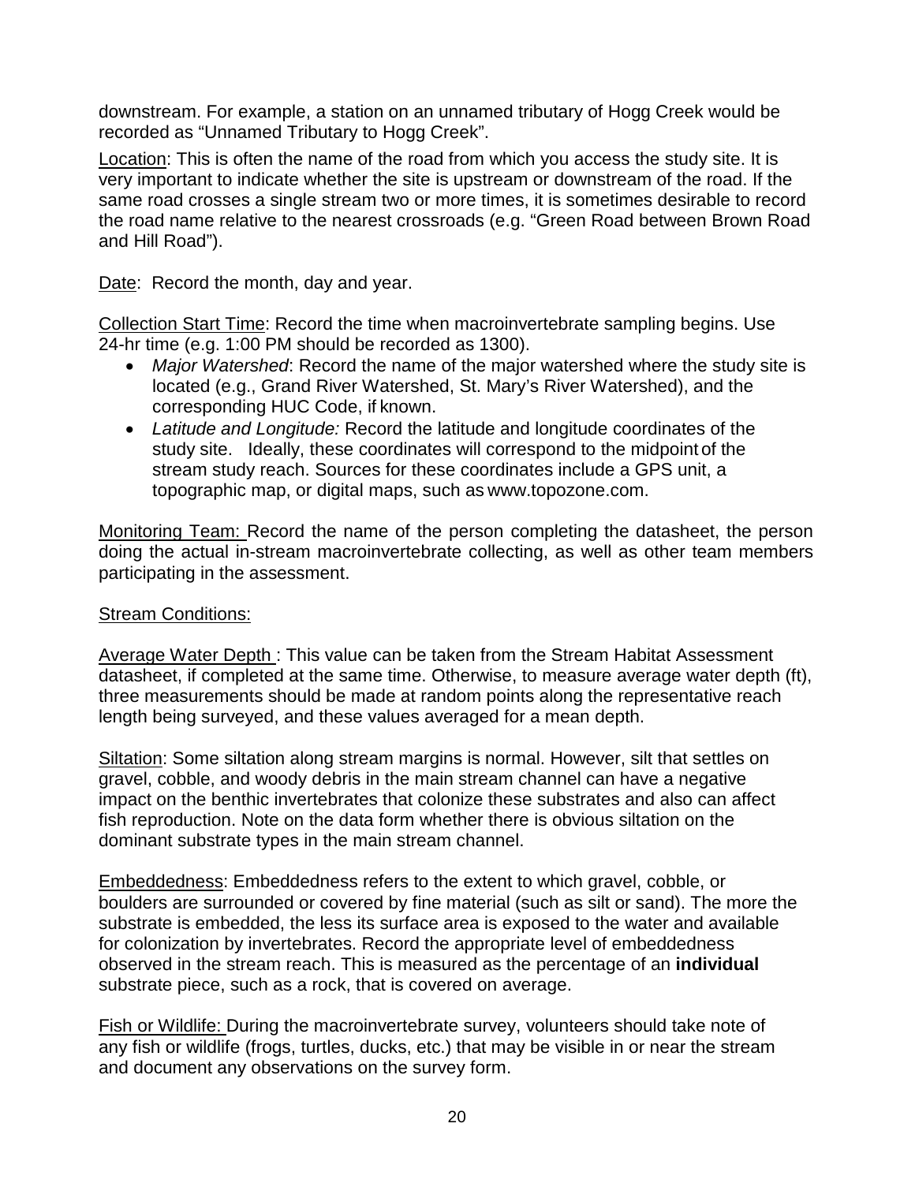downstream. For example, a station on an unnamed tributary of Hogg Creek would be recorded as "Unnamed Tributary to Hogg Creek".

Location: This is often the name of the road from which you access the study site. It is very important to indicate whether the site is upstream or downstream of the road. If the same road crosses a single stream two or more times, it is sometimes desirable to record the road name relative to the nearest crossroads (e.g. "Green Road between Brown Road and Hill Road").

Date: Record the month, day and year.

Collection Start Time: Record the time when macroinvertebrate sampling begins. Use 24-hr time (e.g. 1:00 PM should be recorded as 1300).

- *Major Watershed*: Record the name of the major watershed where the study site is located (e.g., Grand River Watershed, St. Mary's River Watershed), and the corresponding HUC Code, if known.
- *Latitude and Longitude:* Record the latitude and longitude coordinates of the study site. Ideally, these coordinates will correspond to the midpoint of the stream study reach. Sources for these coordinates include a GPS unit, a topographic map, or digital maps, such as www.topozone.com.

Monitoring Team: Record the name of the person completing the datasheet, the person doing the actual in-stream macroinvertebrate collecting, as well as other team members participating in the assessment.

Stream Conditions:

Average Water Depth : This value can be taken from the Stream Habitat Assessment datasheet, if completed at the same time. Otherwise, to measure average water depth (ft), three measurements should be made at random points along the representative reach length being surveyed, and these values averaged for a mean depth.

Siltation: Some siltation along stream margins is normal. However, silt that settles on gravel, cobble, and woody debris in the main stream channel can have a negative impact on the benthic invertebrates that colonize these substrates and also can affect fish reproduction. Note on the data form whether there is obvious siltation on the dominant substrate types in the main stream channel.

Embeddedness: Embeddedness refers to the extent to which gravel, cobble, or boulders are surrounded or covered by fine material (such as silt or sand). The more the substrate is embedded, the less its surface area is exposed to the water and available for colonization by invertebrates. Record the appropriate level of embeddedness observed in the stream reach. This is measured as the percentage of an **individual** substrate piece, such as a rock, that is covered on average.

Fish or Wildlife: During the macroinvertebrate survey, volunteers should take note of any fish or wildlife (frogs, turtles, ducks, etc.) that may be visible in or near the stream and document any observations on the survey form.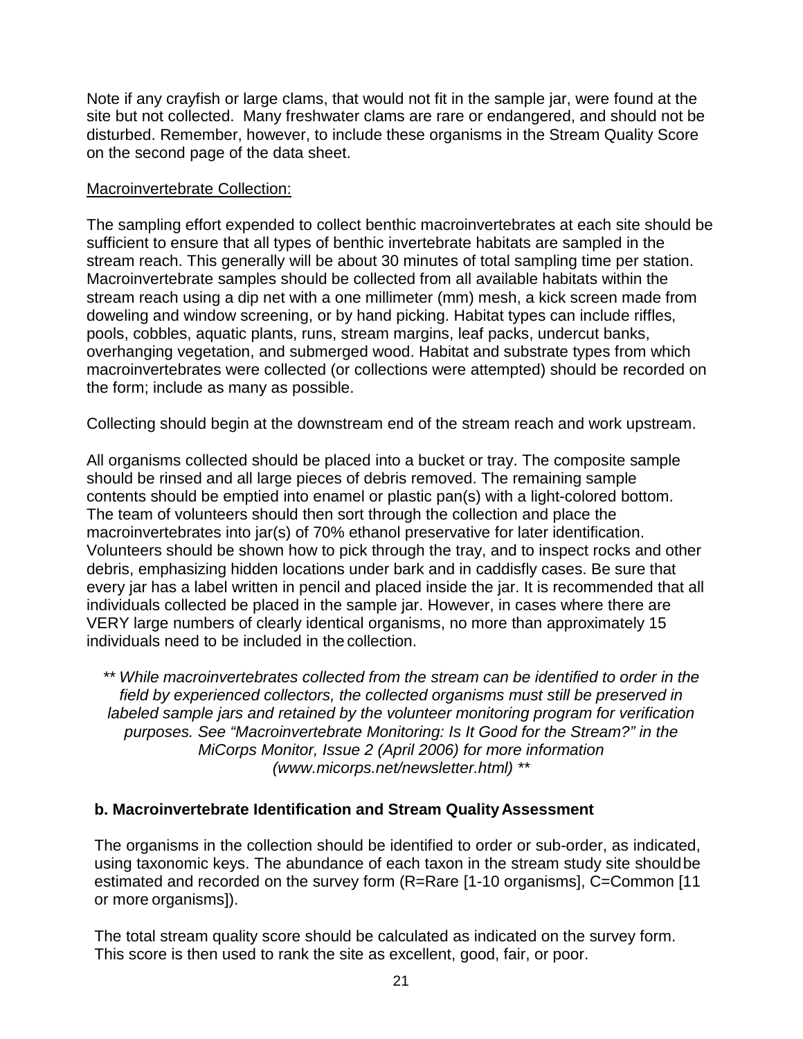Note if any crayfish or large clams, that would not fit in the sample jar, were found at the site but not collected. Many freshwater clams are rare or endangered, and should not be disturbed. Remember, however, to include these organisms in the Stream Quality Score on the second page of the data sheet.

Macroinvertebrate Collection:

The sampling effort expended to collect benthic macroinvertebrates at each site should be sufficient to ensure that all types of benthic invertebrate habitats are sampled in the stream reach. This generally will be about 30 minutes of total sampling time per station. Macroinvertebrate samples should be collected from all available habitats within the stream reach using a dip net with a one millimeter (mm) mesh, a kick screen made from doweling and window screening, or by hand picking. Habitat types can include riffles, pools, cobbles, aquatic plants, runs, stream margins, leaf packs, undercut banks, overhanging vegetation, and submerged wood. Habitat and substrate types from which macroinvertebrates were collected (or collections were attempted) should be recorded on the form; include as many as possible.

Collecting should begin at the downstream end of the stream reach and work upstream.

All organisms collected should be placed into a bucket or tray. The composite sample should be rinsed and all large pieces of debris removed. The remaining sample contents should be emptied into enamel or plastic pan(s) with a light-colored bottom. The team of volunteers should then sort through the collection and place the macroinvertebrates into jar(s) of 70% ethanol preservative for later identification. Volunteers should be shown how to pick through the tray, and to inspect rocks and other debris, emphasizing hidden locations under bark and in caddisfly cases. Be sure that every jar has a label written in pencil and placed inside the jar. It is recommended that all individuals collected be placed in the sample jar. However, in cases where there are VERY large numbers of clearly identical organisms, no more than approximately 15 individuals need to be included in the collection.

*\*\* While macroinvertebrates collected from the stream can be identified to order in the field by experienced collectors, the collected organisms must still be preserved in labeled sample jars and retained by the volunteer monitoring program for verification purposes. See "Macroinvertebrate Monitoring: Is It Good for the Stream?" in the MiCorps Monitor, Issue 2 (April 2006) for more information (www.micorps.net/newsletter.html) \*\**

**b. Macroinvertebrate Identification and Stream Quality Assessment**

The organisms in the collection should be identified to order or sub-order, as indicated, using taxonomic keys. The abundance of each taxon in the stream study site should be estimated and recorded on the survey form (R=Rare [1-10 organisms], C=Common [11 or more organisms]).

The total stream quality score should be calculated as indicated on the survey form. This score is then used to rank the site as excellent, good, fair, or poor.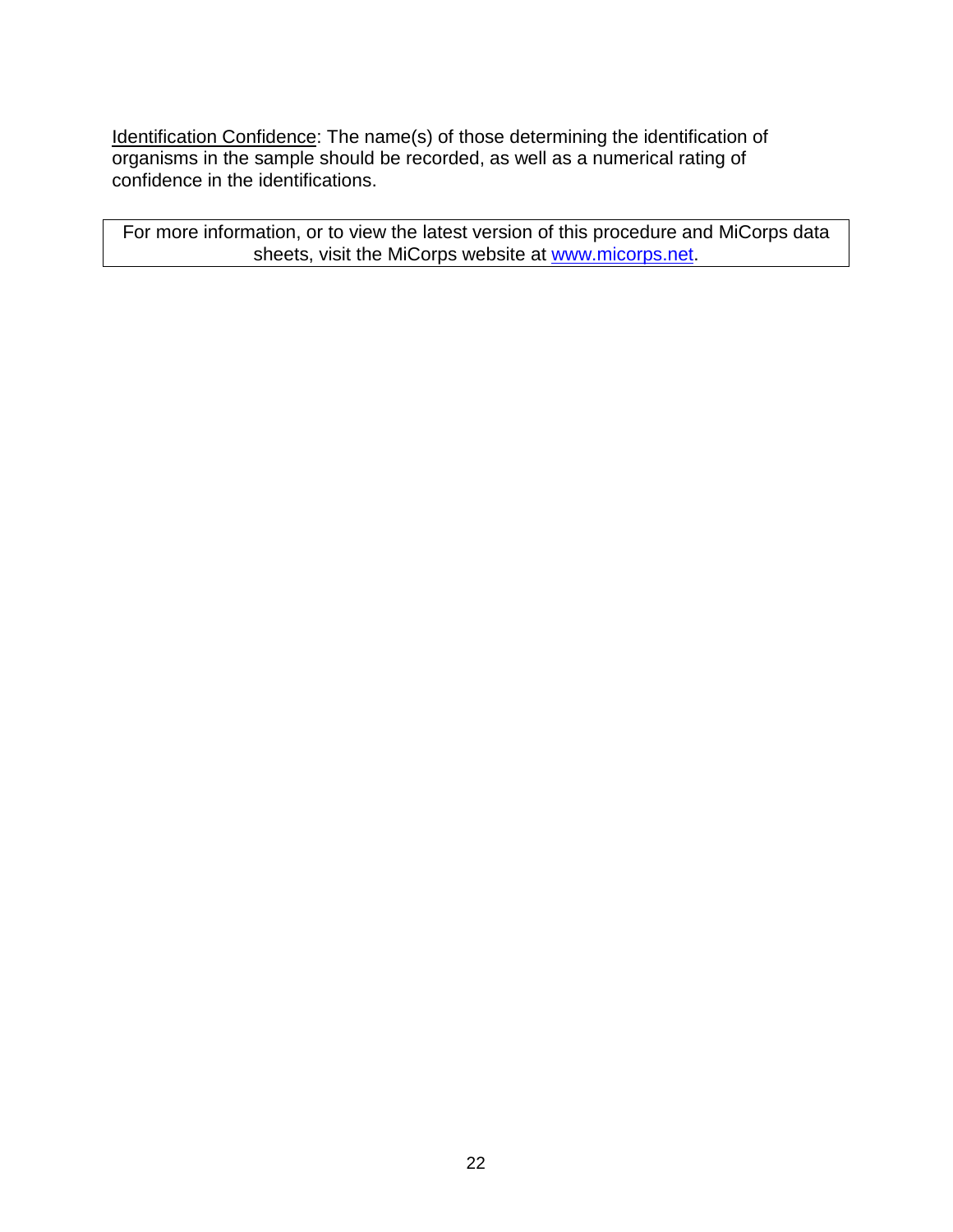Identification Confidence: The name(s) of those determining the identification of organisms in the sample should be recorded, as well as a numerical rating of confidence in the identifications.

For more information, or to view the latest version of this procedure and MiCorps data sheets, visit the MiCorps website at [www.micorps.net](http://www.micorps.net).